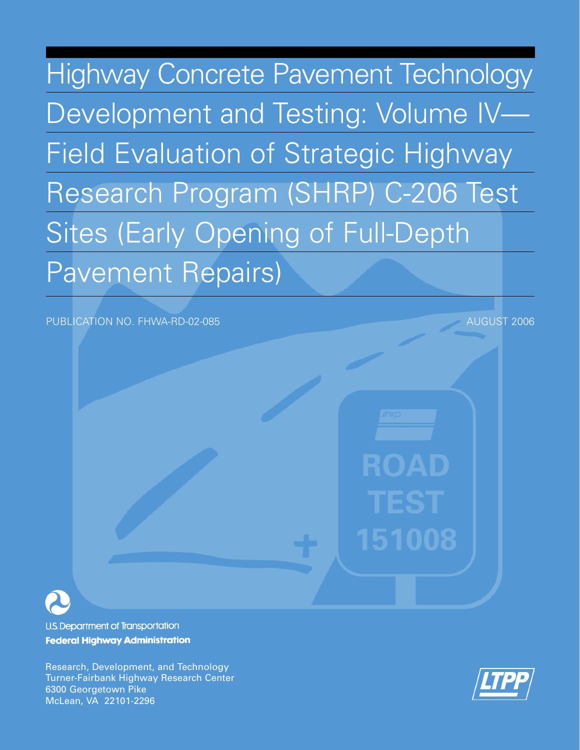# Highway Concrete Pavement Technology Development and Testing: Volume IV—Field Evaluation of Strategic Highway Research Program (SHRP) C-206 Test Sites (Early Opening of Full-Depth Pavement Repairs)

PUBLICATION NO. FHWA-RD-02-085

AUGUST 2006

U.S. Department of Transportation

**Federal Highway Administration**

Research, Development, and Technology
Turner-Fairbank Highway Research Center
6300 Georgetown Pike
McLean, VA 22101-2296

LTPP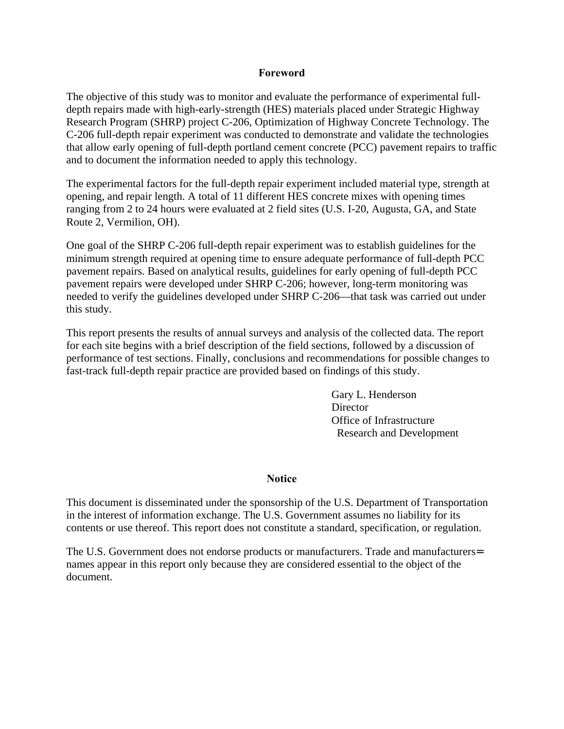## Foreword

The objective of this study was to monitor and evaluate the performance of experimental full-depth repairs made with high-early-strength (HES) materials placed under Strategic Highway Research Program (SHRP) project C-206, Optimization of Highway Concrete Technology. The C-206 full-depth repair experiment was conducted to demonstrate and validate the technologies that allow early opening of full-depth portland cement concrete (PCC) pavement repairs to traffic and to document the information needed to apply this technology.

The experimental factors for the full-depth repair experiment included material type, strength at opening, and repair length. A total of 11 different HES concrete mixes with opening times ranging from 2 to 24 hours were evaluated at 2 field sites (U.S. I-20, Augusta, GA, and State Route 2, Vermilion, OH).

One goal of the SHRP C-206 full-depth repair experiment was to establish guidelines for the minimum strength required at opening time to ensure adequate performance of full-depth PCC pavement repairs. Based on analytical results, guidelines for early opening of full-depth PCC pavement repairs were developed under SHRP C-206; however, long-term monitoring was needed to verify the guidelines developed under SHRP C-206—that task was carried out under this study.

This report presents the results of annual surveys and analysis of the collected data. The report for each site begins with a brief description of the field sections, followed by a discussion of performance of test sections. Finally, conclusions and recommendations for possible changes to fast-track full-depth repair practice are provided based on findings of this study.

Gary L. Henderson
Director
Office of Infrastructure
Research and Development

## Notice

This document is disseminated under the sponsorship of the U.S. Department of Transportation in the interest of information exchange. The U.S. Government assumes no liability for its contents or use thereof. This report does not constitute a standard, specification, or regulation.

The U.S. Government does not endorse products or manufacturers. Trade and manufacturers= names appear in this report only because they are considered essential to the object of the document.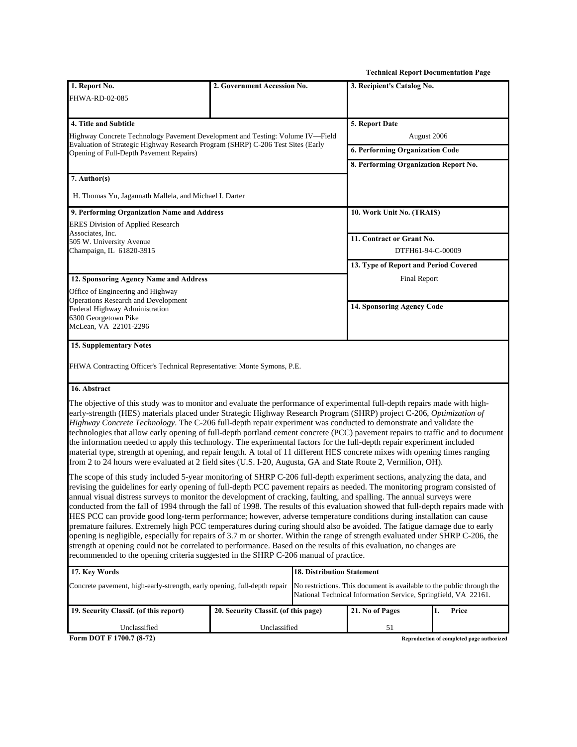**Technical Report Documentation Page**

| **1. Report No.** | **2. Government Accession No.** | **3. Recipient's Catalog No.** |
|---|---|---|
| FHWA-RD-02-085 | | |

| **4. Title and Subtitle** | **5. Report Date** |
|---|---|
| Highway Concrete Technology Pavement Development and Testing: Volume IV—Field Evaluation of Strategic Highway Research Program (SHRP) C-206 Test Sites (Early Opening of Full-Depth Pavement Repairs) | August 2006 |
| | **6. Performing Organization Code** |
| | **8. Performing Organization Report No.** |
| **7. Author(s)** | |
| H. Thomas Yu, Jagannath Mallela, and Michael I. Darter | |
| **9. Performing Organization Name and Address** | **10. Work Unit No. (TRAIS)** |
| ERES Division of Applied Research Associates, Inc.<br>505 W. University Avenue<br>Champaign, IL 61820-3915 | **11. Contract or Grant No.**<br>DTFH61-94-C-00009 |
| | **13. Type of Report and Period Covered**<br>Final Report |
| **12. Sponsoring Agency Name and Address** | |
| Office of Engineering and Highway Operations Research and Development<br>Federal Highway Administration<br>6300 Georgetown Pike<br>McLean, VA 22101-2296 | **14. Sponsoring Agency Code** |

**15. Supplementary Notes**

FHWA Contracting Officer's Technical Representative: Monte Symons, P.E.

**16. Abstract**

The objective of this study was to monitor and evaluate the performance of experimental full-depth repairs made with high-early-strength (HES) materials placed under Strategic Highway Research Program (SHRP) project C-206, *Optimization of Highway Concrete Technology*. The C-206 full-depth repair experiment was conducted to demonstrate and validate the technologies that allow early opening of full-depth portland cement concrete (PCC) pavement repairs to traffic and to document the information needed to apply this technology. The experimental factors for the full-depth repair experiment included material type, strength at opening, and repair length. A total of 11 different HES concrete mixes with opening times ranging from 2 to 24 hours were evaluated at 2 field sites (U.S. I-20, Augusta, GA and State Route 2, Vermilion, OH).

The scope of this study included 5-year monitoring of SHRP C-206 full-depth experiment sections, analyzing the data, and revising the guidelines for early opening of full-depth PCC pavement repairs as needed. The monitoring program consisted of annual visual distress surveys to monitor the development of cracking, faulting, and spalling. The annual surveys were conducted from the fall of 1994 through the fall of 1998. The results of this evaluation showed that full-depth repairs made with HES PCC can provide good long-term performance; however, adverse temperature conditions during installation can cause premature failures. Extremely high PCC temperatures during curing should also be avoided. The fatigue damage due to early opening is negligible, especially for repairs of 3.7 m or shorter. Within the range of strength evaluated under SHRP C-206, the strength at opening could not be correlated to performance. Based on the results of this evaluation, no changes are recommended to the opening criteria suggested in the SHRP C-206 manual of practice.

| **17. Key Words** | **18. Distribution Statement** |
|---|---|
| Concrete pavement, high-early-strength, early opening, full-depth repair | No restrictions. This document is available to the public through the National Technical Information Service, Springfield, VA 22161. |

| **19. Security Classif. (of this report)** | **20. Security Classif. (of this page)** | **21. No of Pages** | **1. Price** |
|---|---|---|---|
| Unclassified | Unclassified | 51 | |

**Form DOT F 1700.7 (8-72)** — **Reproduction of completed page authorized**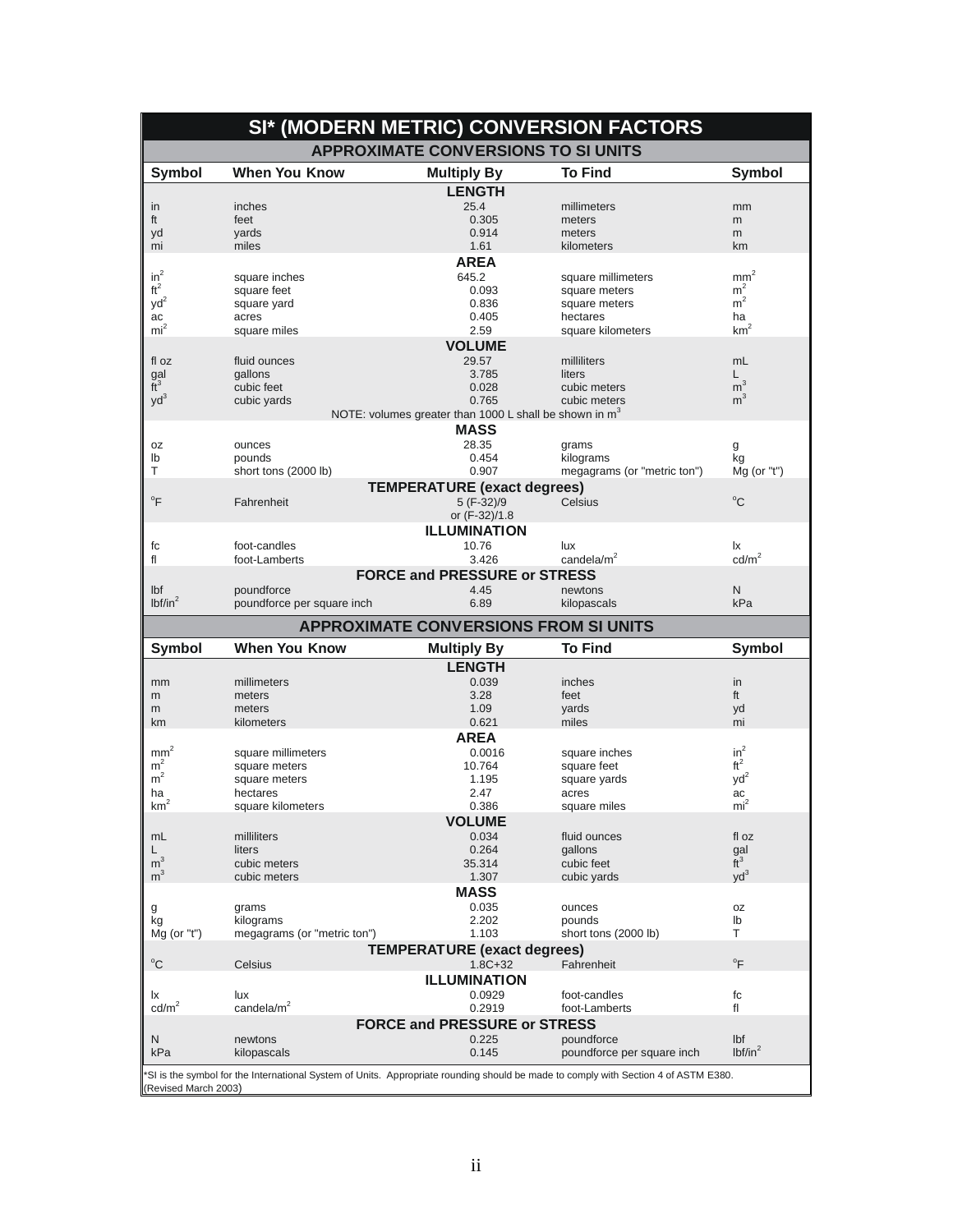# SI* (MODERN METRIC) CONVERSION FACTORS

## APPROXIMATE CONVERSIONS TO SI UNITS

| Symbol | When You Know | Multiply By | To Find | Symbol |
|---|---|---|---|---|
| | | **LENGTH** | | |
| in | inches | 25.4 | millimeters | mm |
| ft | feet | 0.305 | meters | m |
| yd | yards | 0.914 | meters | m |
| mi | miles | 1.61 | kilometers | km |
| | | **AREA** | | |
| $in^2$ | square inches | 645.2 | square millimeters | $mm^2$ |
| $ft^2$ | square feet | 0.093 | square meters | $m^2$ |
| $yd^2$ | square yard | 0.836 | square meters | $m^2$ |
| ac | acres | 0.405 | hectares | ha |
| $mi^2$ | square miles | 2.59 | square kilometers | $km^2$ |
| | | **VOLUME** | | |
| fl oz | fluid ounces | 29.57 | milliliters | mL |
| gal | gallons | 3.785 | liters | L |
| $ft^3$ | cubic feet | 0.028 | cubic meters | $m^3$ |
| $yd^3$ | cubic yards | 0.765 | cubic meters | $m^3$ |
| | | NOTE: volumes greater than 1000 L shall be shown in $m^3$ | | |
| | | **MASS** | | |
| oz | ounces | 28.35 | grams | g |
| lb | pounds | 0.454 | kilograms | kg |
| T | short tons (2000 lb) | 0.907 | megagrams (or "metric ton") | Mg (or "t") |
| | | **TEMPERATURE (exact degrees)** | | |
| °F | Fahrenheit | 5 (F-32)/9 or (F-32)/1.8 | Celsius | °C |
| | | **ILLUMINATION** | | |
| fc | foot-candles | 10.76 | lux | lx |
| fl | foot-Lamberts | 3.426 | candela/$m^2$ | cd/$m^2$ |
| | | **FORCE and PRESSURE or STRESS** | | |
| lbf | poundforce | 4.45 | newtons | N |
| lbf/$in^2$ | poundforce per square inch | 6.89 | kilopascals | kPa |

## APPROXIMATE CONVERSIONS FROM SI UNITS

| Symbol | When You Know | Multiply By | To Find | Symbol |
|---|---|---|---|---|
| | | **LENGTH** | | |
| mm | millimeters | 0.039 | inches | in |
| m | meters | 3.28 | feet | ft |
| m | meters | 1.09 | yards | yd |
| km | kilometers | 0.621 | miles | mi |
| | | **AREA** | | |
| $mm^2$ | square millimeters | 0.0016 | square inches | $in^2$ |
| $m^2$ | square meters | 10.764 | square feet | $ft^2$ |
| $m^2$ | square meters | 1.195 | square yards | $yd^2$ |
| ha | hectares | 2.47 | acres | ac |
| $km^2$ | square kilometers | 0.386 | square miles | $mi^2$ |
| | | **VOLUME** | | |
| mL | milliliters | 0.034 | fluid ounces | fl oz |
| L | liters | 0.264 | gallons | gal |
| $m^3$ | cubic meters | 35.314 | cubic feet | $ft^3$ |
| $m^3$ | cubic meters | 1.307 | cubic yards | $yd^3$ |
| | | **MASS** | | |
| g | grams | 0.035 | ounces | oz |
| kg | kilograms | 2.202 | pounds | lb |
| Mg (or "t") | megagrams (or "metric ton") | 1.103 | short tons (2000 lb) | T |
| | | **TEMPERATURE (exact degrees)** | | |
| °C | Celsius | 1.8C+32 | Fahrenheit | °F |
| | | **ILLUMINATION** | | |
| lx | lux | 0.0929 | foot-candles | fc |
| cd/$m^2$ | candela/$m^2$ | 0.2919 | foot-Lamberts | fl |
| | | **FORCE and PRESSURE or STRESS** | | |
| N | newtons | 0.225 | poundforce | lbf |
| kPa | kilopascals | 0.145 | poundforce per square inch | lbf/$in^2$ |

*SI is the symbol for the International System of Units. Appropriate rounding should be made to comply with Section 4 of ASTM E380.
(Revised March 2003)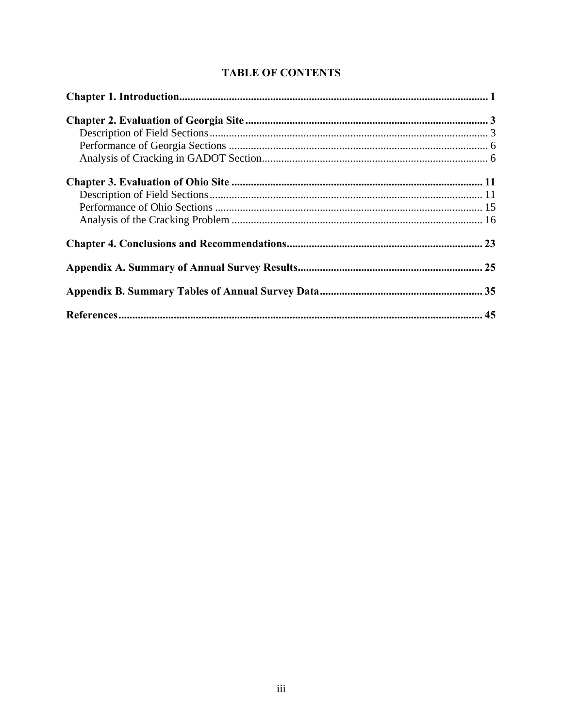# TABLE OF CONTENTS

**Chapter 1. Introduction** .......... **1**

**Chapter 2. Evaluation of Georgia Site** .......... **3**

- Description of Field Sections .......... 3
- Performance of Georgia Sections .......... 6
- Analysis of Cracking in GADOT Section .......... 6

**Chapter 3. Evaluation of Ohio Site** .......... **11**

- Description of Field Sections .......... 11
- Performance of Ohio Sections .......... 15
- Analysis of the Cracking Problem .......... 16

**Chapter 4. Conclusions and Recommendations** .......... **23**

**Appendix A. Summary of Annual Survey Results** .......... **25**

**Appendix B. Summary Tables of Annual Survey Data** .......... **35**

**References** .......... **45**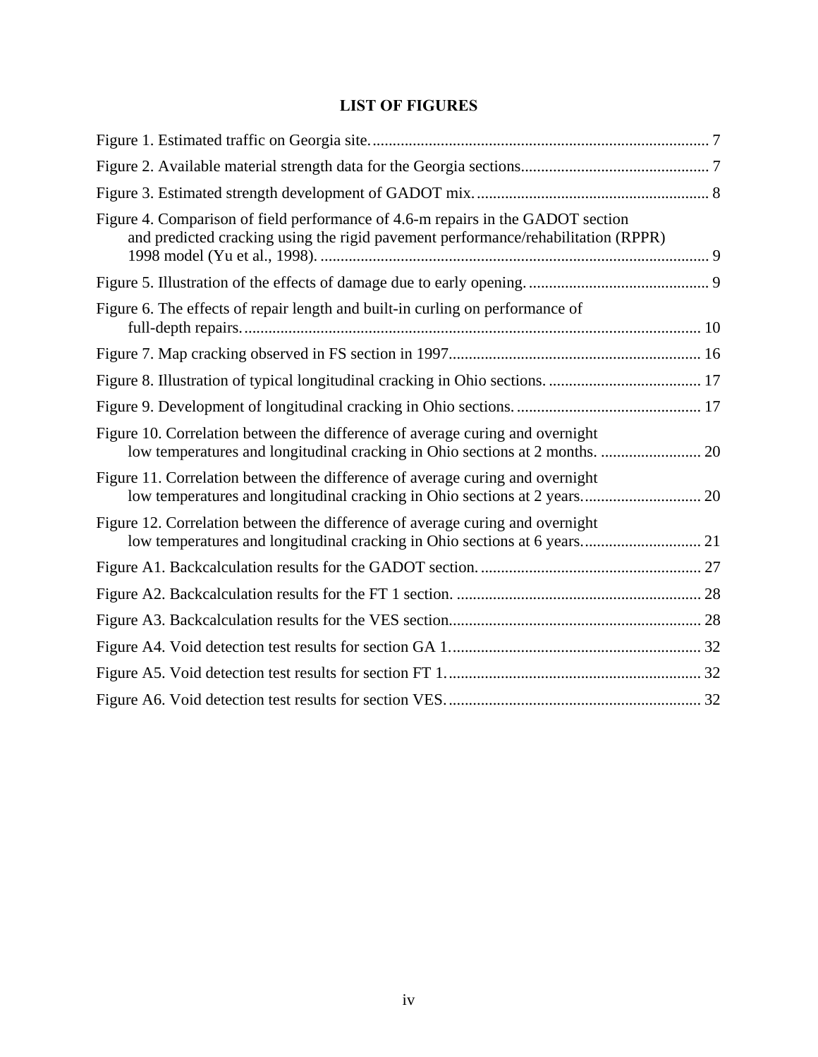# LIST OF FIGURES

Figure 1. Estimated traffic on Georgia site. .................................................................................... 7

Figure 2. Available material strength data for the Georgia sections............................................... 7

Figure 3. Estimated strength development of GADOT mix. .......................................................... 8

Figure 4. Comparison of field performance of 4.6-m repairs in the GADOT section and predicted cracking using the rigid pavement performance/rehabilitation (RPPR) 1998 model (Yu et al., 1998). ................................................................................................ 9

Figure 5. Illustration of the effects of damage due to early opening. ............................................ 9

Figure 6. The effects of repair length and built-in curling on performance of full-depth repairs. ................................................................................................................ 10

Figure 7. Map cracking observed in FS section in 1997............................................................... 16

Figure 8. Illustration of typical longitudinal cracking in Ohio sections. ...................................... 17

Figure 9. Development of longitudinal cracking in Ohio sections. .............................................. 17

Figure 10. Correlation between the difference of average curing and overnight low temperatures and longitudinal cracking in Ohio sections at 2 months. ........................ 20

Figure 11. Correlation between the difference of average curing and overnight low temperatures and longitudinal cracking in Ohio sections at 2 years............................. 20

Figure 12. Correlation between the difference of average curing and overnight low temperatures and longitudinal cracking in Ohio sections at 6 years............................. 21

Figure A1. Backcalculation results for the GADOT section. ....................................................... 27

Figure A2. Backcalculation results for the FT 1 section. ............................................................. 28

Figure A3. Backcalculation results for the VES section............................................................... 28

Figure A4. Void detection test results for section GA 1............................................................... 32

Figure A5. Void detection test results for section FT 1................................................................ 32

Figure A6. Void detection test results for section VES. ............................................................... 32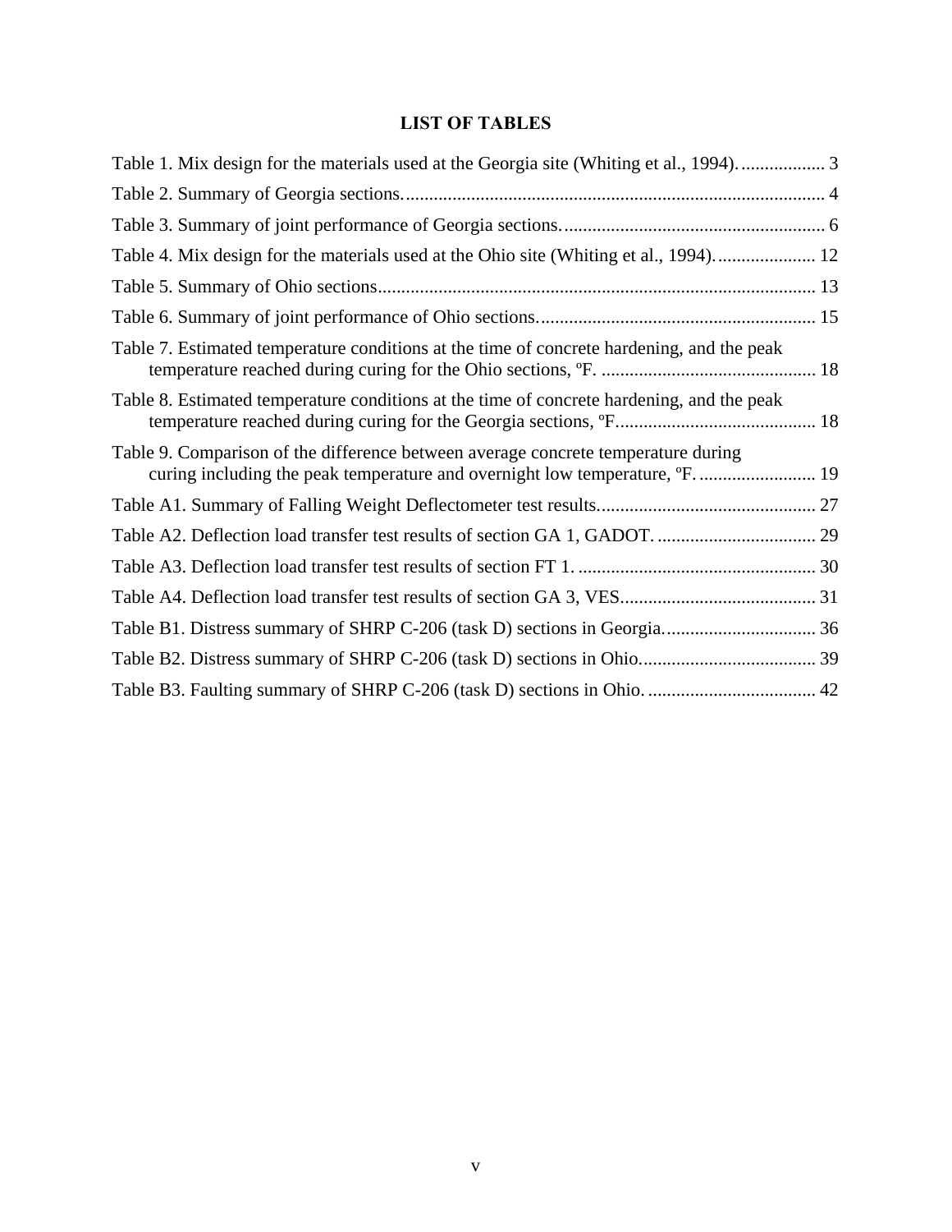# LIST OF TABLES

Table 1. Mix design for the materials used at the Georgia site (Whiting et al., 1994). .................. 3

Table 2. Summary of Georgia sections. ......................................................................................... 4

Table 3. Summary of joint performance of Georgia sections. ........................................................ 6

Table 4. Mix design for the materials used at the Ohio site (Whiting et al., 1994). ..................... 12

Table 5. Summary of Ohio sections .............................................................................................. 13

Table 6. Summary of joint performance of Ohio sections. ........................................................... 15

Table 7. Estimated temperature conditions at the time of concrete hardening, and the peak temperature reached during curing for the Ohio sections, ºF. .............................................. 18

Table 8. Estimated temperature conditions at the time of concrete hardening, and the peak temperature reached during curing for the Georgia sections, ºF........................................... 18

Table 9. Comparison of the difference between average concrete temperature during curing including the peak temperature and overnight low temperature, ºF. ......................... 19

Table A1. Summary of Falling Weight Deflectometer test results............................................... 27

Table A2. Deflection load transfer test results of section GA 1, GADOT. .................................. 29

Table A3. Deflection load transfer test results of section FT 1. ................................................... 30

Table A4. Deflection load transfer test results of section GA 3, VES.......................................... 31

Table B1. Distress summary of SHRP C-206 (task D) sections in Georgia................................. 36

Table B2. Distress summary of SHRP C-206 (task D) sections in Ohio...................................... 39

Table B3. Faulting summary of SHRP C-206 (task D) sections in Ohio. .................................... 42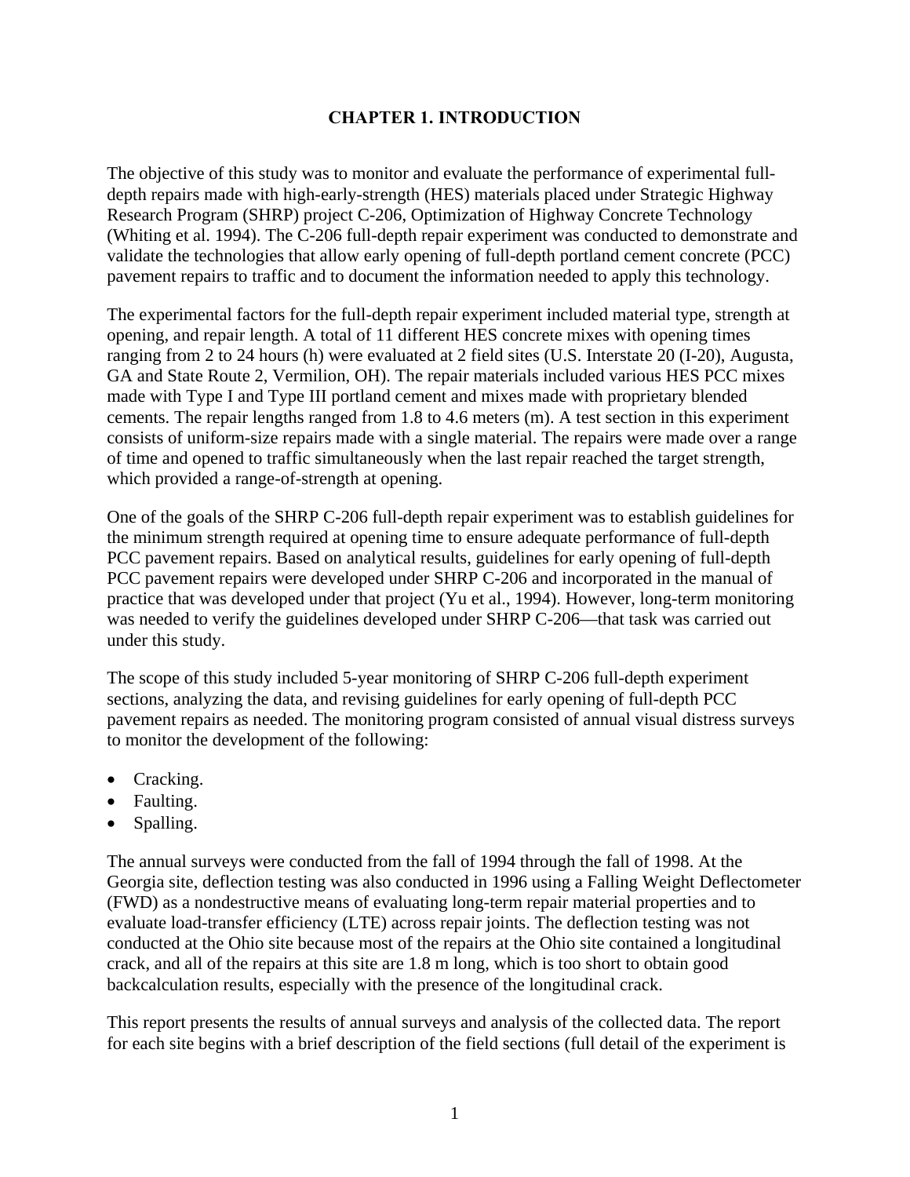# CHAPTER 1. INTRODUCTION

The objective of this study was to monitor and evaluate the performance of experimental full-depth repairs made with high-early-strength (HES) materials placed under Strategic Highway Research Program (SHRP) project C-206, Optimization of Highway Concrete Technology (Whiting et al. 1994). The C-206 full-depth repair experiment was conducted to demonstrate and validate the technologies that allow early opening of full-depth portland cement concrete (PCC) pavement repairs to traffic and to document the information needed to apply this technology.

The experimental factors for the full-depth repair experiment included material type, strength at opening, and repair length. A total of 11 different HES concrete mixes with opening times ranging from 2 to 24 hours (h) were evaluated at 2 field sites (U.S. Interstate 20 (I-20), Augusta, GA and State Route 2, Vermilion, OH). The repair materials included various HES PCC mixes made with Type I and Type III portland cement and mixes made with proprietary blended cements. The repair lengths ranged from 1.8 to 4.6 meters (m). A test section in this experiment consists of uniform-size repairs made with a single material. The repairs were made over a range of time and opened to traffic simultaneously when the last repair reached the target strength, which provided a range-of-strength at opening.

One of the goals of the SHRP C-206 full-depth repair experiment was to establish guidelines for the minimum strength required at opening time to ensure adequate performance of full-depth PCC pavement repairs. Based on analytical results, guidelines for early opening of full-depth PCC pavement repairs were developed under SHRP C-206 and incorporated in the manual of practice that was developed under that project (Yu et al., 1994). However, long-term monitoring was needed to verify the guidelines developed under SHRP C-206—that task was carried out under this study.

The scope of this study included 5-year monitoring of SHRP C-206 full-depth experiment sections, analyzing the data, and revising guidelines for early opening of full-depth PCC pavement repairs as needed. The monitoring program consisted of annual visual distress surveys to monitor the development of the following:

- Cracking.
- Faulting.
- Spalling.

The annual surveys were conducted from the fall of 1994 through the fall of 1998. At the Georgia site, deflection testing was also conducted in 1996 using a Falling Weight Deflectometer (FWD) as a nondestructive means of evaluating long-term repair material properties and to evaluate load-transfer efficiency (LTE) across repair joints. The deflection testing was not conducted at the Ohio site because most of the repairs at the Ohio site contained a longitudinal crack, and all of the repairs at this site are 1.8 m long, which is too short to obtain good backcalculation results, especially with the presence of the longitudinal crack.

This report presents the results of annual surveys and analysis of the collected data. The report for each site begins with a brief description of the field sections (full detail of the experiment is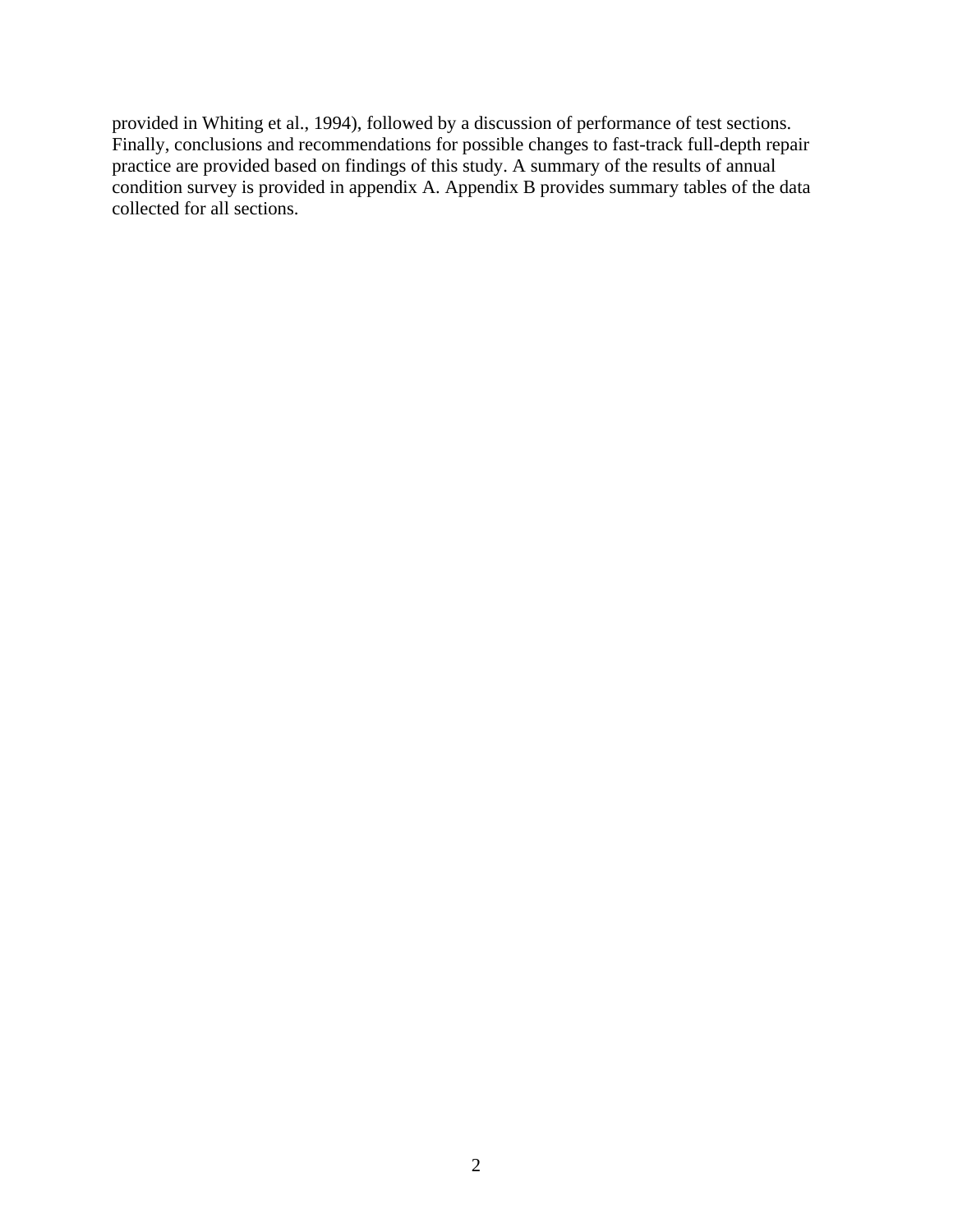provided in Whiting et al., 1994), followed by a discussion of performance of test sections. Finally, conclusions and recommendations for possible changes to fast-track full-depth repair practice are provided based on findings of this study. A summary of the results of annual condition survey is provided in appendix A. Appendix B provides summary tables of the data collected for all sections.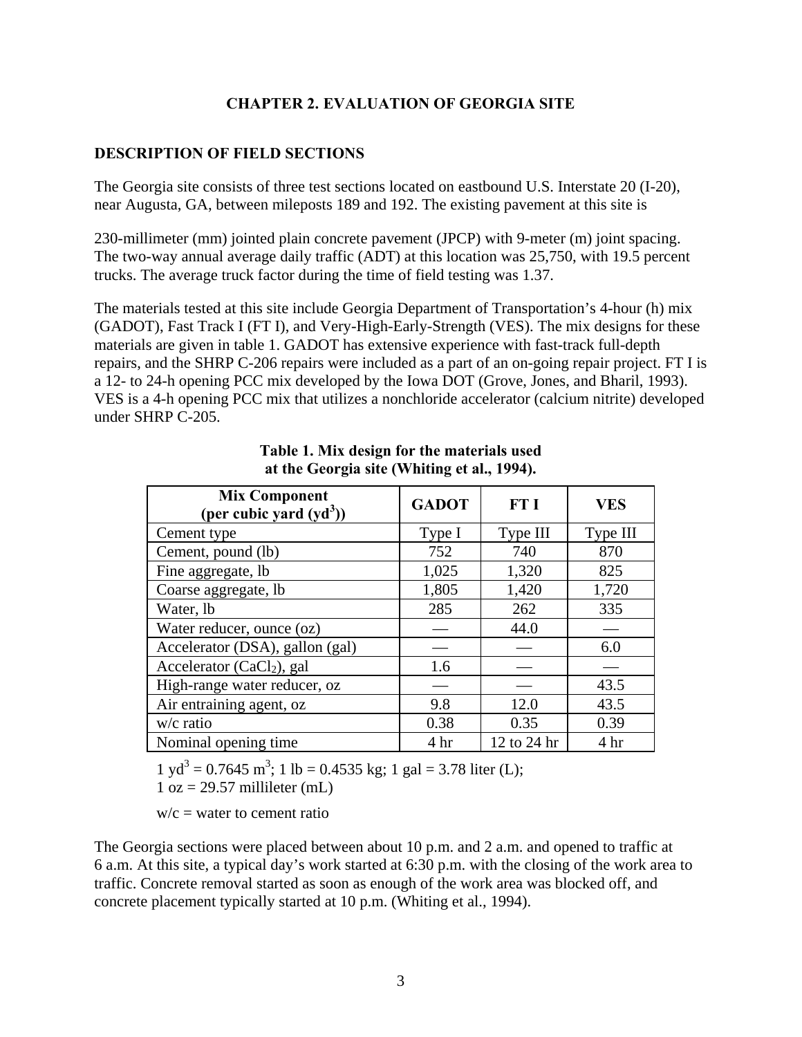## CHAPTER 2. EVALUATION OF GEORGIA SITE

### DESCRIPTION OF FIELD SECTIONS

The Georgia site consists of three test sections located on eastbound U.S. Interstate 20 (I-20), near Augusta, GA, between mileposts 189 and 192. The existing pavement at this site is 230-millimeter (mm) jointed plain concrete pavement (JPCP) with 9-meter (m) joint spacing. The two-way annual average daily traffic (ADT) at this location was 25,750, with 19.5 percent trucks. The average truck factor during the time of field testing was 1.37.

The materials tested at this site include Georgia Department of Transportation's 4-hour (h) mix (GADOT), Fast Track I (FT I), and Very-High-Early-Strength (VES). The mix designs for these materials are given in table 1. GADOT has extensive experience with fast-track full-depth repairs, and the SHRP C-206 repairs were included as a part of an on-going repair project. FT I is a 12- to 24-h opening PCC mix developed by the Iowa DOT (Grove, Jones, and Bharil, 1993). VES is a 4-h opening PCC mix that utilizes a nonchloride accelerator (calcium nitrite) developed under SHRP C-205.

**Table 1. Mix design for the materials used at the Georgia site (Whiting et al., 1994).**

| Mix Component (per cubic yard ($yd^3$)) | GADOT | FT I | VES |
|---|---|---|---|
| Cement type | Type I | Type III | Type III |
| Cement, pound (lb) | 752 | 740 | 870 |
| Fine aggregate, lb | 1,025 | 1,320 | 825 |
| Coarse aggregate, lb | 1,805 | 1,420 | 1,720 |
| Water, lb | 285 | 262 | 335 |
| Water reducer, ounce (oz) | — | 44.0 | — |
| Accelerator (DSA), gallon (gal) | — | — | 6.0 |
| Accelerator ($CaCl_2$), gal | 1.6 | — | — |
| High-range water reducer, oz | — | — | 43.5 |
| Air entraining agent, oz | 9.8 | 12.0 | 43.5 |
| w/c ratio | 0.38 | 0.35 | 0.39 |
| Nominal opening time | 4 hr | 12 to 24 hr | 4 hr |

1 $yd^3$ = 0.7645 $m^3$; 1 lb = 0.4535 kg; 1 gal = 3.78 liter (L);
1 oz = 29.57 millileter (mL)

w/c = water to cement ratio

The Georgia sections were placed between about 10 p.m. and 2 a.m. and opened to traffic at 6 a.m. At this site, a typical day's work started at 6:30 p.m. with the closing of the work area to traffic. Concrete removal started as soon as enough of the work area was blocked off, and concrete placement typically started at 10 p.m. (Whiting et al., 1994).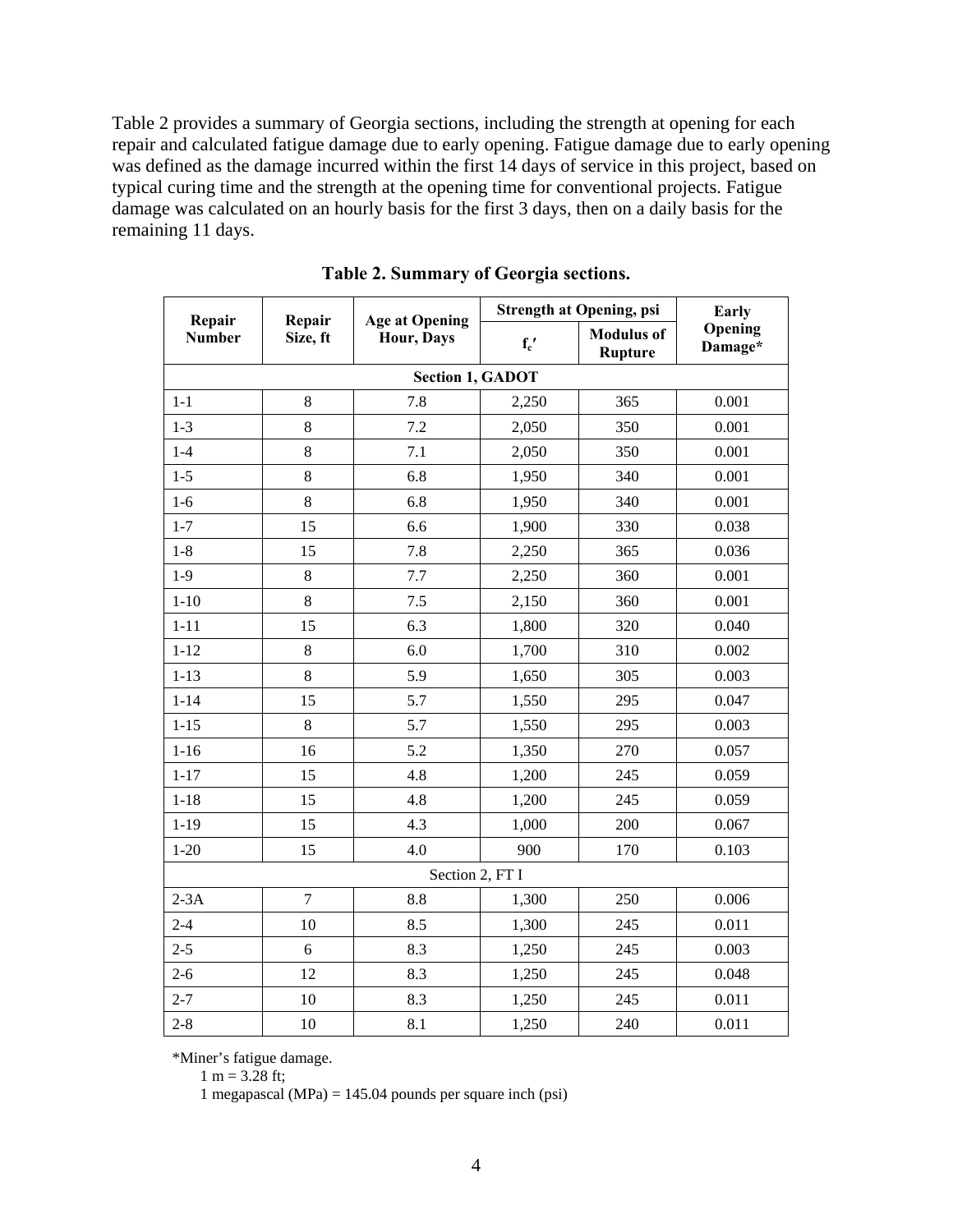Table 2 provides a summary of Georgia sections, including the strength at opening for each repair and calculated fatigue damage due to early opening. Fatigue damage due to early opening was defined as the damage incurred within the first 14 days of service in this project, based on typical curing time and the strength at the opening time for conventional projects. Fatigue damage was calculated on an hourly basis for the first 3 days, then on a daily basis for the remaining 11 days.

**Table 2. Summary of Georgia sections.**

| Repair Number | Repair Size, ft | Age at Opening Hour, Days | Strength at Opening, psi | | Early Opening Damage* |
|---|---|---|---|---|---|
| | | | $f_c'$ | Modulus of Rupture | |
| **Section 1, GADOT** | | | | | |
| 1-1 | 8 | 7.8 | 2,250 | 365 | 0.001 |
| 1-3 | 8 | 7.2 | 2,050 | 350 | 0.001 |
| 1-4 | 8 | 7.1 | 2,050 | 350 | 0.001 |
| 1-5 | 8 | 6.8 | 1,950 | 340 | 0.001 |
| 1-6 | 8 | 6.8 | 1,950 | 340 | 0.001 |
| 1-7 | 15 | 6.6 | 1,900 | 330 | 0.038 |
| 1-8 | 15 | 7.8 | 2,250 | 365 | 0.036 |
| 1-9 | 8 | 7.7 | 2,250 | 360 | 0.001 |
| 1-10 | 8 | 7.5 | 2,150 | 360 | 0.001 |
| 1-11 | 15 | 6.3 | 1,800 | 320 | 0.040 |
| 1-12 | 8 | 6.0 | 1,700 | 310 | 0.002 |
| 1-13 | 8 | 5.9 | 1,650 | 305 | 0.003 |
| 1-14 | 15 | 5.7 | 1,550 | 295 | 0.047 |
| 1-15 | 8 | 5.7 | 1,550 | 295 | 0.003 |
| 1-16 | 16 | 5.2 | 1,350 | 270 | 0.057 |
| 1-17 | 15 | 4.8 | 1,200 | 245 | 0.059 |
| 1-18 | 15 | 4.8 | 1,200 | 245 | 0.059 |
| 1-19 | 15 | 4.3 | 1,000 | 200 | 0.067 |
| 1-20 | 15 | 4.0 | 900 | 170 | 0.103 |
| Section 2, FT I | | | | | |
| 2-3A | 7 | 8.8 | 1,300 | 250 | 0.006 |
| 2-4 | 10 | 8.5 | 1,300 | 245 | 0.011 |
| 2-5 | 6 | 8.3 | 1,250 | 245 | 0.003 |
| 2-6 | 12 | 8.3 | 1,250 | 245 | 0.048 |
| 2-7 | 10 | 8.3 | 1,250 | 245 | 0.011 |
| 2-8 | 10 | 8.1 | 1,250 | 240 | 0.011 |

*Miner's fatigue damage.

1 m = 3.28 ft;

1 megapascal (MPa) = 145.04 pounds per square inch (psi)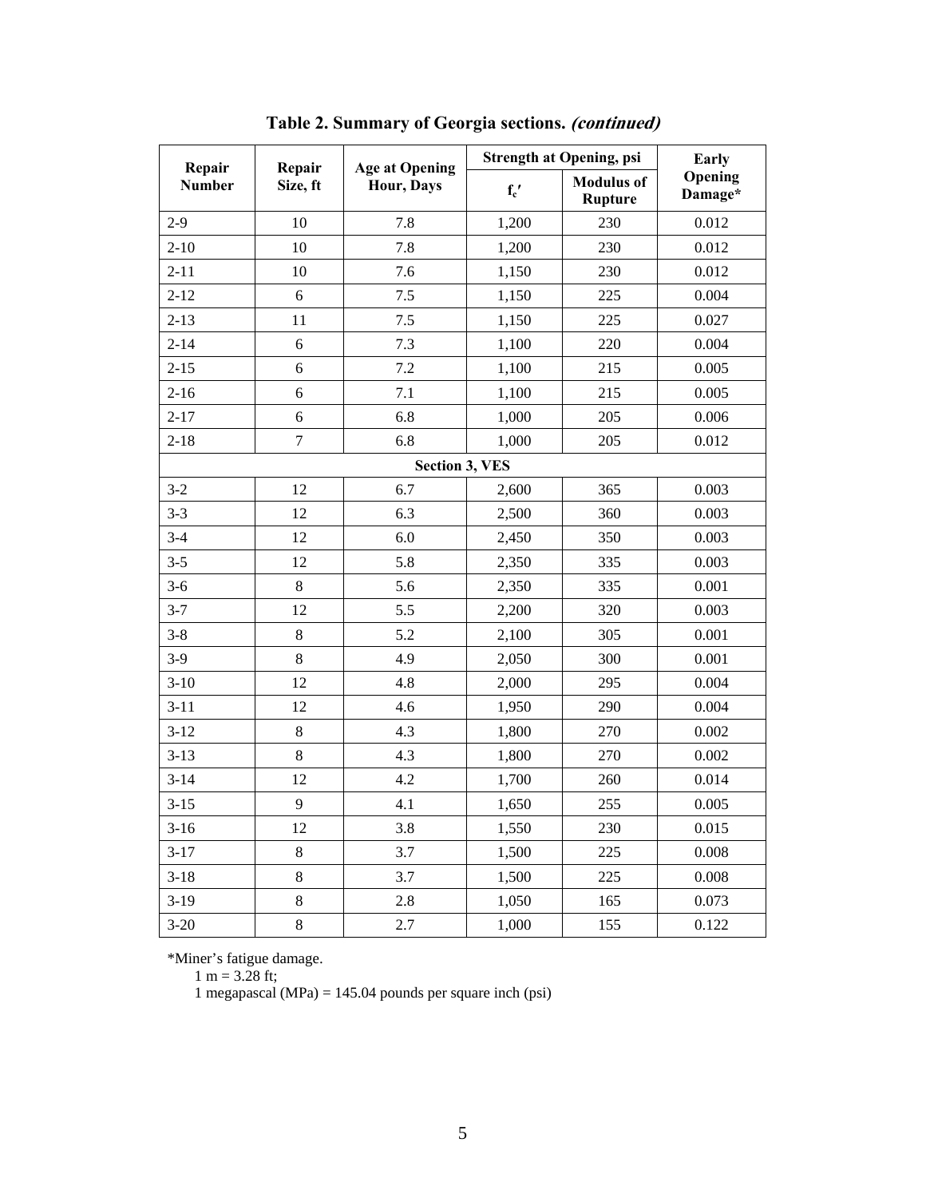**Table 2. Summary of Georgia sections.** ***(continued)***

| Repair Number | Repair Size, ft | Age at Opening Hour, Days | Strength at Opening, psi | | Early Opening Damage* |
|---|---|---|---|---|---|
| | | | $f_c'$ | Modulus of Rupture | |
| 2-9 | 10 | 7.8 | 1,200 | 230 | 0.012 |
| 2-10 | 10 | 7.8 | 1,200 | 230 | 0.012 |
| 2-11 | 10 | 7.6 | 1,150 | 230 | 0.012 |
| 2-12 | 6 | 7.5 | 1,150 | 225 | 0.004 |
| 2-13 | 11 | 7.5 | 1,150 | 225 | 0.027 |
| 2-14 | 6 | 7.3 | 1,100 | 220 | 0.004 |
| 2-15 | 6 | 7.2 | 1,100 | 215 | 0.005 |
| 2-16 | 6 | 7.1 | 1,100 | 215 | 0.005 |
| 2-17 | 6 | 6.8 | 1,000 | 205 | 0.006 |
| 2-18 | 7 | 6.8 | 1,000 | 205 | 0.012 |
| **Section 3, VES** | | | | | |
| 3-2 | 12 | 6.7 | 2,600 | 365 | 0.003 |
| 3-3 | 12 | 6.3 | 2,500 | 360 | 0.003 |
| 3-4 | 12 | 6.0 | 2,450 | 350 | 0.003 |
| 3-5 | 12 | 5.8 | 2,350 | 335 | 0.003 |
| 3-6 | 8 | 5.6 | 2,350 | 335 | 0.001 |
| 3-7 | 12 | 5.5 | 2,200 | 320 | 0.003 |
| 3-8 | 8 | 5.2 | 2,100 | 305 | 0.001 |
| 3-9 | 8 | 4.9 | 2,050 | 300 | 0.001 |
| 3-10 | 12 | 4.8 | 2,000 | 295 | 0.004 |
| 3-11 | 12 | 4.6 | 1,950 | 290 | 0.004 |
| 3-12 | 8 | 4.3 | 1,800 | 270 | 0.002 |
| 3-13 | 8 | 4.3 | 1,800 | 270 | 0.002 |
| 3-14 | 12 | 4.2 | 1,700 | 260 | 0.014 |
| 3-15 | 9 | 4.1 | 1,650 | 255 | 0.005 |
| 3-16 | 12 | 3.8 | 1,550 | 230 | 0.015 |
| 3-17 | 8 | 3.7 | 1,500 | 225 | 0.008 |
| 3-18 | 8 | 3.7 | 1,500 | 225 | 0.008 |
| 3-19 | 8 | 2.8 | 1,050 | 165 | 0.073 |
| 3-20 | 8 | 2.7 | 1,000 | 155 | 0.122 |

*Miner's fatigue damage.

1 m = 3.28 ft;

1 megapascal (MPa) = 145.04 pounds per square inch (psi)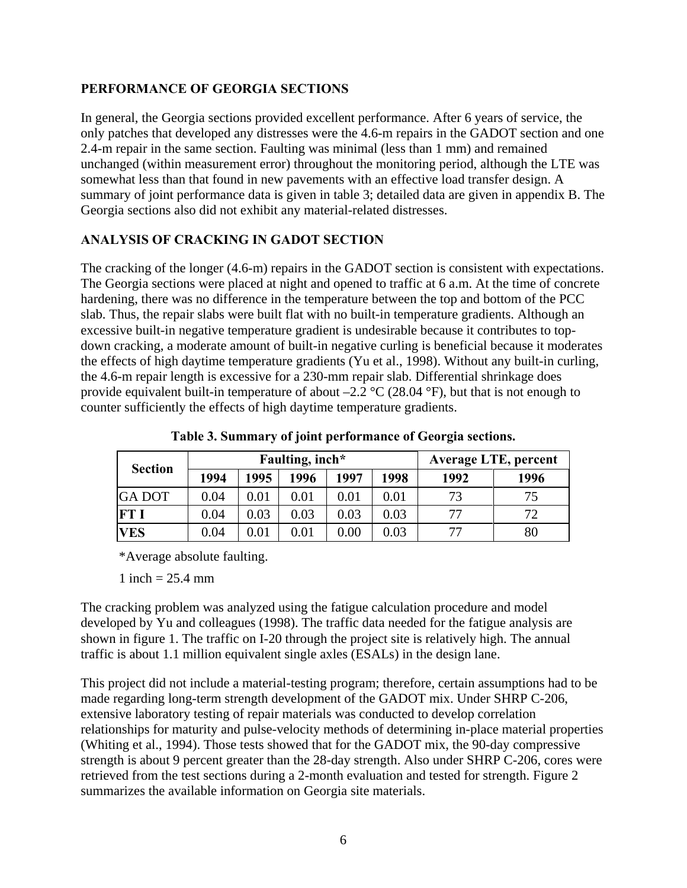## PERFORMANCE OF GEORGIA SECTIONS

In general, the Georgia sections provided excellent performance. After 6 years of service, the only patches that developed any distresses were the 4.6-m repairs in the GADOT section and one 2.4-m repair in the same section. Faulting was minimal (less than 1 mm) and remained unchanged (within measurement error) throughout the monitoring period, although the LTE was somewhat less than that found in new pavements with an effective load transfer design. A summary of joint performance data is given in table 3; detailed data are given in appendix B. The Georgia sections also did not exhibit any material-related distresses.

## ANALYSIS OF CRACKING IN GADOT SECTION

The cracking of the longer (4.6-m) repairs in the GADOT section is consistent with expectations. The Georgia sections were placed at night and opened to traffic at 6 a.m. At the time of concrete hardening, there was no difference in the temperature between the top and bottom of the PCC slab. Thus, the repair slabs were built flat with no built-in temperature gradients. Although an excessive built-in negative temperature gradient is undesirable because it contributes to top-down cracking, a moderate amount of built-in negative curling is beneficial because it moderates the effects of high daytime temperature gradients (Yu et al., 1998). Without any built-in curling, the 4.6-m repair length is excessive for a 230-mm repair slab. Differential shrinkage does provide equivalent built-in temperature of about –2.2 °C (28.04 °F), but that is not enough to counter sufficiently the effects of high daytime temperature gradients.

**Table 3. Summary of joint performance of Georgia sections.**

| Section | Faulting, inch* | | | | | Average LTE, percent | |
|---|---|---|---|---|---|---|---|
| | 1994 | 1995 | 1996 | 1997 | 1998 | 1992 | 1996 |
| GA DOT | 0.04 | 0.01 | 0.01 | 0.01 | 0.01 | 73 | 75 |
| **FT I** | 0.04 | 0.03 | 0.03 | 0.03 | 0.03 | 77 | 72 |
| **VES** | 0.04 | 0.01 | 0.01 | 0.00 | 0.03 | 77 | 80 |

*Average absolute faulting.

1 inch = 25.4 mm

The cracking problem was analyzed using the fatigue calculation procedure and model developed by Yu and colleagues (1998). The traffic data needed for the fatigue analysis are shown in figure 1. The traffic on I-20 through the project site is relatively high. The annual traffic is about 1.1 million equivalent single axles (ESALs) in the design lane.

This project did not include a material-testing program; therefore, certain assumptions had to be made regarding long-term strength development of the GADOT mix. Under SHRP C-206, extensive laboratory testing of repair materials was conducted to develop correlation relationships for maturity and pulse-velocity methods of determining in-place material properties (Whiting et al., 1994). Those tests showed that for the GADOT mix, the 90-day compressive strength is about 9 percent greater than the 28-day strength. Also under SHRP C-206, cores were retrieved from the test sections during a 2-month evaluation and tested for strength. Figure 2 summarizes the available information on Georgia site materials.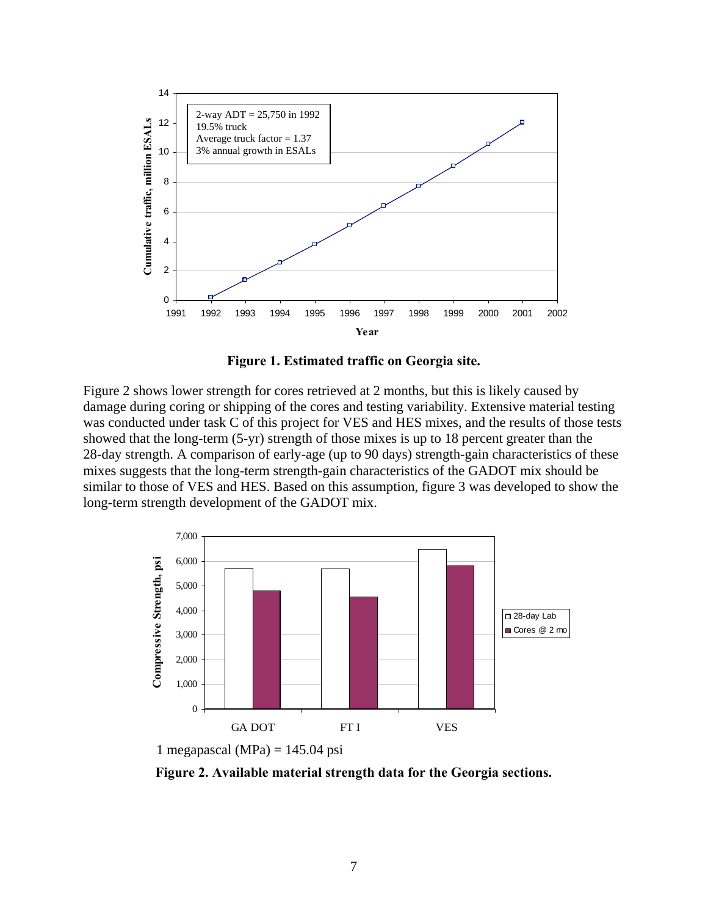**Figure 1. Estimated traffic on Georgia site.**

Figure 2 shows lower strength for cores retrieved at 2 months, but this is likely caused by damage during coring or shipping of the cores and testing variability. Extensive material testing was conducted under task C of this project for VES and HES mixes, and the results of those tests showed that the long-term (5-yr) strength of those mixes is up to 18 percent greater than the 28-day strength. A comparison of early-age (up to 90 days) strength-gain characteristics of these mixes suggests that the long-term strength-gain characteristics of the GADOT mix should be similar to those of VES and HES. Based on this assumption, figure 3 was developed to show the long-term strength development of the GADOT mix.

1 megapascal (MPa) = 145.04 psi

**Figure 2. Available material strength data for the Georgia sections.**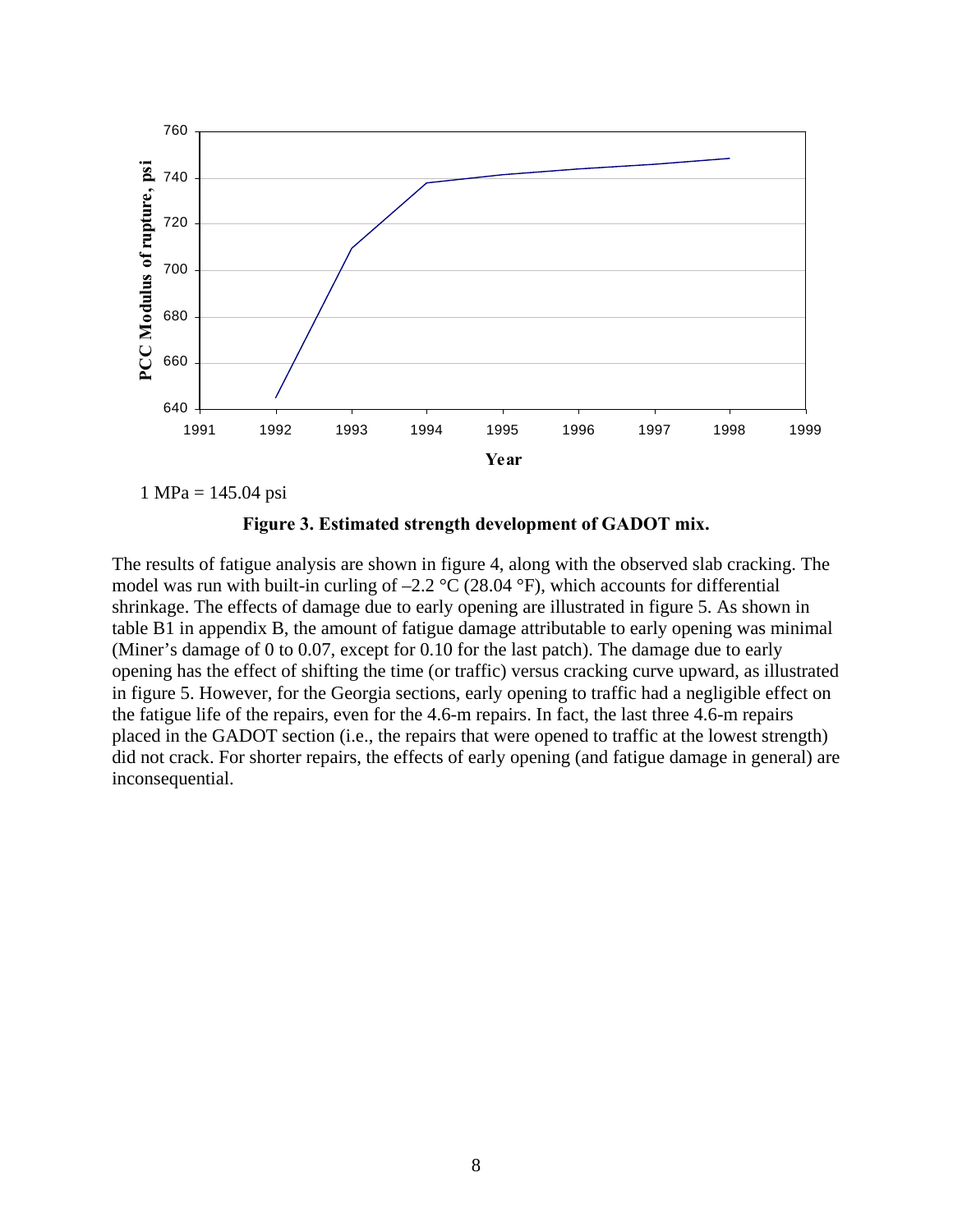1 MPa = 145.04 psi

**Figure 3. Estimated strength development of GADOT mix.**

The results of fatigue analysis are shown in figure 4, along with the observed slab cracking. The model was run with built-in curling of –2.2 °C (28.04 °F), which accounts for differential shrinkage. The effects of damage due to early opening are illustrated in figure 5. As shown in table B1 in appendix B, the amount of fatigue damage attributable to early opening was minimal (Miner's damage of 0 to 0.07, except for 0.10 for the last patch). The damage due to early opening has the effect of shifting the time (or traffic) versus cracking curve upward, as illustrated in figure 5. However, for the Georgia sections, early opening to traffic had a negligible effect on the fatigue life of the repairs, even for the 4.6-m repairs. In fact, the last three 4.6-m repairs placed in the GADOT section (i.e., the repairs that were opened to traffic at the lowest strength) did not crack. For shorter repairs, the effects of early opening (and fatigue damage in general) are inconsequential.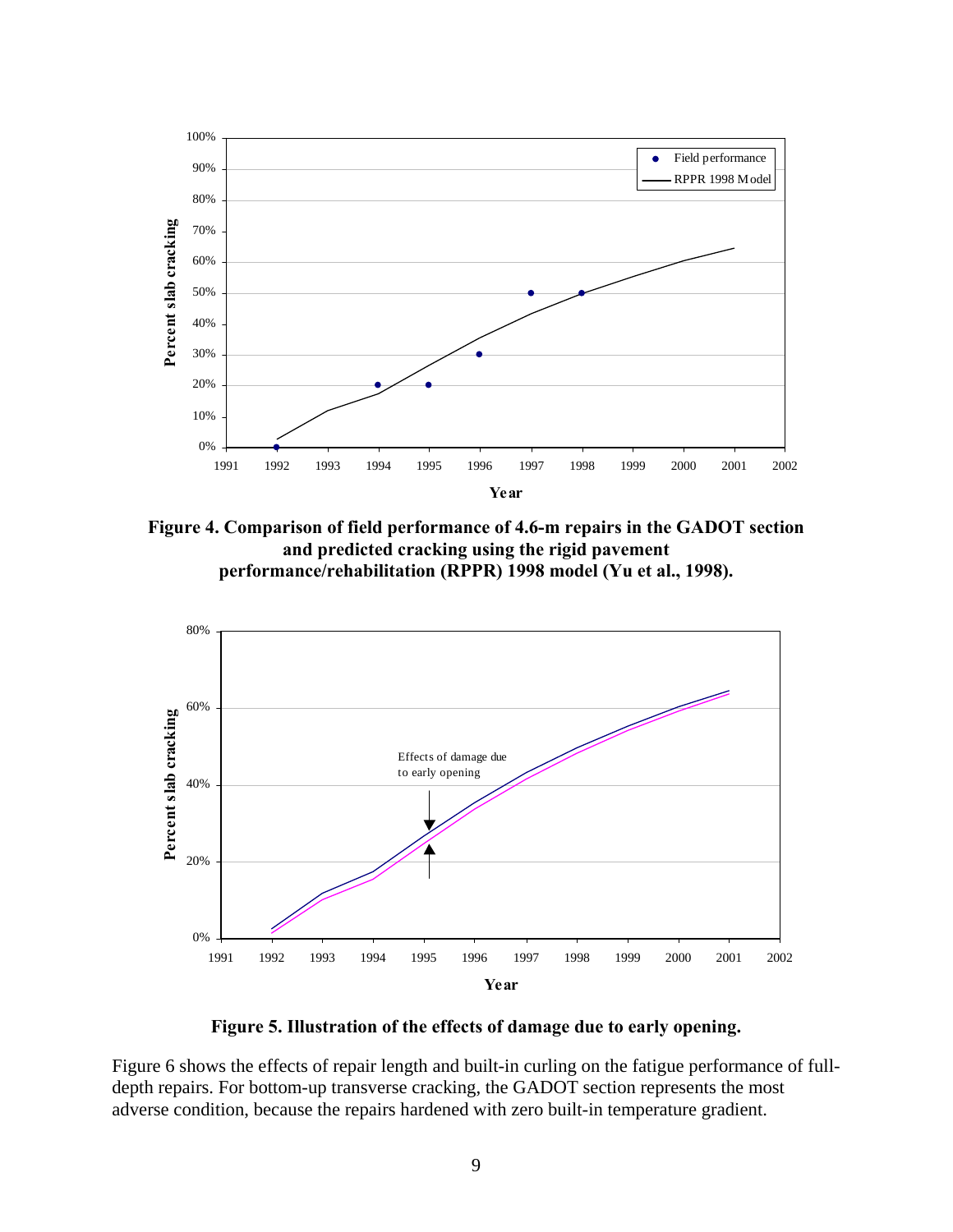**Figure 4. Comparison of field performance of 4.6-m repairs in the GADOT section and predicted cracking using the rigid pavement performance/rehabilitation (RPPR) 1998 model (Yu et al., 1998).**

**Figure 5. Illustration of the effects of damage due to early opening.**

Figure 6 shows the effects of repair length and built-in curling on the fatigue performance of full-depth repairs. For bottom-up transverse cracking, the GADOT section represents the most adverse condition, because the repairs hardened with zero built-in temperature gradient.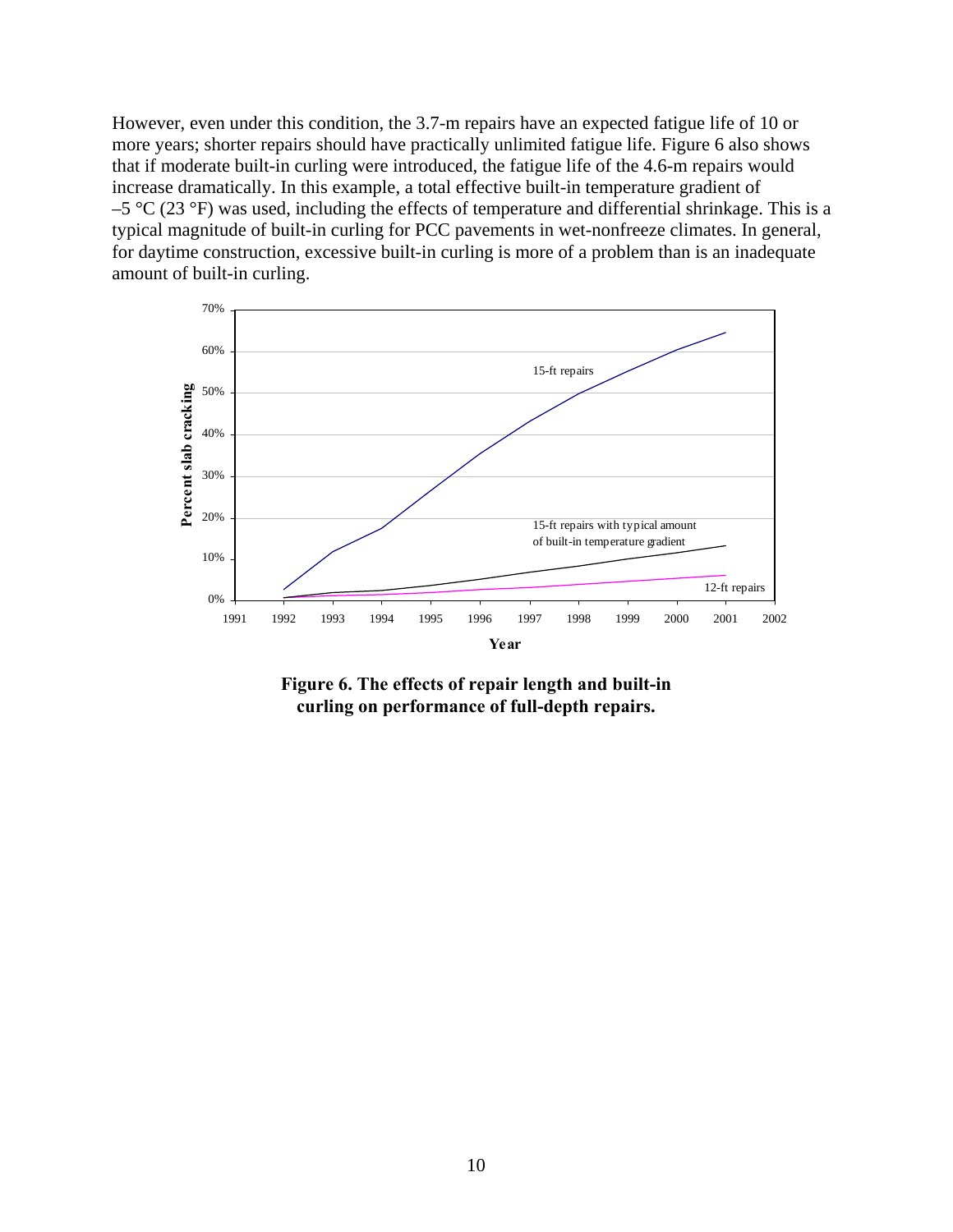However, even under this condition, the 3.7-m repairs have an expected fatigue life of 10 or more years; shorter repairs should have practically unlimited fatigue life. Figure 6 also shows that if moderate built-in curling were introduced, the fatigue life of the 4.6-m repairs would increase dramatically. In this example, a total effective built-in temperature gradient of –5 °C (23 °F) was used, including the effects of temperature and differential shrinkage. This is a typical magnitude of built-in curling for PCC pavements in wet-nonfreeze climates. In general, for daytime construction, excessive built-in curling is more of a problem than is an inadequate amount of built-in curling.

**Figure 6. The effects of repair length and built-in curling on performance of full-depth repairs.**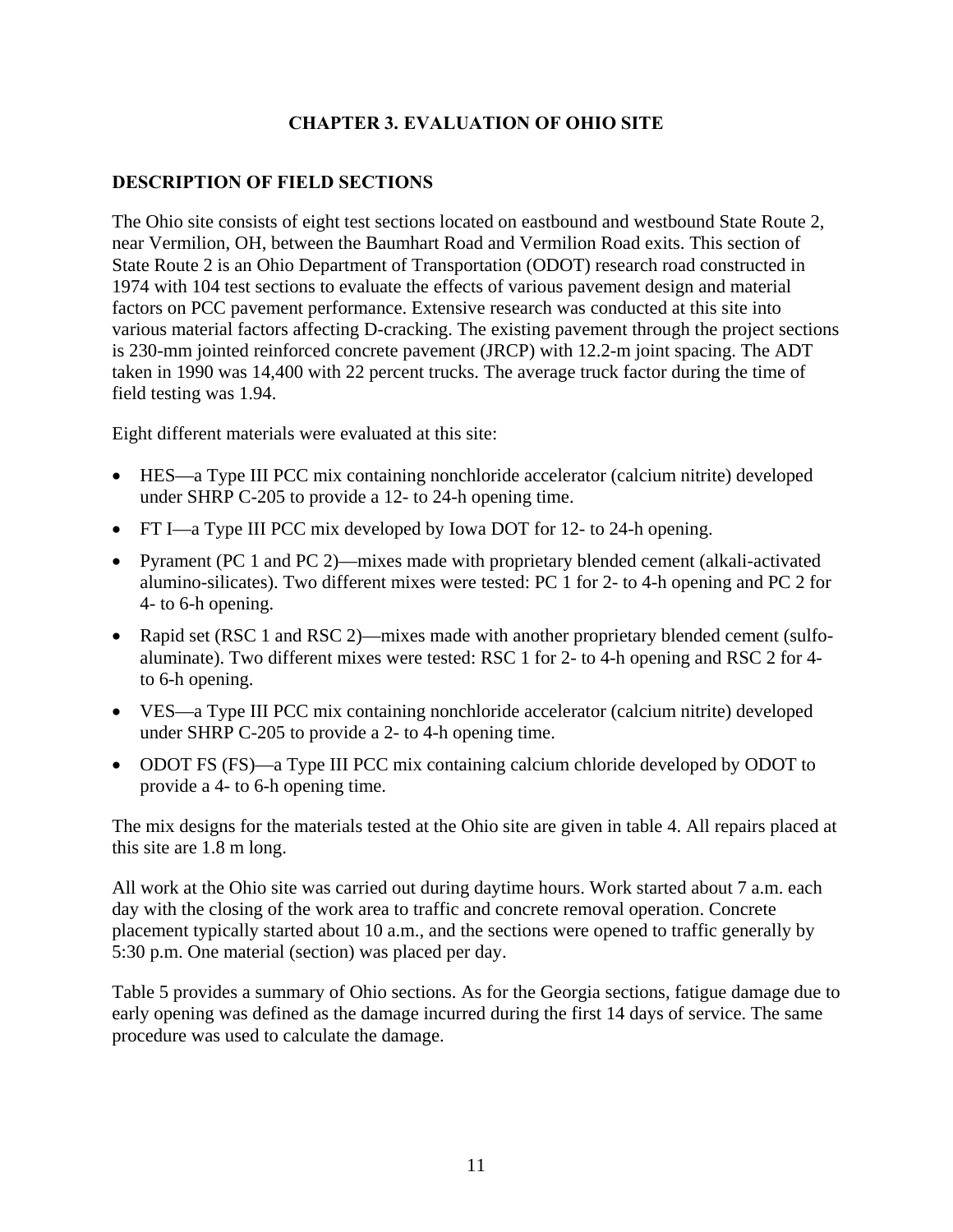# CHAPTER 3. EVALUATION OF OHIO SITE

## DESCRIPTION OF FIELD SECTIONS

The Ohio site consists of eight test sections located on eastbound and westbound State Route 2, near Vermilion, OH, between the Baumhart Road and Vermilion Road exits. This section of State Route 2 is an Ohio Department of Transportation (ODOT) research road constructed in 1974 with 104 test sections to evaluate the effects of various pavement design and material factors on PCC pavement performance. Extensive research was conducted at this site into various material factors affecting D-cracking. The existing pavement through the project sections is 230-mm jointed reinforced concrete pavement (JRCP) with 12.2-m joint spacing. The ADT taken in 1990 was 14,400 with 22 percent trucks. The average truck factor during the time of field testing was 1.94.

Eight different materials were evaluated at this site:

- HES—a Type III PCC mix containing nonchloride accelerator (calcium nitrite) developed under SHRP C-205 to provide a 12- to 24-h opening time.
- FT I—a Type III PCC mix developed by Iowa DOT for 12- to 24-h opening.
- Pyrament (PC 1 and PC 2)—mixes made with proprietary blended cement (alkali-activated alumino-silicates). Two different mixes were tested: PC 1 for 2- to 4-h opening and PC 2 for 4- to 6-h opening.
- Rapid set (RSC 1 and RSC 2)—mixes made with another proprietary blended cement (sulfo-aluminate). Two different mixes were tested: RSC 1 for 2- to 4-h opening and RSC 2 for 4- to 6-h opening.
- VES—a Type III PCC mix containing nonchloride accelerator (calcium nitrite) developed under SHRP C-205 to provide a 2- to 4-h opening time.
- ODOT FS (FS)—a Type III PCC mix containing calcium chloride developed by ODOT to provide a 4- to 6-h opening time.

The mix designs for the materials tested at the Ohio site are given in table 4. All repairs placed at this site are 1.8 m long.

All work at the Ohio site was carried out during daytime hours. Work started about 7 a.m. each day with the closing of the work area to traffic and concrete removal operation. Concrete placement typically started about 10 a.m., and the sections were opened to traffic generally by 5:30 p.m. One material (section) was placed per day.

Table 5 provides a summary of Ohio sections. As for the Georgia sections, fatigue damage due to early opening was defined as the damage incurred during the first 14 days of service. The same procedure was used to calculate the damage.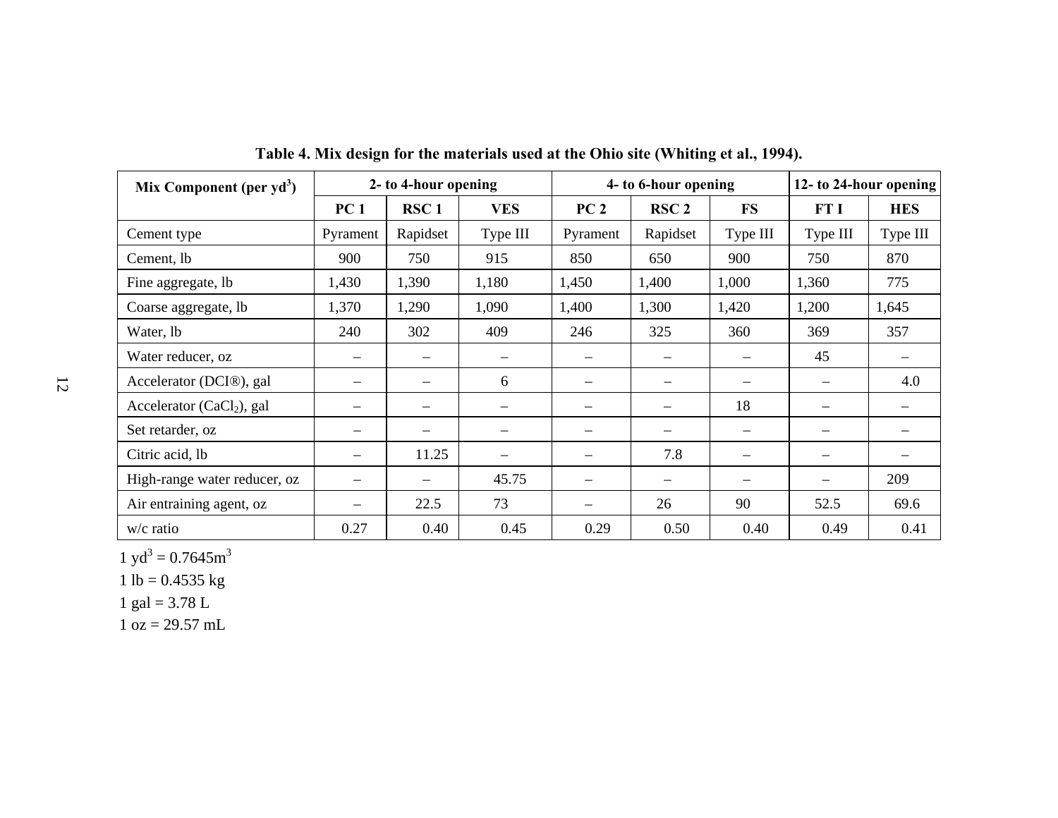**Table 4. Mix design for the materials used at the Ohio site (Whiting et al., 1994).**

| Mix Component (per $yd^3$) | 2- to 4-hour opening | | | 4- to 6-hour opening | | | 12- to 24-hour opening | |
|---|---|---|---|---|---|---|---|---|
| | PC 1 | RSC 1 | VES | PC 2 | RSC 2 | FS | FT I | HES |
| Cement type | Pyrament | Rapidset | Type III | Pyrament | Rapidset | Type III | Type III | Type III |
| Cement, lb | 900 | 750 | 915 | 850 | 650 | 900 | 750 | 870 |
| Fine aggregate, lb | 1,430 | 1,390 | 1,180 | 1,450 | 1,400 | 1,000 | 1,360 | 775 |
| Coarse aggregate, lb | 1,370 | 1,290 | 1,090 | 1,400 | 1,300 | 1,420 | 1,200 | 1,645 |
| Water, lb | 240 | 302 | 409 | 246 | 325 | 360 | 369 | 357 |
| Water reducer, oz | – | – | – | – | – | – | 45 | – |
| Accelerator (DCI®), gal | – | – | 6 | – | – | – | – | 4.0 |
| Accelerator ($CaCl_2$), gal | – | – | – | – | – | 18 | – | – |
| Set retarder, oz | – | – | – | – | – | – | – | – |
| Citric acid, lb | – | 11.25 | – | – | 7.8 | – | – | – |
| High-range water reducer, oz | – | – | 45.75 | – | – | – | – | 209 |
| Air entraining agent, oz | – | 22.5 | 73 | – | 26 | 90 | 52.5 | 69.6 |
| w/c ratio | 0.27 | 0.40 | 0.45 | 0.29 | 0.50 | 0.40 | 0.49 | 0.41 |

1 $yd^3$ = 0.7645$m^3$

1 lb = 0.4535 kg

1 gal = 3.78 L

1 oz = 29.57 mL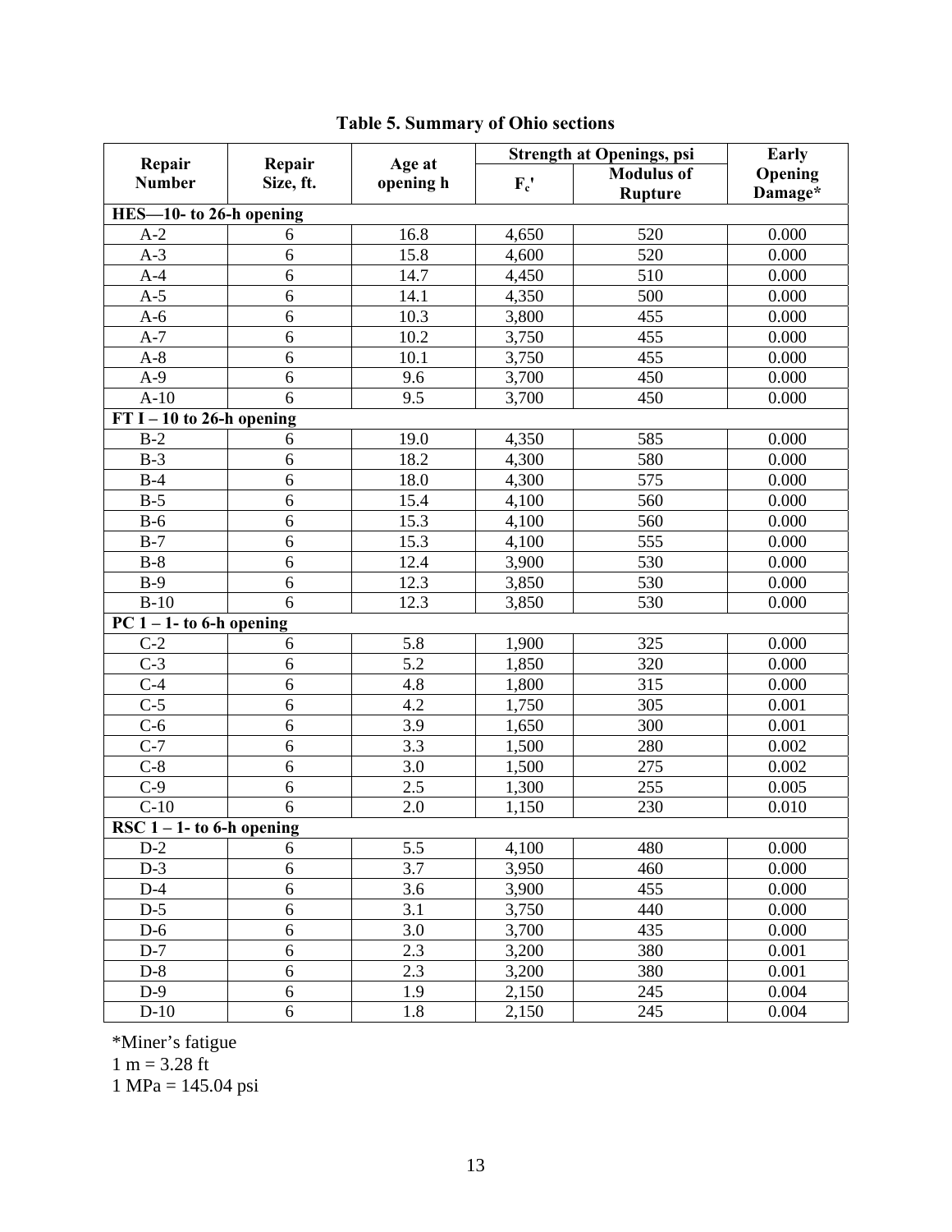**Table 5. Summary of Ohio sections**

| Repair Number | Repair Size, ft. | Age at opening h | Strength at Openings, psi | | Early Opening Damage* |
|---|---|---|---|---|---|
| | | | $F_c'$ | Modulus of Rupture | |
| **HES—10- to 26-h opening** | | | | | |
| A-2 | 6 | 16.8 | 4,650 | 520 | 0.000 |
| A-3 | 6 | 15.8 | 4,600 | 520 | 0.000 |
| A-4 | 6 | 14.7 | 4,450 | 510 | 0.000 |
| A-5 | 6 | 14.1 | 4,350 | 500 | 0.000 |
| A-6 | 6 | 10.3 | 3,800 | 455 | 0.000 |
| A-7 | 6 | 10.2 | 3,750 | 455 | 0.000 |
| A-8 | 6 | 10.1 | 3,750 | 455 | 0.000 |
| A-9 | 6 | 9.6 | 3,700 | 450 | 0.000 |
| A-10 | 6 | 9.5 | 3,700 | 450 | 0.000 |
| **FT I – 10 to 26-h opening** | | | | | |
| B-2 | 6 | 19.0 | 4,350 | 585 | 0.000 |
| B-3 | 6 | 18.2 | 4,300 | 580 | 0.000 |
| B-4 | 6 | 18.0 | 4,300 | 575 | 0.000 |
| B-5 | 6 | 15.4 | 4,100 | 560 | 0.000 |
| B-6 | 6 | 15.3 | 4,100 | 560 | 0.000 |
| B-7 | 6 | 15.3 | 4,100 | 555 | 0.000 |
| B-8 | 6 | 12.4 | 3,900 | 530 | 0.000 |
| B-9 | 6 | 12.3 | 3,850 | 530 | 0.000 |
| B-10 | 6 | 12.3 | 3,850 | 530 | 0.000 |
| **PC 1 – 1- to 6-h opening** | | | | | |
| C-2 | 6 | 5.8 | 1,900 | 325 | 0.000 |
| C-3 | 6 | 5.2 | 1,850 | 320 | 0.000 |
| C-4 | 6 | 4.8 | 1,800 | 315 | 0.000 |
| C-5 | 6 | 4.2 | 1,750 | 305 | 0.001 |
| C-6 | 6 | 3.9 | 1,650 | 300 | 0.001 |
| C-7 | 6 | 3.3 | 1,500 | 280 | 0.002 |
| C-8 | 6 | 3.0 | 1,500 | 275 | 0.002 |
| C-9 | 6 | 2.5 | 1,300 | 255 | 0.005 |
| C-10 | 6 | 2.0 | 1,150 | 230 | 0.010 |
| **RSC 1 – 1- to 6-h opening** | | | | | |
| D-2 | 6 | 5.5 | 4,100 | 480 | 0.000 |
| D-3 | 6 | 3.7 | 3,950 | 460 | 0.000 |
| D-4 | 6 | 3.6 | 3,900 | 455 | 0.000 |
| D-5 | 6 | 3.1 | 3,750 | 440 | 0.000 |
| D-6 | 6 | 3.0 | 3,700 | 435 | 0.000 |
| D-7 | 6 | 2.3 | 3,200 | 380 | 0.001 |
| D-8 | 6 | 2.3 | 3,200 | 380 | 0.001 |
| D-9 | 6 | 1.9 | 2,150 | 245 | 0.004 |
| D-10 | 6 | 1.8 | 2,150 | 245 | 0.004 |

*Miner's fatigue  
1 m = 3.28 ft  
1 MPa = 145.04 psi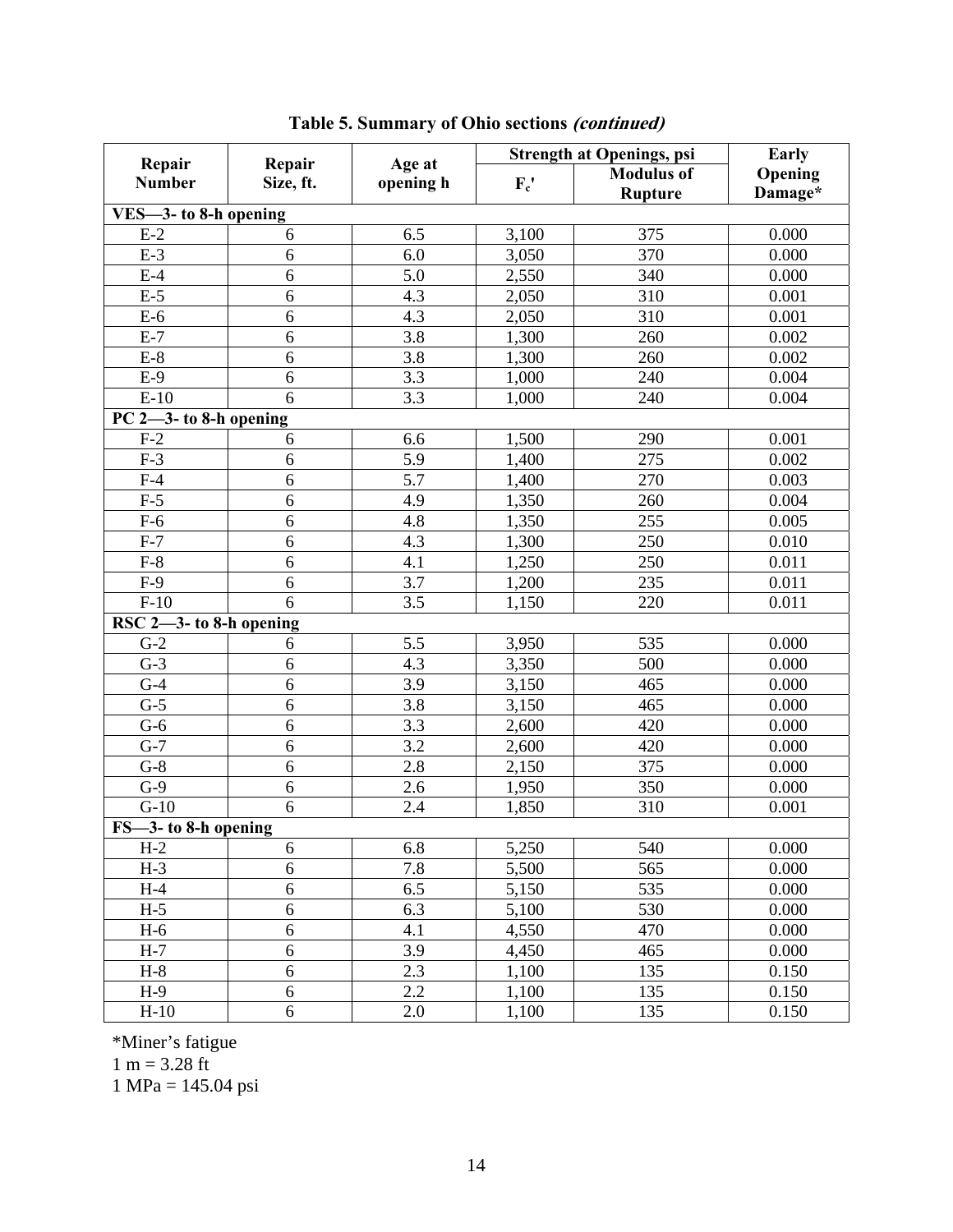**Table 5. Summary of Ohio sections *(continued)***

| Repair Number | Repair Size, ft. | Age at opening h | Strength at Openings, psi | | Early Opening Damage* |
|---|---|---|---|---|---|
| | | | $F_c'$ | Modulus of Rupture | |
| **VES—3- to 8-h opening** | | | | | |
| E-2 | 6 | 6.5 | 3,100 | 375 | 0.000 |
| E-3 | 6 | 6.0 | 3,050 | 370 | 0.000 |
| E-4 | 6 | 5.0 | 2,550 | 340 | 0.000 |
| E-5 | 6 | 4.3 | 2,050 | 310 | 0.001 |
| E-6 | 6 | 4.3 | 2,050 | 310 | 0.001 |
| E-7 | 6 | 3.8 | 1,300 | 260 | 0.002 |
| E-8 | 6 | 3.8 | 1,300 | 260 | 0.002 |
| E-9 | 6 | 3.3 | 1,000 | 240 | 0.004 |
| E-10 | 6 | 3.3 | 1,000 | 240 | 0.004 |
| **PC 2—3- to 8-h opening** | | | | | |
| F-2 | 6 | 6.6 | 1,500 | 290 | 0.001 |
| F-3 | 6 | 5.9 | 1,400 | 275 | 0.002 |
| F-4 | 6 | 5.7 | 1,400 | 270 | 0.003 |
| F-5 | 6 | 4.9 | 1,350 | 260 | 0.004 |
| F-6 | 6 | 4.8 | 1,350 | 255 | 0.005 |
| F-7 | 6 | 4.3 | 1,300 | 250 | 0.010 |
| F-8 | 6 | 4.1 | 1,250 | 250 | 0.011 |
| F-9 | 6 | 3.7 | 1,200 | 235 | 0.011 |
| F-10 | 6 | 3.5 | 1,150 | 220 | 0.011 |
| **RSC 2—3- to 8-h opening** | | | | | |
| G-2 | 6 | 5.5 | 3,950 | 535 | 0.000 |
| G-3 | 6 | 4.3 | 3,350 | 500 | 0.000 |
| G-4 | 6 | 3.9 | 3,150 | 465 | 0.000 |
| G-5 | 6 | 3.8 | 3,150 | 465 | 0.000 |
| G-6 | 6 | 3.3 | 2,600 | 420 | 0.000 |
| G-7 | 6 | 3.2 | 2,600 | 420 | 0.000 |
| G-8 | 6 | 2.8 | 2,150 | 375 | 0.000 |
| G-9 | 6 | 2.6 | 1,950 | 350 | 0.000 |
| G-10 | 6 | 2.4 | 1,850 | 310 | 0.001 |
| **FS—3- to 8-h opening** | | | | | |
| H-2 | 6 | 6.8 | 5,250 | 540 | 0.000 |
| H-3 | 6 | 7.8 | 5,500 | 565 | 0.000 |
| H-4 | 6 | 6.5 | 5,150 | 535 | 0.000 |
| H-5 | 6 | 6.3 | 5,100 | 530 | 0.000 |
| H-6 | 6 | 4.1 | 4,550 | 470 | 0.000 |
| H-7 | 6 | 3.9 | 4,450 | 465 | 0.000 |
| H-8 | 6 | 2.3 | 1,100 | 135 | 0.150 |
| H-9 | 6 | 2.2 | 1,100 | 135 | 0.150 |
| H-10 | 6 | 2.0 | 1,100 | 135 | 0.150 |

*Miner's fatigue
1 m = 3.28 ft
1 MPa = 145.04 psi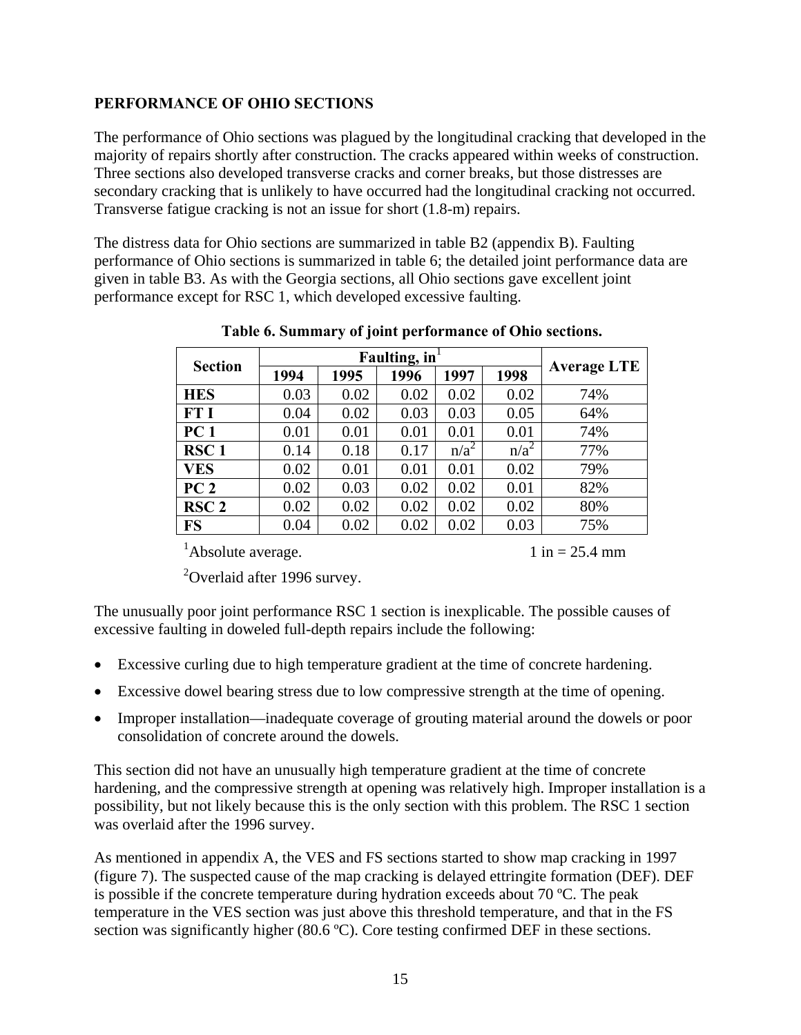## PERFORMANCE OF OHIO SECTIONS

The performance of Ohio sections was plagued by the longitudinal cracking that developed in the majority of repairs shortly after construction. The cracks appeared within weeks of construction. Three sections also developed transverse cracks and corner breaks, but those distresses are secondary cracking that is unlikely to have occurred had the longitudinal cracking not occurred. Transverse fatigue cracking is not an issue for short (1.8-m) repairs.

The distress data for Ohio sections are summarized in table B2 (appendix B). Faulting performance of Ohio sections is summarized in table 6; the detailed joint performance data are given in table B3. As with the Georgia sections, all Ohio sections gave excellent joint performance except for RSC 1, which developed excessive faulting.

**Table 6. Summary of joint performance of Ohio sections.**

| Section | Faulting, in[1] | | | | | Average LTE |
|---|---|---|---|---|---|---|
| | 1994 | 1995 | 1996 | 1997 | 1998 | |
| **HES** | 0.03 | 0.02 | 0.02 | 0.02 | 0.02 | 74% |
| **FT I** | 0.04 | 0.02 | 0.03 | 0.03 | 0.05 | 64% |
| **PC 1** | 0.01 | 0.01 | 0.01 | 0.01 | 0.01 | 74% |
| **RSC 1** | 0.14 | 0.18 | 0.17 | n/a[2] | n/a[2] | 77% |
| **VES** | 0.02 | 0.01 | 0.01 | 0.01 | 0.02 | 79% |
| **PC 2** | 0.02 | 0.03 | 0.02 | 0.02 | 0.01 | 82% |
| **RSC 2** | 0.02 | 0.02 | 0.02 | 0.02 | 0.02 | 80% |
| **FS** | 0.04 | 0.02 | 0.02 | 0.02 | 0.03 | 75% |

[1]Absolute average. 1 in = 25.4 mm

[2]Overlaid after 1996 survey.

The unusually poor joint performance RSC 1 section is inexplicable. The possible causes of excessive faulting in doweled full-depth repairs include the following:

- Excessive curling due to high temperature gradient at the time of concrete hardening.
- Excessive dowel bearing stress due to low compressive strength at the time of opening.
- Improper installation—inadequate coverage of grouting material around the dowels or poor consolidation of concrete around the dowels.

This section did not have an unusually high temperature gradient at the time of concrete hardening, and the compressive strength at opening was relatively high. Improper installation is a possibility, but not likely because this is the only section with this problem. The RSC 1 section was overlaid after the 1996 survey.

As mentioned in appendix A, the VES and FS sections started to show map cracking in 1997 (figure 7). The suspected cause of the map cracking is delayed ettringite formation (DEF). DEF is possible if the concrete temperature during hydration exceeds about 70 ºC. The peak temperature in the VES section was just above this threshold temperature, and that in the FS section was significantly higher (80.6 ºC). Core testing confirmed DEF in these sections.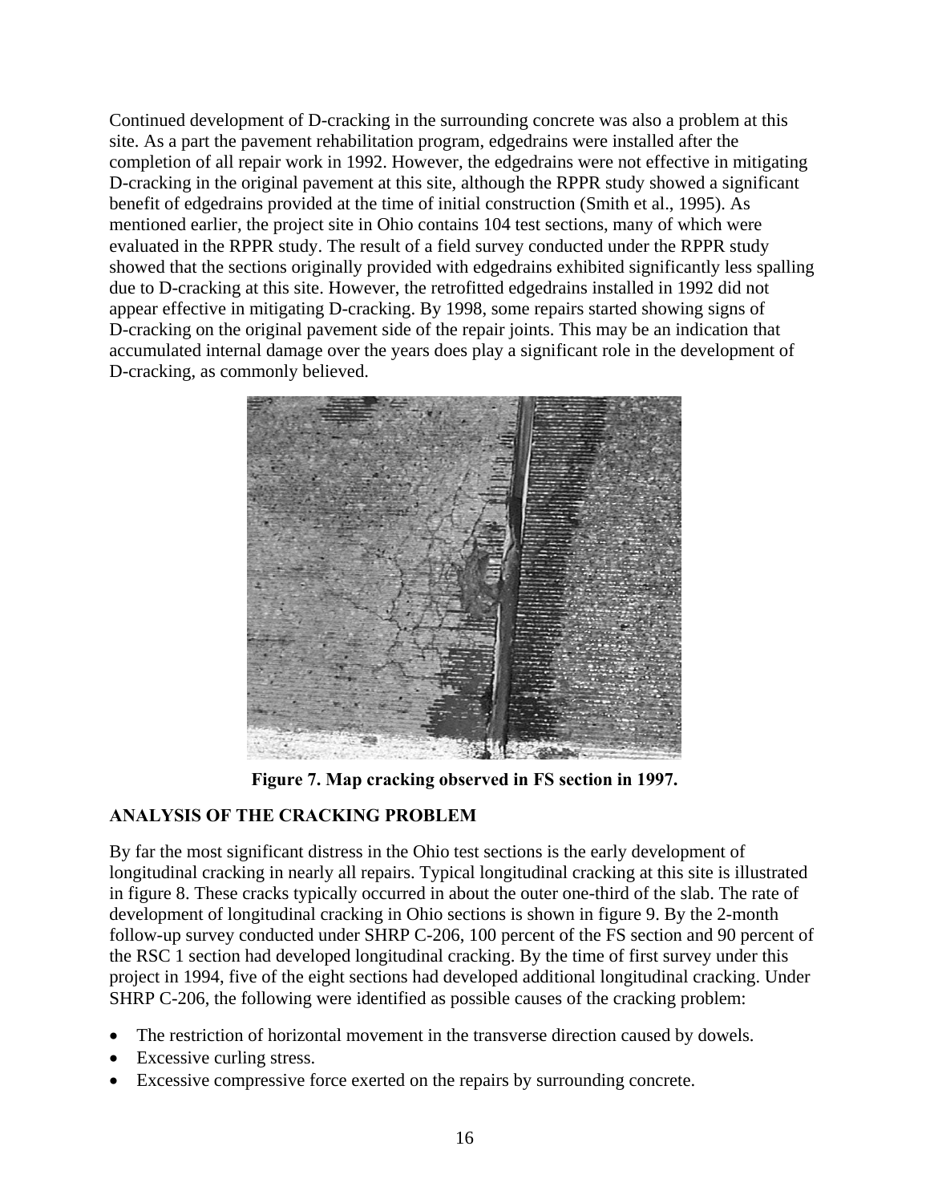Continued development of D-cracking in the surrounding concrete was also a problem at this site. As a part the pavement rehabilitation program, edgedrains were installed after the completion of all repair work in 1992. However, the edgedrains were not effective in mitigating D-cracking in the original pavement at this site, although the RPPR study showed a significant benefit of edgedrains provided at the time of initial construction (Smith et al., 1995). As mentioned earlier, the project site in Ohio contains 104 test sections, many of which were evaluated in the RPPR study. The result of a field survey conducted under the RPPR study showed that the sections originally provided with edgedrains exhibited significantly less spalling due to D-cracking at this site. However, the retrofitted edgedrains installed in 1992 did not appear effective in mitigating D-cracking. By 1998, some repairs started showing signs of D-cracking on the original pavement side of the repair joints. This may be an indication that accumulated internal damage over the years does play a significant role in the development of D-cracking, as commonly believed.

**Figure 7. Map cracking observed in FS section in 1997.**

## ANALYSIS OF THE CRACKING PROBLEM

By far the most significant distress in the Ohio test sections is the early development of longitudinal cracking in nearly all repairs. Typical longitudinal cracking at this site is illustrated in figure 8. These cracks typically occurred in about the outer one-third of the slab. The rate of development of longitudinal cracking in Ohio sections is shown in figure 9. By the 2-month follow-up survey conducted under SHRP C-206, 100 percent of the FS section and 90 percent of the RSC 1 section had developed longitudinal cracking. By the time of first survey under this project in 1994, five of the eight sections had developed additional longitudinal cracking. Under SHRP C-206, the following were identified as possible causes of the cracking problem:

- The restriction of horizontal movement in the transverse direction caused by dowels.
- Excessive curling stress.
- Excessive compressive force exerted on the repairs by surrounding concrete.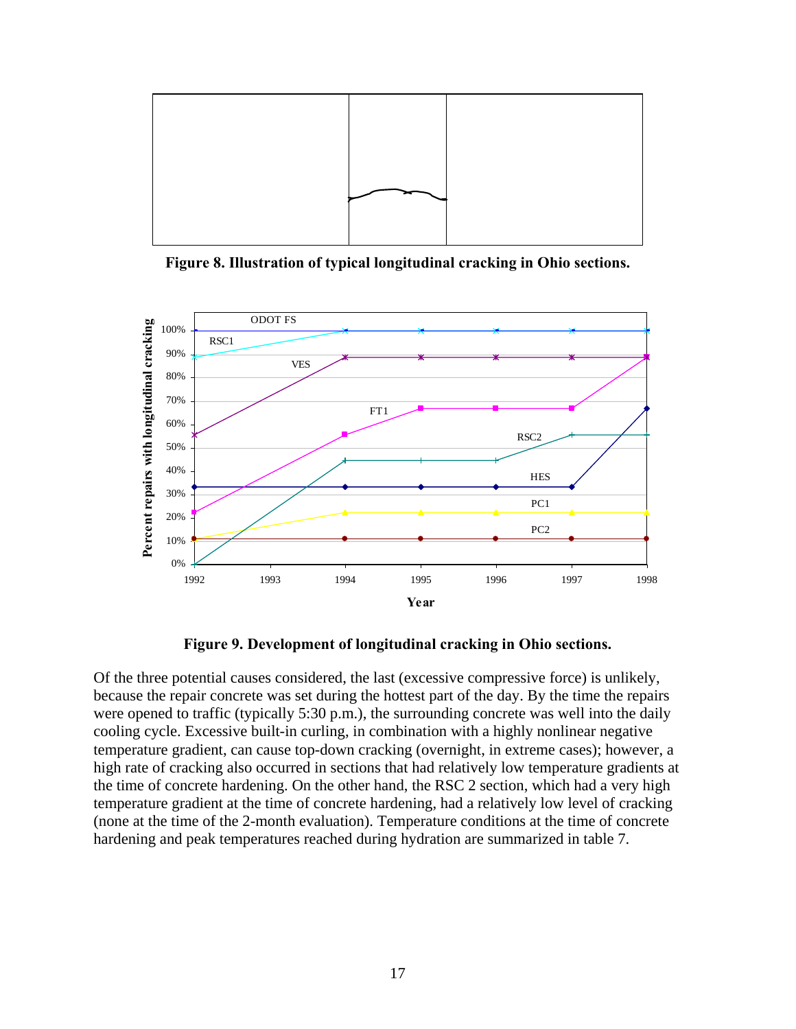**Figure 8. Illustration of typical longitudinal cracking in Ohio sections.**

**Figure 9. Development of longitudinal cracking in Ohio sections.**

Of the three potential causes considered, the last (excessive compressive force) is unlikely, because the repair concrete was set during the hottest part of the day. By the time the repairs were opened to traffic (typically 5:30 p.m.), the surrounding concrete was well into the daily cooling cycle. Excessive built-in curling, in combination with a highly nonlinear negative temperature gradient, can cause top-down cracking (overnight, in extreme cases); however, a high rate of cracking also occurred in sections that had relatively low temperature gradients at the time of concrete hardening. On the other hand, the RSC 2 section, which had a very high temperature gradient at the time of concrete hardening, had a relatively low level of cracking (none at the time of the 2-month evaluation). Temperature conditions at the time of concrete hardening and peak temperatures reached during hydration are summarized in table 7.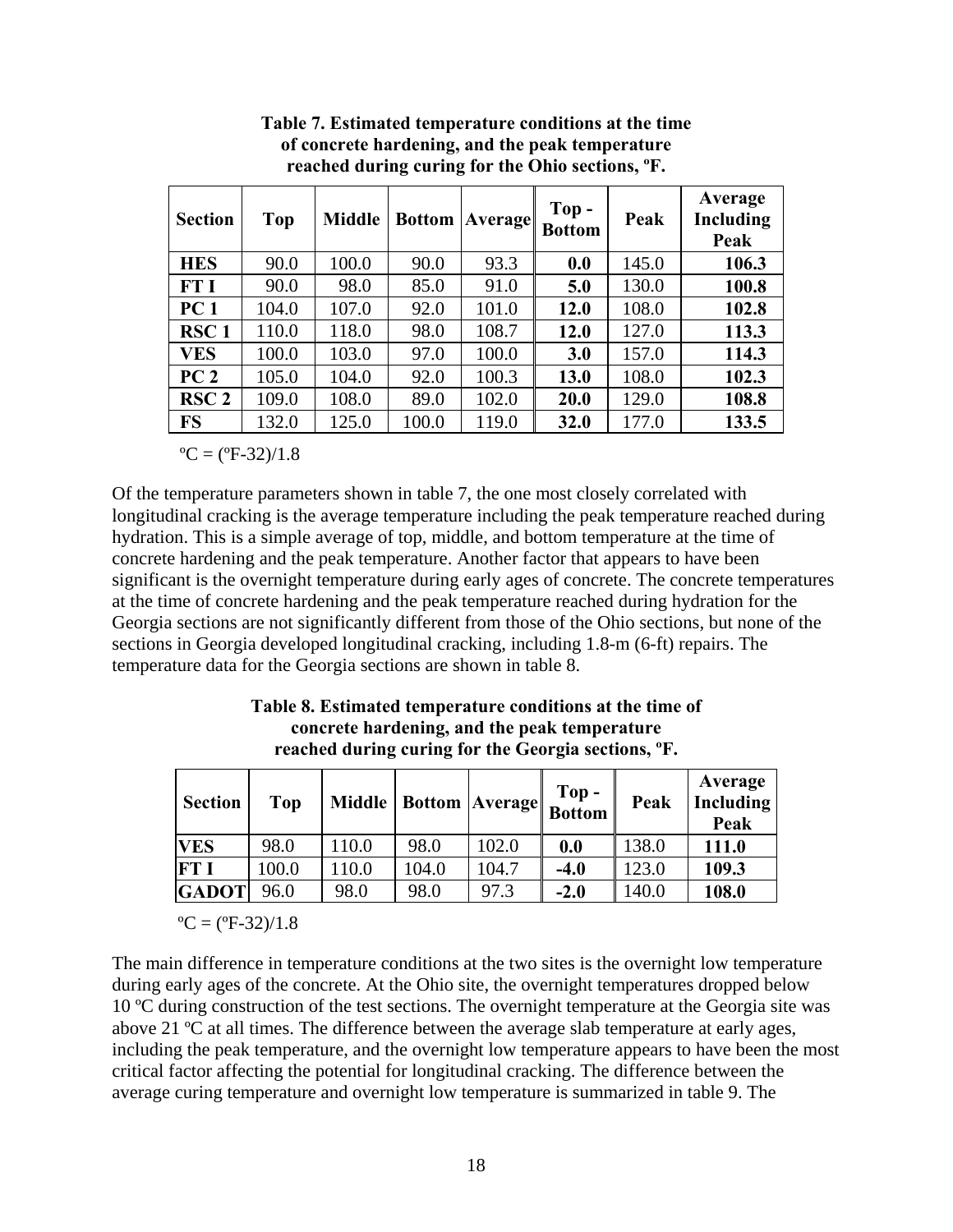**Table 7. Estimated temperature conditions at the time of concrete hardening, and the peak temperature reached during curing for the Ohio sections, ºF.**

| Section | Top | Middle | Bottom | Average | Top - Bottom | Peak | Average Including Peak |
|---|---|---|---|---|---|---|---|
| **HES** | 90.0 | 100.0 | 90.0 | 93.3 | **0.0** | 145.0 | **106.3** |
| **FT I** | 90.0 | 98.0 | 85.0 | 91.0 | **5.0** | 130.0 | **100.8** |
| **PC 1** | 104.0 | 107.0 | 92.0 | 101.0 | **12.0** | 108.0 | **102.8** |
| **RSC 1** | 110.0 | 118.0 | 98.0 | 108.7 | **12.0** | 127.0 | **113.3** |
| **VES** | 100.0 | 103.0 | 97.0 | 100.0 | **3.0** | 157.0 | **114.3** |
| **PC 2** | 105.0 | 104.0 | 92.0 | 100.3 | **13.0** | 108.0 | **102.3** |
| **RSC 2** | 109.0 | 108.0 | 89.0 | 102.0 | **20.0** | 129.0 | **108.8** |
| **FS** | 132.0 | 125.0 | 100.0 | 119.0 | **32.0** | 177.0 | **133.5** |

ºC = (ºF-32)/1.8

Of the temperature parameters shown in table 7, the one most closely correlated with longitudinal cracking is the average temperature including the peak temperature reached during hydration. This is a simple average of top, middle, and bottom temperature at the time of concrete hardening and the peak temperature. Another factor that appears to have been significant is the overnight temperature during early ages of concrete. The concrete temperatures at the time of concrete hardening and the peak temperature reached during hydration for the Georgia sections are not significantly different from those of the Ohio sections, but none of the sections in Georgia developed longitudinal cracking, including 1.8-m (6-ft) repairs. The temperature data for the Georgia sections are shown in table 8.

**Table 8. Estimated temperature conditions at the time of concrete hardening, and the peak temperature reached during curing for the Georgia sections, ºF.**

| Section | Top | Middle | Bottom | Average | Top - Bottom | Peak | Average Including Peak |
|---|---|---|---|---|---|---|---|
| **VES** | 98.0 | 110.0 | 98.0 | 102.0 | **0.0** | 138.0 | **111.0** |
| **FT I** | 100.0 | 110.0 | 104.0 | 104.7 | **-4.0** | 123.0 | **109.3** |
| **GADOT** | 96.0 | 98.0 | 98.0 | 97.3 | **-2.0** | 140.0 | **108.0** |

ºC = (ºF-32)/1.8

The main difference in temperature conditions at the two sites is the overnight low temperature during early ages of the concrete. At the Ohio site, the overnight temperatures dropped below 10 ºC during construction of the test sections. The overnight temperature at the Georgia site was above 21 ºC at all times. The difference between the average slab temperature at early ages, including the peak temperature, and the overnight low temperature appears to have been the most critical factor affecting the potential for longitudinal cracking. The difference between the average curing temperature and overnight low temperature is summarized in table 9. The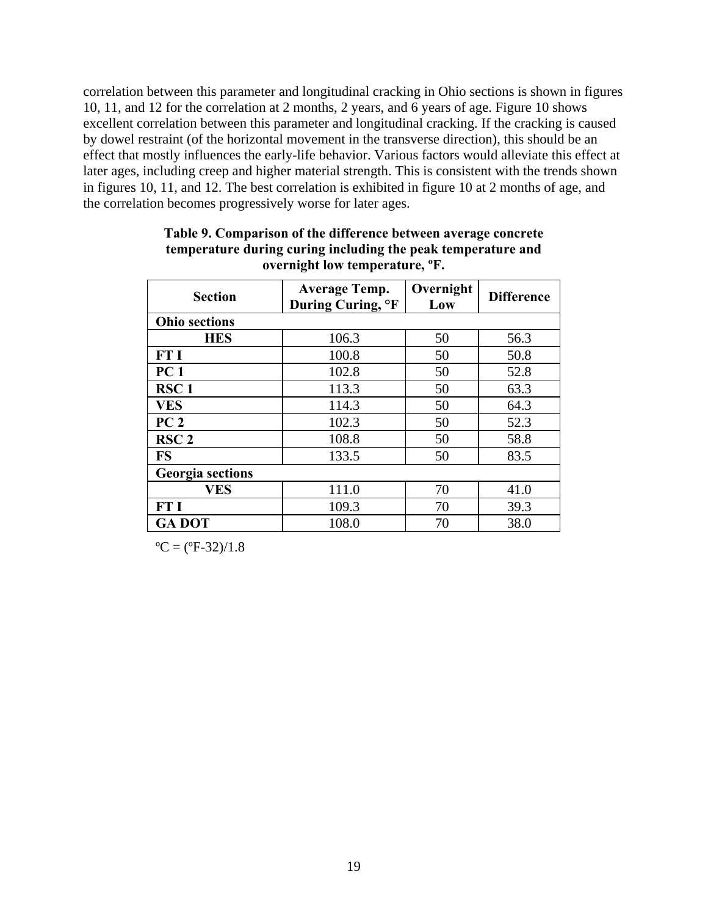correlation between this parameter and longitudinal cracking in Ohio sections is shown in figures 10, 11, and 12 for the correlation at 2 months, 2 years, and 6 years of age. Figure 10 shows excellent correlation between this parameter and longitudinal cracking. If the cracking is caused by dowel restraint (of the horizontal movement in the transverse direction), this should be an effect that mostly influences the early-life behavior. Various factors would alleviate this effect at later ages, including creep and higher material strength. This is consistent with the trends shown in figures 10, 11, and 12. The best correlation is exhibited in figure 10 at 2 months of age, and the correlation becomes progressively worse for later ages.

**Table 9. Comparison of the difference between average concrete temperature during curing including the peak temperature and overnight low temperature, ºF.**

| Section | Average Temp. During Curing, °F | Overnight Low | Difference |
|---|---|---|---|
| **Ohio sections** | | | |
| **HES** | 106.3 | 50 | 56.3 |
| **FT I** | 100.8 | 50 | 50.8 |
| **PC 1** | 102.8 | 50 | 52.8 |
| **RSC 1** | 113.3 | 50 | 63.3 |
| **VES** | 114.3 | 50 | 64.3 |
| **PC 2** | 102.3 | 50 | 52.3 |
| **RSC 2** | 108.8 | 50 | 58.8 |
| **FS** | 133.5 | 50 | 83.5 |
| **Georgia sections** | | | |
| **VES** | 111.0 | 70 | 41.0 |
| **FT I** | 109.3 | 70 | 39.3 |
| **GA DOT** | 108.0 | 70 | 38.0 |

ºC = (ºF-32)/1.8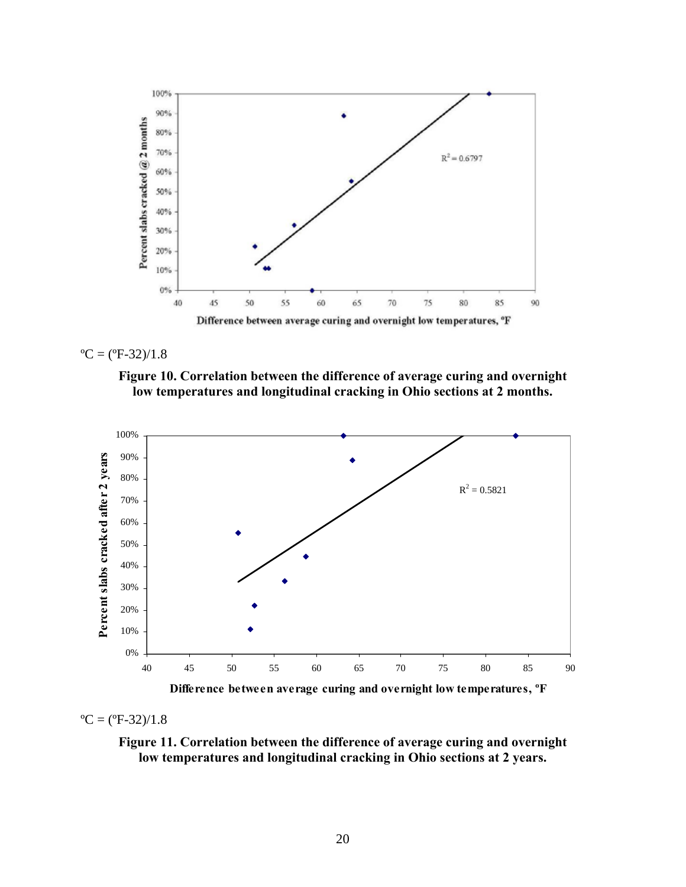ºC = (ºF-32)/1.8

**Figure 10. Correlation between the difference of average curing and overnight low temperatures and longitudinal cracking in Ohio sections at 2 months.**

ºC = (ºF-32)/1.8

**Figure 11. Correlation between the difference of average curing and overnight low temperatures and longitudinal cracking in Ohio sections at 2 years.**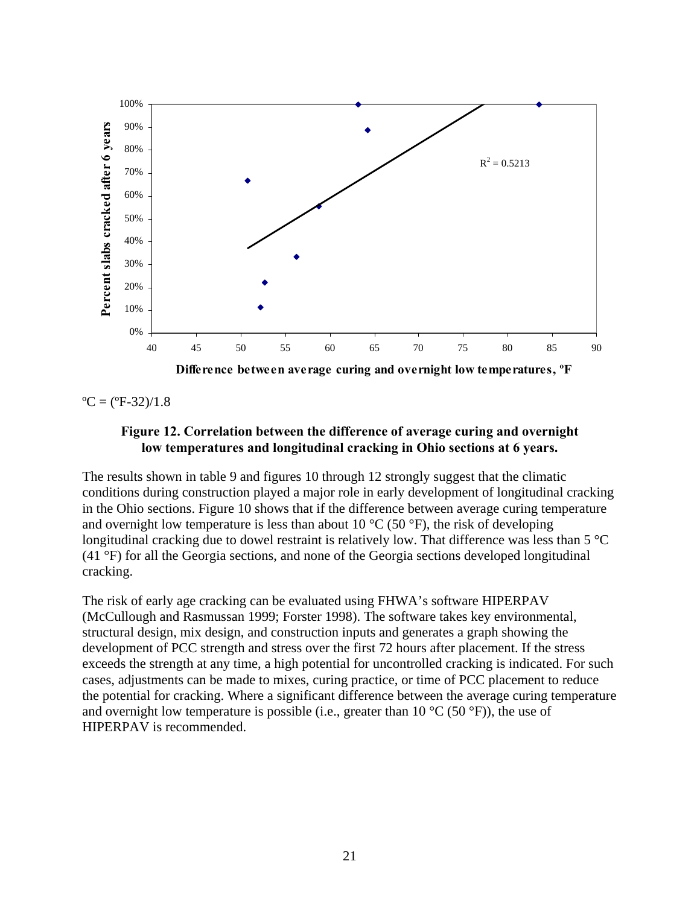ºC = (ºF-32)/1.8

**Figure 12. Correlation between the difference of average curing and overnight low temperatures and longitudinal cracking in Ohio sections at 6 years.**

The results shown in table 9 and figures 10 through 12 strongly suggest that the climatic conditions during construction played a major role in early development of longitudinal cracking in the Ohio sections. Figure 10 shows that if the difference between average curing temperature and overnight low temperature is less than about 10 °C (50 °F), the risk of developing longitudinal cracking due to dowel restraint is relatively low. That difference was less than 5 °C (41 °F) for all the Georgia sections, and none of the Georgia sections developed longitudinal cracking.

The risk of early age cracking can be evaluated using FHWA's software HIPERPAV (McCullough and Rasmussan 1999; Forster 1998). The software takes key environmental, structural design, mix design, and construction inputs and generates a graph showing the development of PCC strength and stress over the first 72 hours after placement. If the stress exceeds the strength at any time, a high potential for uncontrolled cracking is indicated. For such cases, adjustments can be made to mixes, curing practice, or time of PCC placement to reduce the potential for cracking. Where a significant difference between the average curing temperature and overnight low temperature is possible (i.e., greater than 10 °C (50 °F)), the use of HIPERPAV is recommended.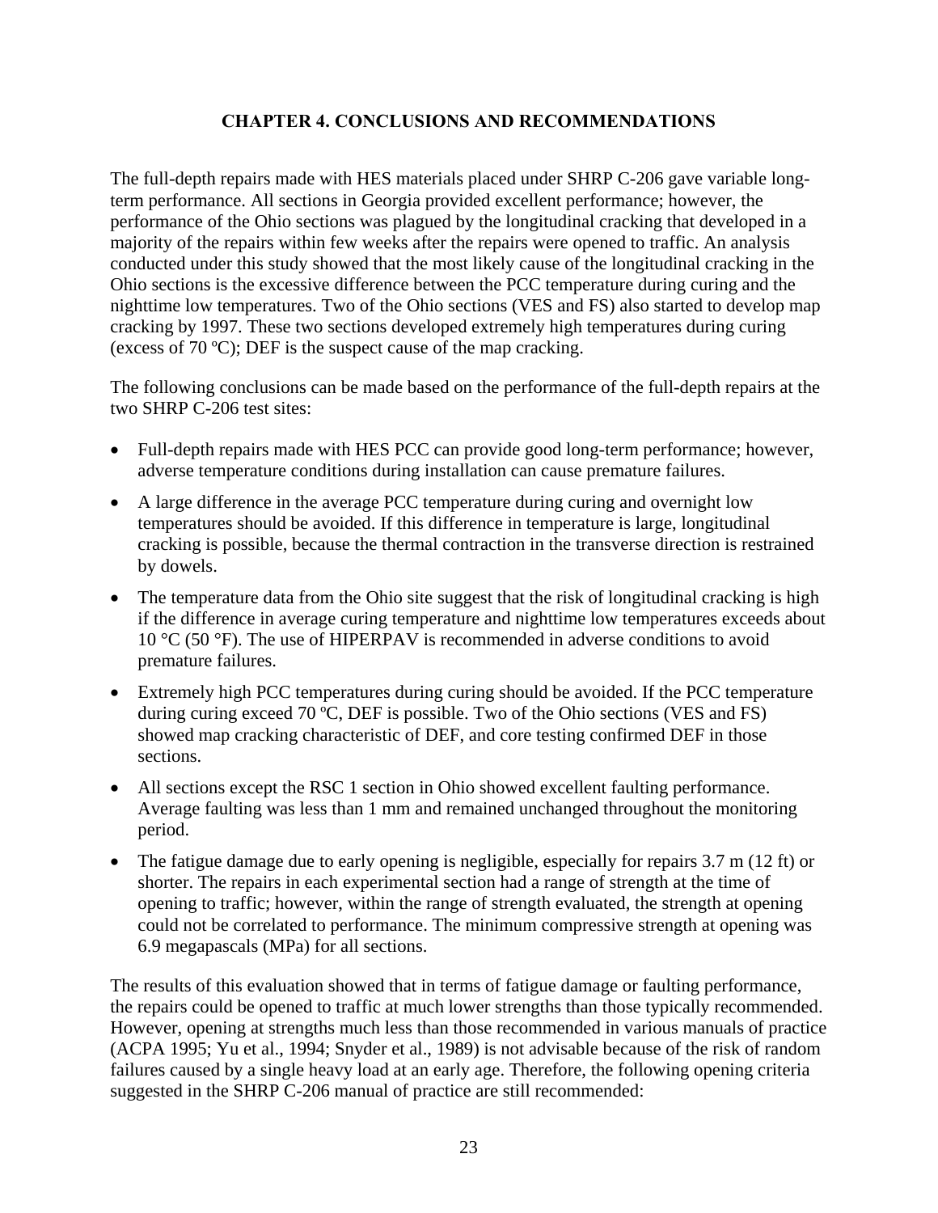# CHAPTER 4. CONCLUSIONS AND RECOMMENDATIONS

The full-depth repairs made with HES materials placed under SHRP C-206 gave variable long-term performance. All sections in Georgia provided excellent performance; however, the performance of the Ohio sections was plagued by the longitudinal cracking that developed in a majority of the repairs within few weeks after the repairs were opened to traffic. An analysis conducted under this study showed that the most likely cause of the longitudinal cracking in the Ohio sections is the excessive difference between the PCC temperature during curing and the nighttime low temperatures. Two of the Ohio sections (VES and FS) also started to develop map cracking by 1997. These two sections developed extremely high temperatures during curing (excess of 70 ºC); DEF is the suspect cause of the map cracking.

The following conclusions can be made based on the performance of the full-depth repairs at the two SHRP C-206 test sites:

- Full-depth repairs made with HES PCC can provide good long-term performance; however, adverse temperature conditions during installation can cause premature failures.
- A large difference in the average PCC temperature during curing and overnight low temperatures should be avoided. If this difference in temperature is large, longitudinal cracking is possible, because the thermal contraction in the transverse direction is restrained by dowels.
- The temperature data from the Ohio site suggest that the risk of longitudinal cracking is high if the difference in average curing temperature and nighttime low temperatures exceeds about 10 °C (50 °F). The use of HIPERPAV is recommended in adverse conditions to avoid premature failures.
- Extremely high PCC temperatures during curing should be avoided. If the PCC temperature during curing exceed 70 ºC, DEF is possible. Two of the Ohio sections (VES and FS) showed map cracking characteristic of DEF, and core testing confirmed DEF in those sections.
- All sections except the RSC 1 section in Ohio showed excellent faulting performance. Average faulting was less than 1 mm and remained unchanged throughout the monitoring period.
- The fatigue damage due to early opening is negligible, especially for repairs 3.7 m (12 ft) or shorter. The repairs in each experimental section had a range of strength at the time of opening to traffic; however, within the range of strength evaluated, the strength at opening could not be correlated to performance. The minimum compressive strength at opening was 6.9 megapascals (MPa) for all sections.

The results of this evaluation showed that in terms of fatigue damage or faulting performance, the repairs could be opened to traffic at much lower strengths than those typically recommended. However, opening at strengths much less than those recommended in various manuals of practice (ACPA 1995; Yu et al., 1994; Snyder et al., 1989) is not advisable because of the risk of random failures caused by a single heavy load at an early age. Therefore, the following opening criteria suggested in the SHRP C-206 manual of practice are still recommended: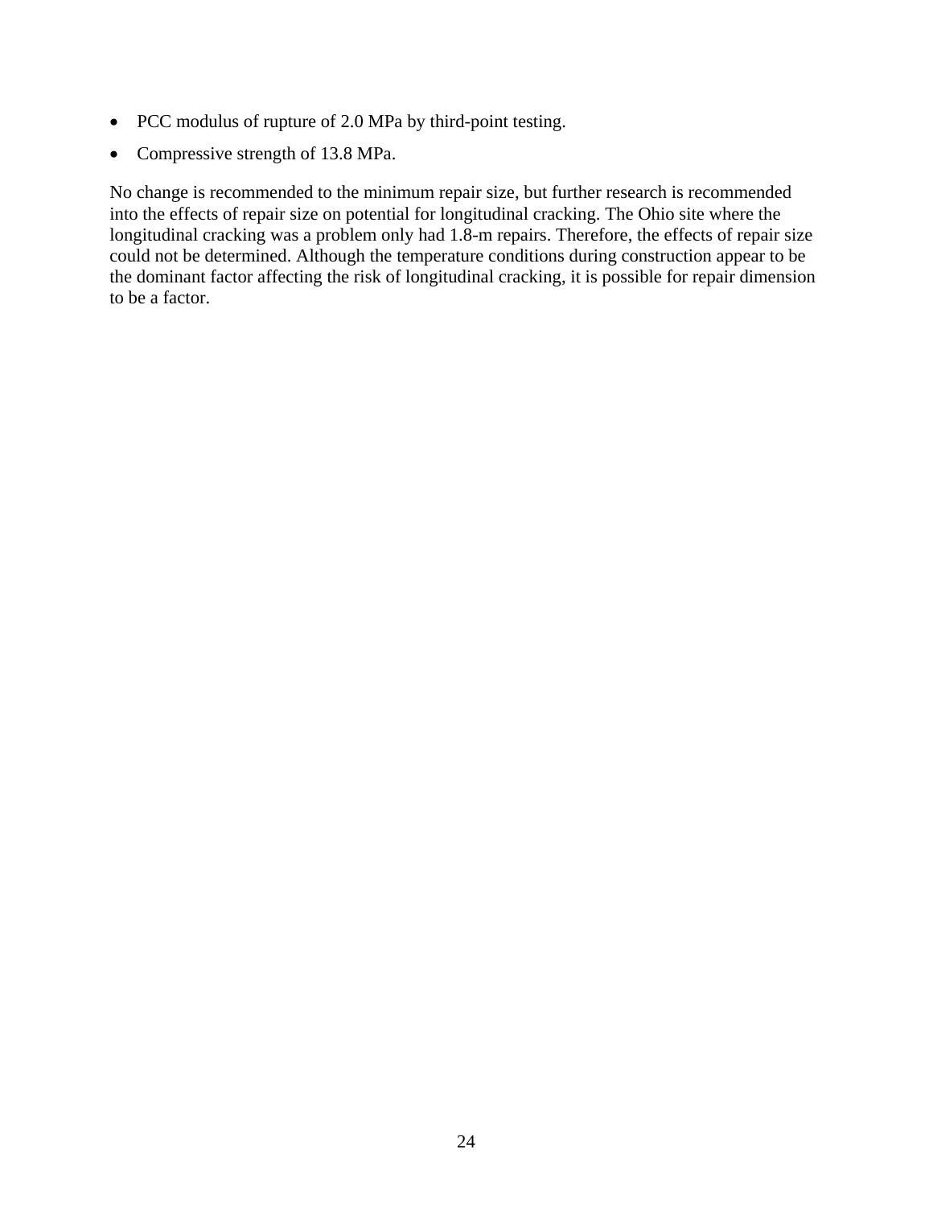- PCC modulus of rupture of 2.0 MPa by third-point testing.
- Compressive strength of 13.8 MPa.

No change is recommended to the minimum repair size, but further research is recommended into the effects of repair size on potential for longitudinal cracking. The Ohio site where the longitudinal cracking was a problem only had 1.8-m repairs. Therefore, the effects of repair size could not be determined. Although the temperature conditions during construction appear to be the dominant factor affecting the risk of longitudinal cracking, it is possible for repair dimension to be a factor.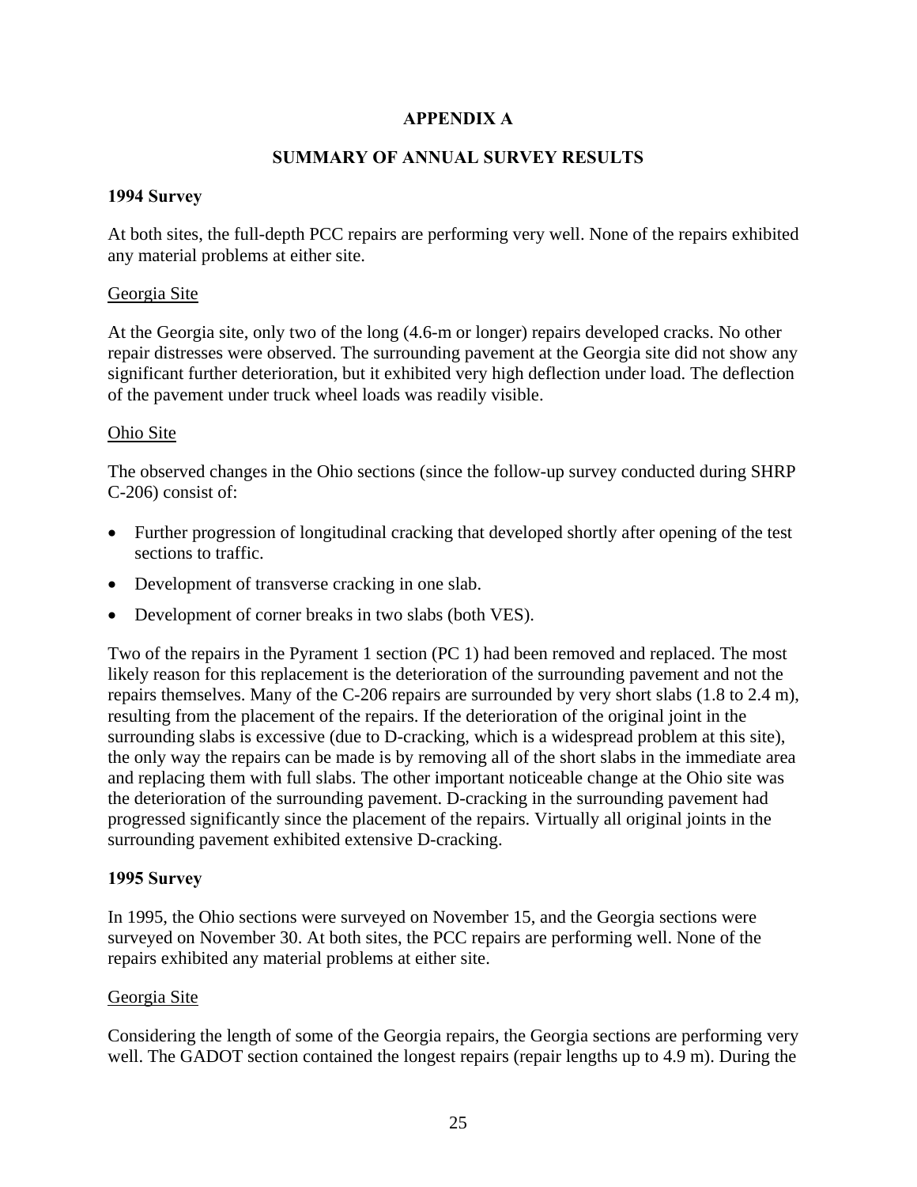# APPENDIX A

## SUMMARY OF ANNUAL SURVEY RESULTS

### 1994 Survey

At both sites, the full-depth PCC repairs are performing very well. None of the repairs exhibited any material problems at either site.

#### Georgia Site

At the Georgia site, only two of the long (4.6-m or longer) repairs developed cracks. No other repair distresses were observed. The surrounding pavement at the Georgia site did not show any significant further deterioration, but it exhibited very high deflection under load. The deflection of the pavement under truck wheel loads was readily visible.

#### Ohio Site

The observed changes in the Ohio sections (since the follow-up survey conducted during SHRP C-206) consist of:

- Further progression of longitudinal cracking that developed shortly after opening of the test sections to traffic.
- Development of transverse cracking in one slab.
- Development of corner breaks in two slabs (both VES).

Two of the repairs in the Pyrament 1 section (PC 1) had been removed and replaced. The most likely reason for this replacement is the deterioration of the surrounding pavement and not the repairs themselves. Many of the C-206 repairs are surrounded by very short slabs (1.8 to 2.4 m), resulting from the placement of the repairs. If the deterioration of the original joint in the surrounding slabs is excessive (due to D-cracking, which is a widespread problem at this site), the only way the repairs can be made is by removing all of the short slabs in the immediate area and replacing them with full slabs. The other important noticeable change at the Ohio site was the deterioration of the surrounding pavement. D-cracking in the surrounding pavement had progressed significantly since the placement of the repairs. Virtually all original joints in the surrounding pavement exhibited extensive D-cracking.

### 1995 Survey

In 1995, the Ohio sections were surveyed on November 15, and the Georgia sections were surveyed on November 30. At both sites, the PCC repairs are performing well. None of the repairs exhibited any material problems at either site.

#### Georgia Site

Considering the length of some of the Georgia repairs, the Georgia sections are performing very well. The GADOT section contained the longest repairs (repair lengths up to 4.9 m). During the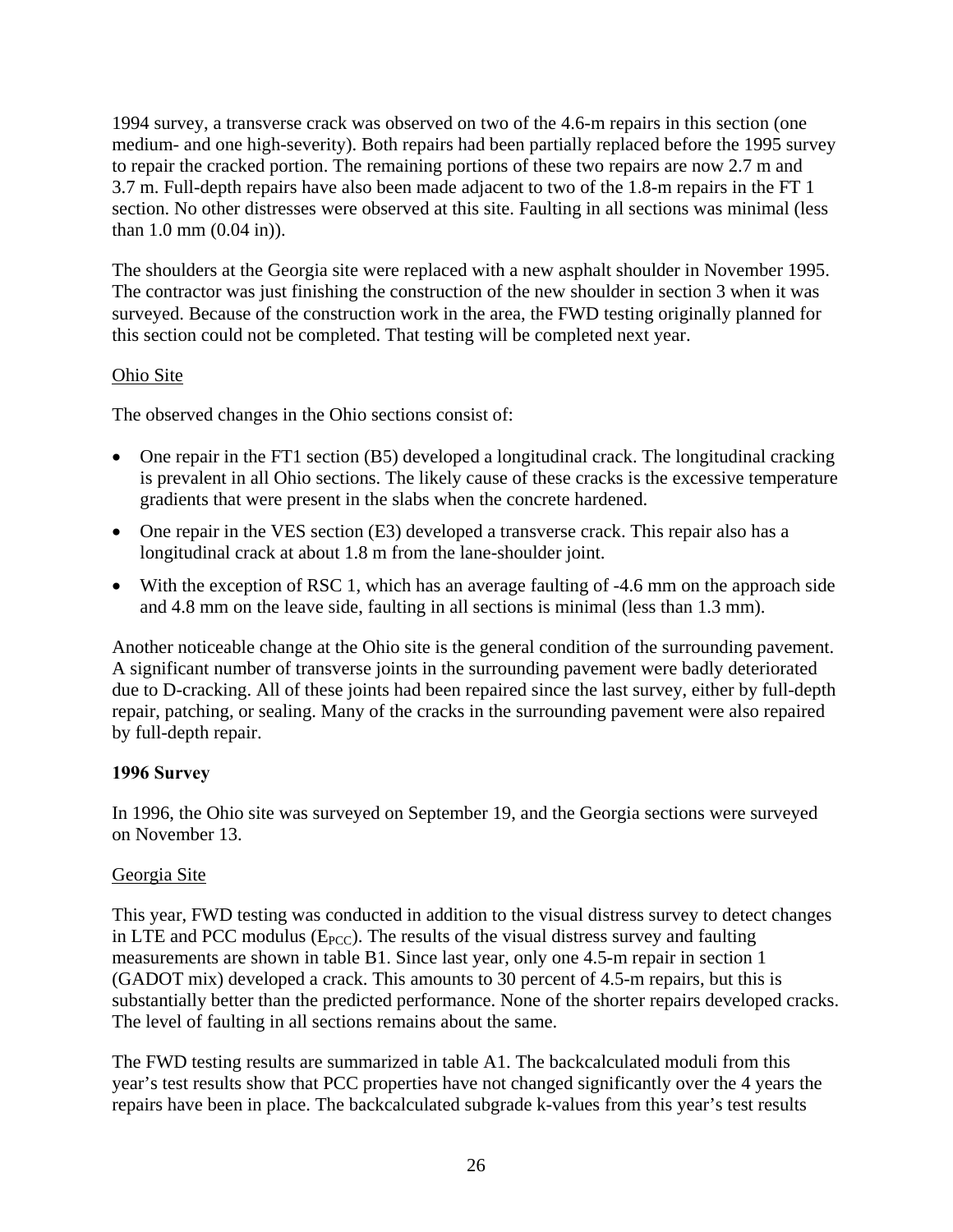1994 survey, a transverse crack was observed on two of the 4.6-m repairs in this section (one medium- and one high-severity). Both repairs had been partially replaced before the 1995 survey to repair the cracked portion. The remaining portions of these two repairs are now 2.7 m and 3.7 m. Full-depth repairs have also been made adjacent to two of the 1.8-m repairs in the FT 1 section. No other distresses were observed at this site. Faulting in all sections was minimal (less than 1.0 mm (0.04 in)).

The shoulders at the Georgia site were replaced with a new asphalt shoulder in November 1995. The contractor was just finishing the construction of the new shoulder in section 3 when it was surveyed. Because of the construction work in the area, the FWD testing originally planned for this section could not be completed. That testing will be completed next year.

Ohio Site

The observed changes in the Ohio sections consist of:

- One repair in the FT1 section (B5) developed a longitudinal crack. The longitudinal cracking is prevalent in all Ohio sections. The likely cause of these cracks is the excessive temperature gradients that were present in the slabs when the concrete hardened.
- One repair in the VES section (E3) developed a transverse crack. This repair also has a longitudinal crack at about 1.8 m from the lane-shoulder joint.
- With the exception of RSC 1, which has an average faulting of -4.6 mm on the approach side and 4.8 mm on the leave side, faulting in all sections is minimal (less than 1.3 mm).

Another noticeable change at the Ohio site is the general condition of the surrounding pavement. A significant number of transverse joints in the surrounding pavement were badly deteriorated due to D-cracking. All of these joints had been repaired since the last survey, either by full-depth repair, patching, or sealing. Many of the cracks in the surrounding pavement were also repaired by full-depth repair.

**1996 Survey**

In 1996, the Ohio site was surveyed on September 19, and the Georgia sections were surveyed on November 13.

Georgia Site

This year, FWD testing was conducted in addition to the visual distress survey to detect changes in LTE and PCC modulus ($E_{PCC}$). The results of the visual distress survey and faulting measurements are shown in table B1. Since last year, only one 4.5-m repair in section 1 (GADOT mix) developed a crack. This amounts to 30 percent of 4.5-m repairs, but this is substantially better than the predicted performance. None of the shorter repairs developed cracks. The level of faulting in all sections remains about the same.

The FWD testing results are summarized in table A1. The backcalculated moduli from this year's test results show that PCC properties have not changed significantly over the 4 years the repairs have been in place. The backcalculated subgrade k-values from this year's test results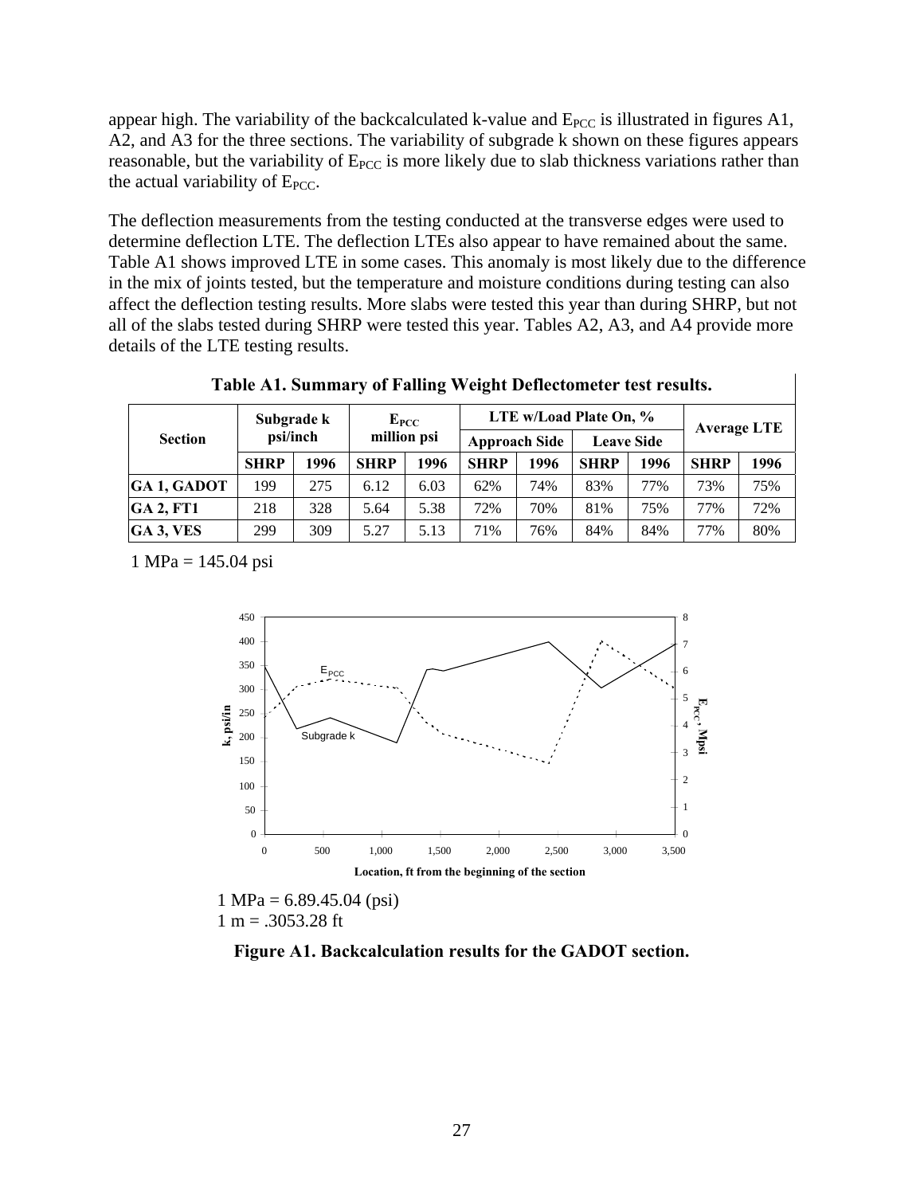appear high. The variability of the backcalculated k-value and $E_{PCC}$ is illustrated in figures A1, A2, and A3 for the three sections. The variability of subgrade k shown on these figures appears reasonable, but the variability of $E_{PCC}$ is more likely due to slab thickness variations rather than the actual variability of $E_{PCC}$.

The deflection measurements from the testing conducted at the transverse edges were used to determine deflection LTE. The deflection LTEs also appear to have remained about the same. Table A1 shows improved LTE in some cases. This anomaly is most likely due to the difference in the mix of joints tested, but the temperature and moisture conditions during testing can also affect the deflection testing results. More slabs were tested this year than during SHRP, but not all of the slabs tested during SHRP were tested this year. Tables A2, A3, and A4 provide more details of the LTE testing results.

**Table A1. Summary of Falling Weight Deflectometer test results.**

| Section | Subgrade k psi/inch | | $E_{PCC}$ million psi | | LTE w/Load Plate On, % | | | | Average LTE | |
|---|---|---|---|---|---|---|---|---|---|---|
| | | | | | Approach Side | | Leave Side | | | |
| | SHRP | 1996 | SHRP | 1996 | SHRP | 1996 | SHRP | 1996 | SHRP | 1996 |
| GA 1, GADOT | 199 | 275 | 6.12 | 6.03 | 62% | 74% | 83% | 77% | 73% | 75% |
| GA 2, FT1 | 218 | 328 | 5.64 | 5.38 | 72% | 70% | 81% | 75% | 77% | 72% |
| GA 3, VES | 299 | 309 | 5.27 | 5.13 | 71% | 76% | 84% | 84% | 77% | 80% |

1 MPa = 145.04 psi

1 MPa = 6.89.45.04 (psi)
1 m = .3053.28 ft

**Figure A1. Backcalculation results for the GADOT section.**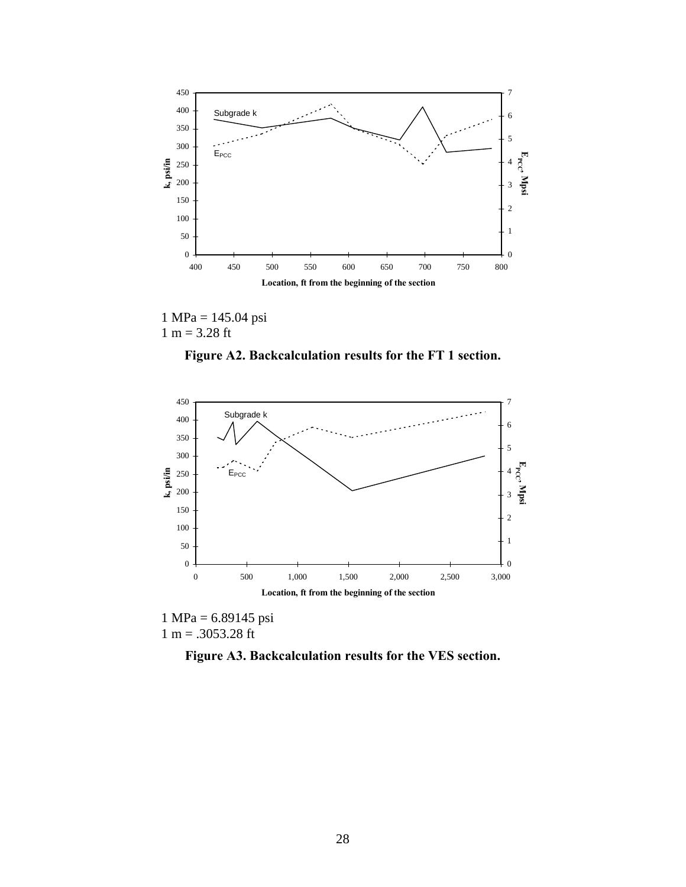1 MPa = 145.04 psi
1 m = 3.28 ft

**Figure A2. Backcalculation results for the FT 1 section.**

1 MPa = 6.89145 psi
1 m = .3053.28 ft

**Figure A3. Backcalculation results for the VES section.**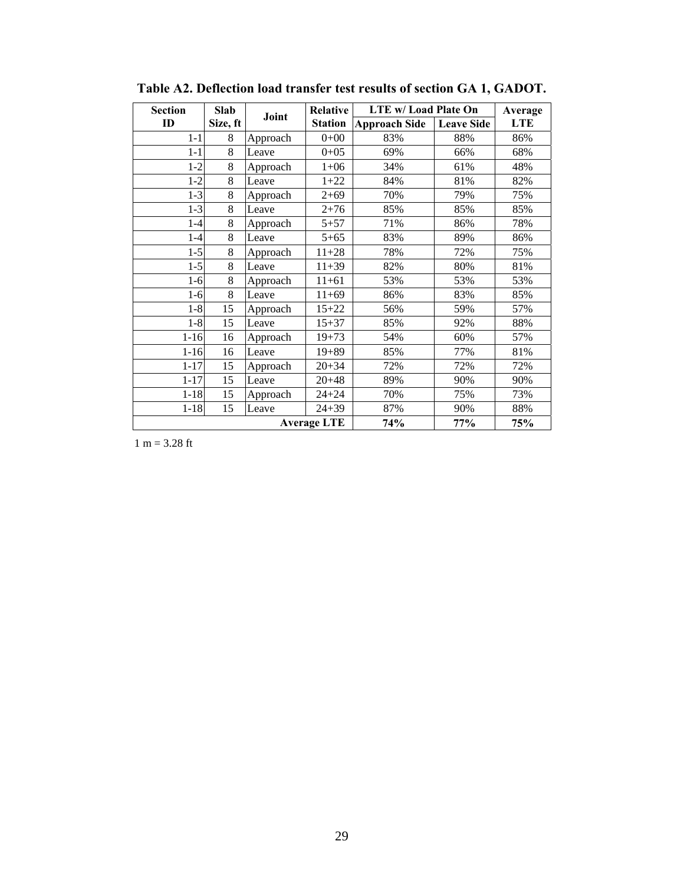**Table A2. Deflection load transfer test results of section GA 1, GADOT.**

| Section ID | Slab Size, ft | Joint | Relative Station | LTE w/ Load Plate On | | Average LTE |
|---|---|---|---|---|---|---|
| | | | | Approach Side | Leave Side | |
| 1-1 | 8 | Approach | 0+00 | 83% | 88% | 86% |
| 1-1 | 8 | Leave | 0+05 | 69% | 66% | 68% |
| 1-2 | 8 | Approach | 1+06 | 34% | 61% | 48% |
| 1-2 | 8 | Leave | 1+22 | 84% | 81% | 82% |
| 1-3 | 8 | Approach | 2+69 | 70% | 79% | 75% |
| 1-3 | 8 | Leave | 2+76 | 85% | 85% | 85% |
| 1-4 | 8 | Approach | 5+57 | 71% | 86% | 78% |
| 1-4 | 8 | Leave | 5+65 | 83% | 89% | 86% |
| 1-5 | 8 | Approach | 11+28 | 78% | 72% | 75% |
| 1-5 | 8 | Leave | 11+39 | 82% | 80% | 81% |
| 1-6 | 8 | Approach | 11+61 | 53% | 53% | 53% |
| 1-6 | 8 | Leave | 11+69 | 86% | 83% | 85% |
| 1-8 | 15 | Approach | 15+22 | 56% | 59% | 57% |
| 1-8 | 15 | Leave | 15+37 | 85% | 92% | 88% |
| 1-16 | 16 | Approach | 19+73 | 54% | 60% | 57% |
| 1-16 | 16 | Leave | 19+89 | 85% | 77% | 81% |
| 1-17 | 15 | Approach | 20+34 | 72% | 72% | 72% |
| 1-17 | 15 | Leave | 20+48 | 89% | 90% | 90% |
| 1-18 | 15 | Approach | 24+24 | 70% | 75% | 73% |
| 1-18 | 15 | Leave | 24+39 | 87% | 90% | 88% |
| | | | **Average LTE** | **74%** | **77%** | **75%** |

1 m = 3.28 ft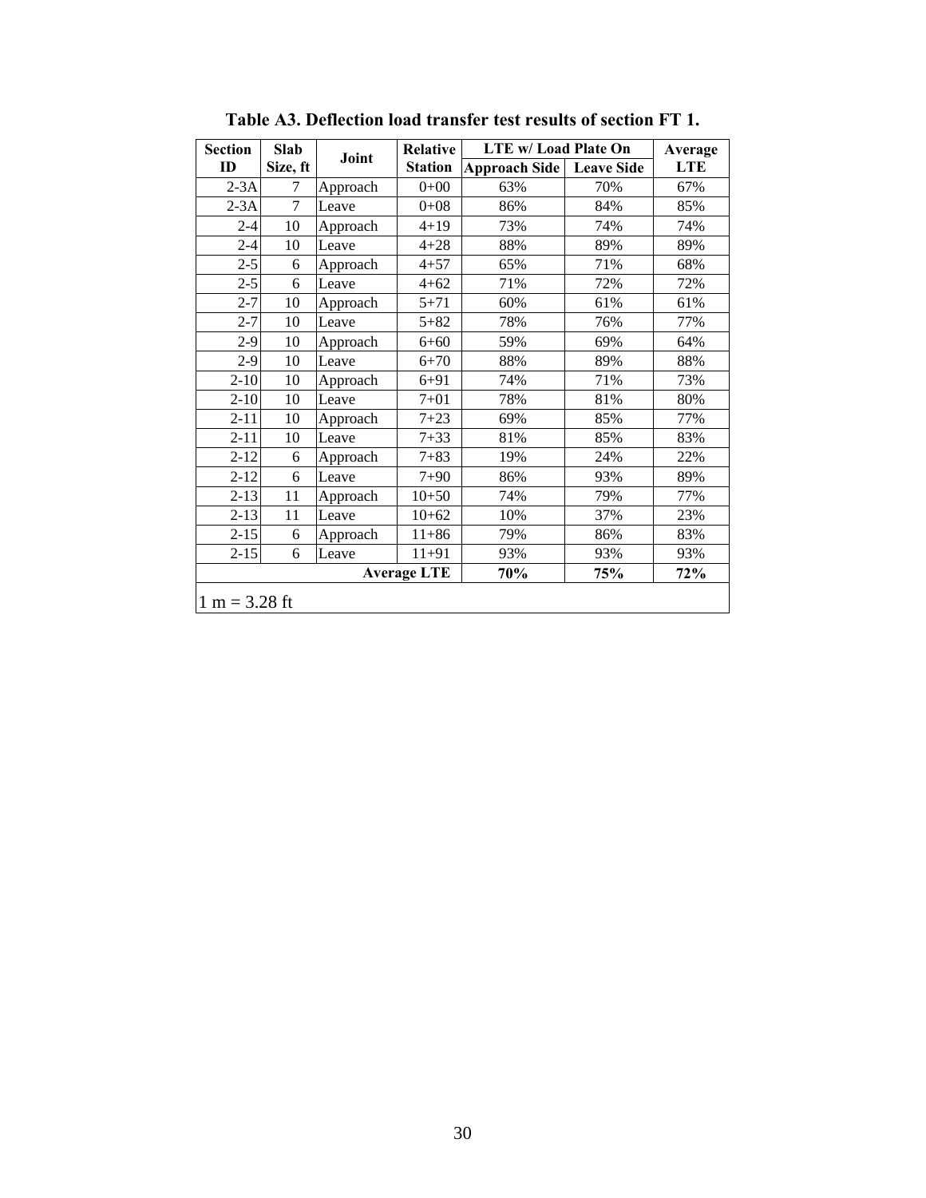**Table A3. Deflection load transfer test results of section FT 1.**

| Section ID | Slab Size, ft | Joint | Relative Station | LTE w/ Load Plate On | | Average LTE |
|---|---|---|---|---|---|---|
| | | | | Approach Side | Leave Side | |
| 2-3A | 7 | Approach | 0+00 | 63% | 70% | 67% |
| 2-3A | 7 | Leave | 0+08 | 86% | 84% | 85% |
| 2-4 | 10 | Approach | 4+19 | 73% | 74% | 74% |
| 2-4 | 10 | Leave | 4+28 | 88% | 89% | 89% |
| 2-5 | 6 | Approach | 4+57 | 65% | 71% | 68% |
| 2-5 | 6 | Leave | 4+62 | 71% | 72% | 72% |
| 2-7 | 10 | Approach | 5+71 | 60% | 61% | 61% |
| 2-7 | 10 | Leave | 5+82 | 78% | 76% | 77% |
| 2-9 | 10 | Approach | 6+60 | 59% | 69% | 64% |
| 2-9 | 10 | Leave | 6+70 | 88% | 89% | 88% |
| 2-10 | 10 | Approach | 6+91 | 74% | 71% | 73% |
| 2-10 | 10 | Leave | 7+01 | 78% | 81% | 80% |
| 2-11 | 10 | Approach | 7+23 | 69% | 85% | 77% |
| 2-11 | 10 | Leave | 7+33 | 81% | 85% | 83% |
| 2-12 | 6 | Approach | 7+83 | 19% | 24% | 22% |
| 2-12 | 6 | Leave | 7+90 | 86% | 93% | 89% |
| 2-13 | 11 | Approach | 10+50 | 74% | 79% | 77% |
| 2-13 | 11 | Leave | 10+62 | 10% | 37% | 23% |
| 2-15 | 6 | Approach | 11+86 | 79% | 86% | 83% |
| 2-15 | 6 | Leave | 11+91 | 93% | 93% | 93% |
| | | | **Average LTE** | **70%** | **75%** | **72%** |

1 m = 3.28 ft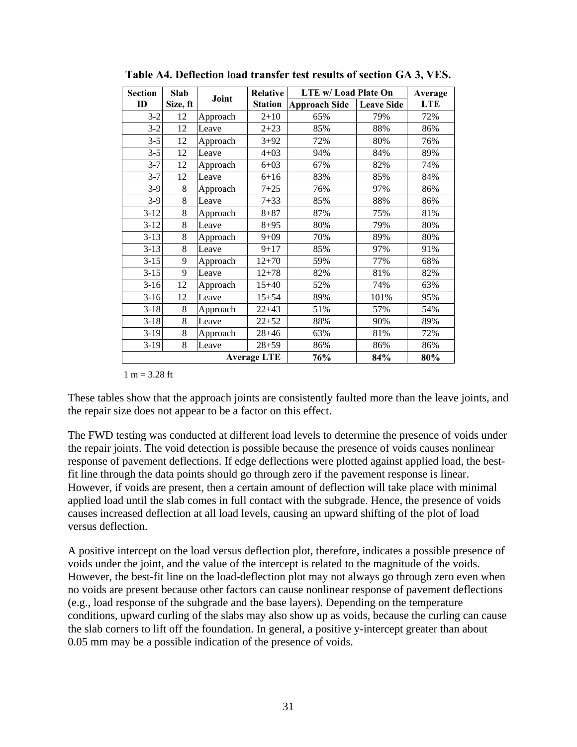**Table A4. Deflection load transfer test results of section GA 3, VES.**

| Section ID | Slab Size, ft | Joint | Relative Station | LTE w/ Load Plate On | | Average LTE |
|---|---|---|---|---|---|---|
| | | | | Approach Side | Leave Side | |
| 3-2 | 12 | Approach | 2+10 | 65% | 79% | 72% |
| 3-2 | 12 | Leave | 2+23 | 85% | 88% | 86% |
| 3-5 | 12 | Approach | 3+92 | 72% | 80% | 76% |
| 3-5 | 12 | Leave | 4+03 | 94% | 84% | 89% |
| 3-7 | 12 | Approach | 6+03 | 67% | 82% | 74% |
| 3-7 | 12 | Leave | 6+16 | 83% | 85% | 84% |
| 3-9 | 8 | Approach | 7+25 | 76% | 97% | 86% |
| 3-9 | 8 | Leave | 7+33 | 85% | 88% | 86% |
| 3-12 | 8 | Approach | 8+87 | 87% | 75% | 81% |
| 3-12 | 8 | Leave | 8+95 | 80% | 79% | 80% |
| 3-13 | 8 | Approach | 9+09 | 70% | 89% | 80% |
| 3-13 | 8 | Leave | 9+17 | 85% | 97% | 91% |
| 3-15 | 9 | Approach | 12+70 | 59% | 77% | 68% |
| 3-15 | 9 | Leave | 12+78 | 82% | 81% | 82% |
| 3-16 | 12 | Approach | 15+40 | 52% | 74% | 63% |
| 3-16 | 12 | Leave | 15+54 | 89% | 101% | 95% |
| 3-18 | 8 | Approach | 22+43 | 51% | 57% | 54% |
| 3-18 | 8 | Leave | 22+52 | 88% | 90% | 89% |
| 3-19 | 8 | Approach | 28+46 | 63% | 81% | 72% |
| 3-19 | 8 | Leave | 28+59 | 86% | 86% | 86% |
| | | | **Average LTE** | **76%** | **84%** | **80%** |

1 m = 3.28 ft

These tables show that the approach joints are consistently faulted more than the leave joints, and the repair size does not appear to be a factor on this effect.

The FWD testing was conducted at different load levels to determine the presence of voids under the repair joints. The void detection is possible because the presence of voids causes nonlinear response of pavement deflections. If edge deflections were plotted against applied load, the best-fit line through the data points should go through zero if the pavement response is linear. However, if voids are present, then a certain amount of deflection will take place with minimal applied load until the slab comes in full contact with the subgrade. Hence, the presence of voids causes increased deflection at all load levels, causing an upward shifting of the plot of load versus deflection.

A positive intercept on the load versus deflection plot, therefore, indicates a possible presence of voids under the joint, and the value of the intercept is related to the magnitude of the voids. However, the best-fit line on the load-deflection plot may not always go through zero even when no voids are present because other factors can cause nonlinear response of pavement deflections (e.g., load response of the subgrade and the base layers). Depending on the temperature conditions, upward curling of the slabs may also show up as voids, because the curling can cause the slab corners to lift off the foundation. In general, a positive y-intercept greater than about 0.05 mm may be a possible indication of the presence of voids.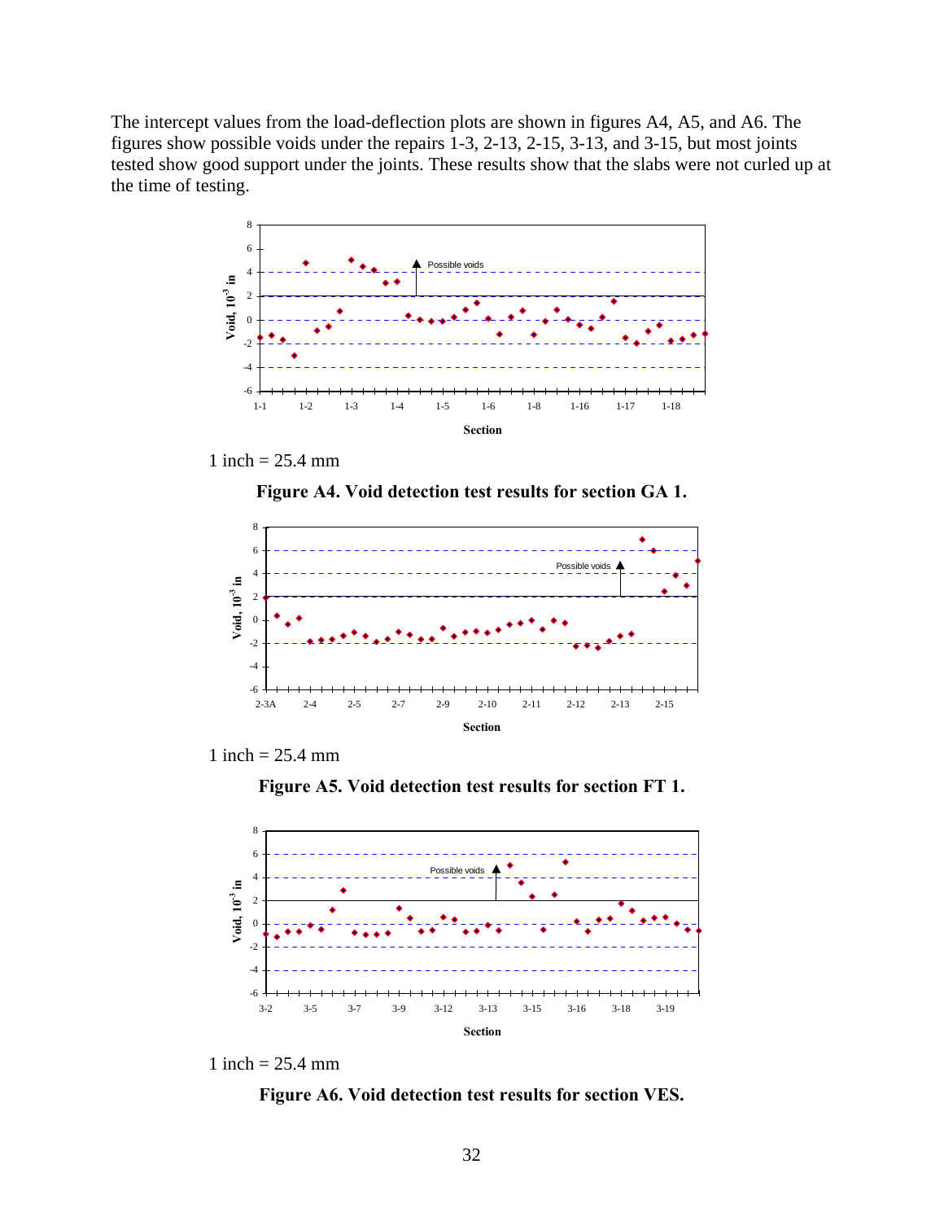The intercept values from the load-deflection plots are shown in figures A4, A5, and A6. The figures show possible voids under the repairs 1-3, 2-13, 2-15, 3-13, and 3-15, but most joints tested show good support under the joints. These results show that the slabs were not curled up at the time of testing.

1 inch = 25.4 mm

**Figure A4. Void detection test results for section GA 1.**

1 inch = 25.4 mm

**Figure A5. Void detection test results for section FT 1.**

1 inch = 25.4 mm

**Figure A6. Void detection test results for section VES.**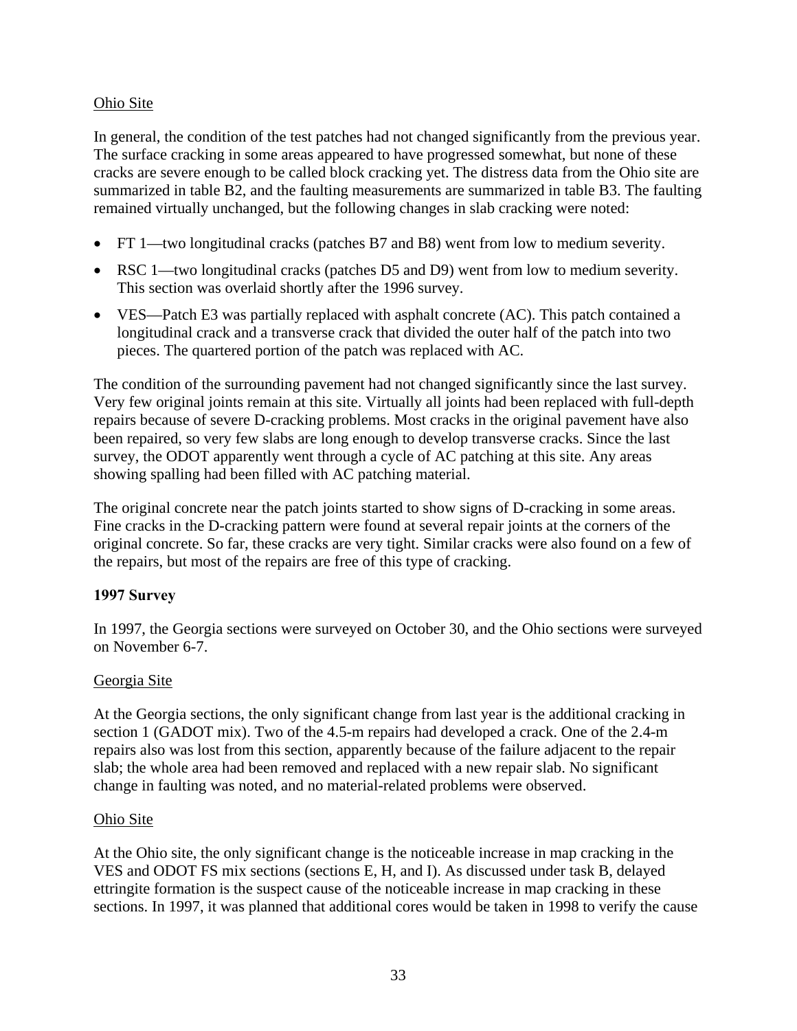Ohio Site

In general, the condition of the test patches had not changed significantly from the previous year. The surface cracking in some areas appeared to have progressed somewhat, but none of these cracks are severe enough to be called block cracking yet. The distress data from the Ohio site are summarized in table B2, and the faulting measurements are summarized in table B3. The faulting remained virtually unchanged, but the following changes in slab cracking were noted:

- FT 1—two longitudinal cracks (patches B7 and B8) went from low to medium severity.
- RSC 1—two longitudinal cracks (patches D5 and D9) went from low to medium severity. This section was overlaid shortly after the 1996 survey.
- VES—Patch E3 was partially replaced with asphalt concrete (AC). This patch contained a longitudinal crack and a transverse crack that divided the outer half of the patch into two pieces. The quartered portion of the patch was replaced with AC.

The condition of the surrounding pavement had not changed significantly since the last survey. Very few original joints remain at this site. Virtually all joints had been replaced with full-depth repairs because of severe D-cracking problems. Most cracks in the original pavement have also been repaired, so very few slabs are long enough to develop transverse cracks. Since the last survey, the ODOT apparently went through a cycle of AC patching at this site. Any areas showing spalling had been filled with AC patching material.

The original concrete near the patch joints started to show signs of D-cracking in some areas. Fine cracks in the D-cracking pattern were found at several repair joints at the corners of the original concrete. So far, these cracks are very tight. Similar cracks were also found on a few of the repairs, but most of the repairs are free of this type of cracking.

**1997 Survey**

In 1997, the Georgia sections were surveyed on October 30, and the Ohio sections were surveyed on November 6-7.

Georgia Site

At the Georgia sections, the only significant change from last year is the additional cracking in section 1 (GADOT mix). Two of the 4.5-m repairs had developed a crack. One of the 2.4-m repairs also was lost from this section, apparently because of the failure adjacent to the repair slab; the whole area had been removed and replaced with a new repair slab. No significant change in faulting was noted, and no material-related problems were observed.

Ohio Site

At the Ohio site, the only significant change is the noticeable increase in map cracking in the VES and ODOT FS mix sections (sections E, H, and I). As discussed under task B, delayed ettringite formation is the suspect cause of the noticeable increase in map cracking in these sections. In 1997, it was planned that additional cores would be taken in 1998 to verify the cause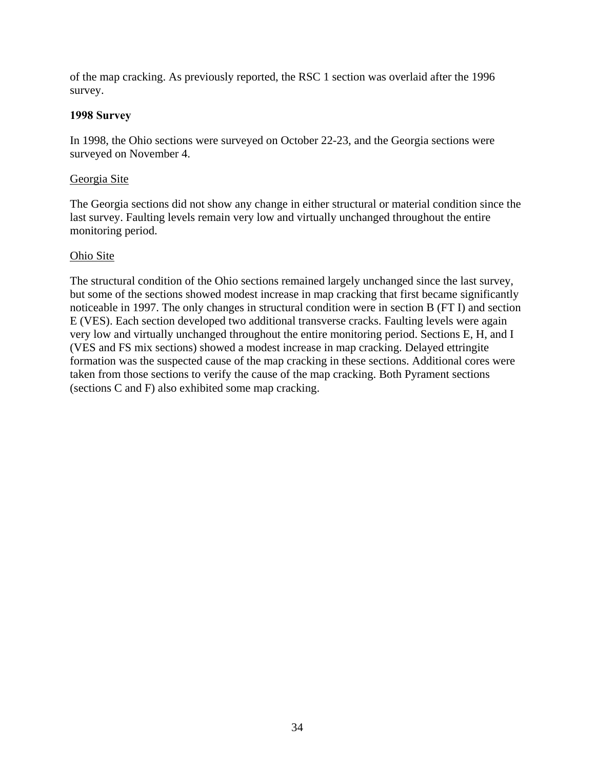of the map cracking. As previously reported, the RSC 1 section was overlaid after the 1996 survey.

**1998 Survey**

In 1998, the Ohio sections were surveyed on October 22-23, and the Georgia sections were surveyed on November 4.

<u>Georgia Site</u>

The Georgia sections did not show any change in either structural or material condition since the last survey. Faulting levels remain very low and virtually unchanged throughout the entire monitoring period.

<u>Ohio Site</u>

The structural condition of the Ohio sections remained largely unchanged since the last survey, but some of the sections showed modest increase in map cracking that first became significantly noticeable in 1997. The only changes in structural condition were in section B (FT I) and section E (VES). Each section developed two additional transverse cracks. Faulting levels were again very low and virtually unchanged throughout the entire monitoring period. Sections E, H, and I (VES and FS mix sections) showed a modest increase in map cracking. Delayed ettringite formation was the suspected cause of the map cracking in these sections. Additional cores were taken from those sections to verify the cause of the map cracking. Both Pyrament sections (sections C and F) also exhibited some map cracking.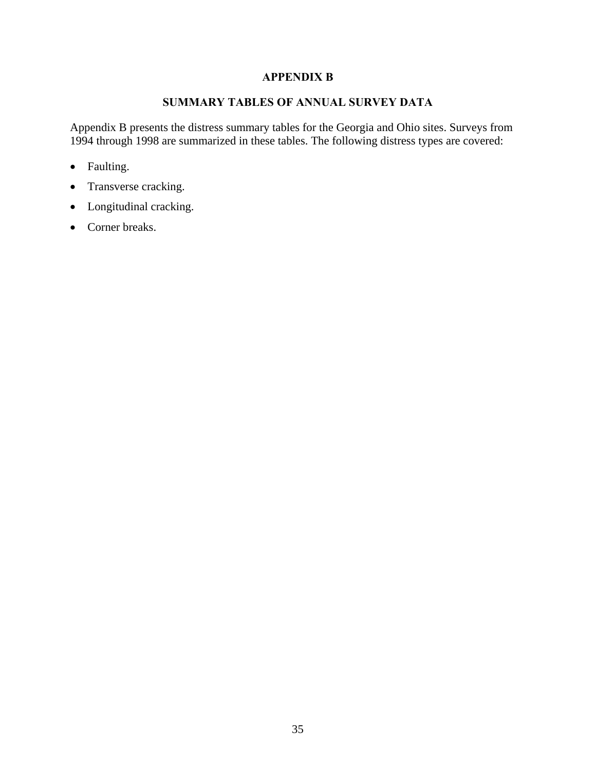# APPENDIX B

## SUMMARY TABLES OF ANNUAL SURVEY DATA

Appendix B presents the distress summary tables for the Georgia and Ohio sites. Surveys from 1994 through 1998 are summarized in these tables. The following distress types are covered:

- Faulting.
- Transverse cracking.
- Longitudinal cracking.
- Corner breaks.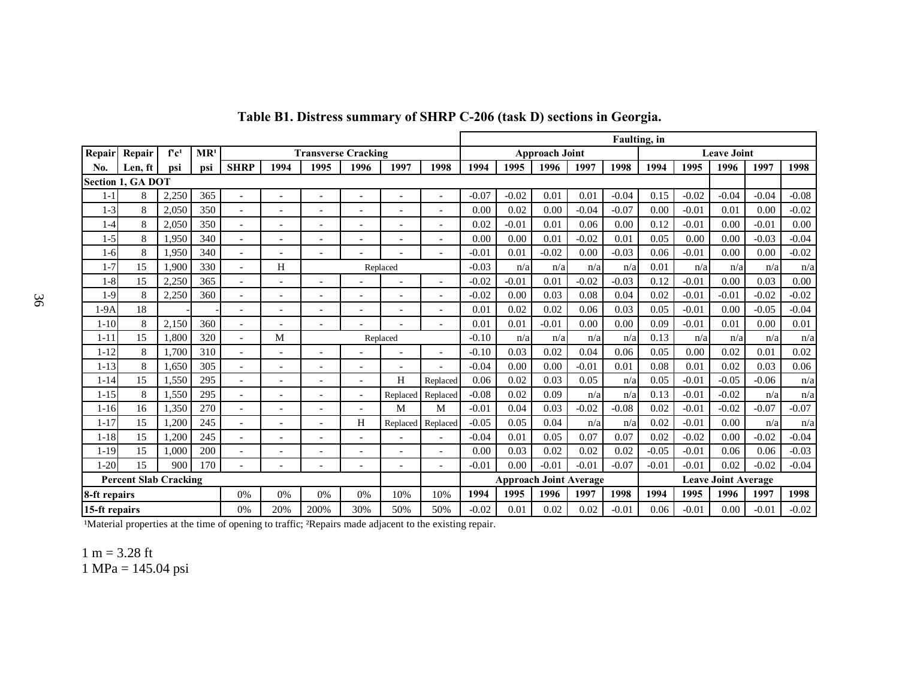**Table B1. Distress summary of SHRP C-206 (task D) sections in Georgia.**

| Repair No. | Repair Len, ft | f'c[1] psi | MR[1] psi | Transverse Cracking SHRP | 1994 | 1995 | 1996 | 1997 | 1998 | Faulting, in Approach Joint 1994 | 1995 | 1996 | 1997 | 1998 | Leave Joint 1994 | 1995 | 1996 | 1997 | 1998 |
|---|---|---|---|---|---|---|---|---|---|---|---|---|---|---|---|---|---|---|---|
| **Section 1, GA DOT** | | | | | | | | | | | | | | | | | | | |
| 1-1 | 8 | 2,250 | 365 | - | - | - | - | - | - | -0.07 | -0.02 | 0.01 | 0.01 | -0.04 | 0.15 | -0.02 | -0.04 | -0.04 | -0.08 |
| 1-3 | 8 | 2,050 | 350 | - | - | - | - | - | - | 0.00 | 0.02 | 0.00 | -0.04 | -0.07 | 0.00 | -0.01 | 0.01 | 0.00 | -0.02 |
| 1-4 | 8 | 2,050 | 350 | - | - | - | - | - | - | 0.02 | -0.01 | 0.01 | 0.06 | 0.00 | 0.12 | -0.01 | 0.00 | -0.01 | 0.00 |
| 1-5 | 8 | 1,950 | 340 | - | - | - | - | - | - | 0.00 | 0.00 | 0.01 | -0.02 | 0.01 | 0.05 | 0.00 | 0.00 | -0.03 | -0.04 |
| 1-6 | 8 | 1,950 | 340 | - | - | - | - | - | - | -0.01 | 0.01 | -0.02 | 0.00 | -0.03 | 0.06 | -0.01 | 0.00 | 0.00 | -0.02 |
| 1-7 | 15 | 1,900 | 330 | - | H | Replaced | | | | -0.03 | n/a | n/a | n/a | n/a | 0.01 | n/a | n/a | n/a | n/a |
| 1-8 | 15 | 2,250 | 365 | - | - | - | - | - | - | -0.02 | -0.01 | 0.01 | -0.02 | -0.03 | 0.12 | -0.01 | 0.00 | 0.03 | 0.00 |
| 1-9 | 8 | 2,250 | 360 | - | - | - | - | - | - | -0.02 | 0.00 | 0.03 | 0.08 | 0.04 | 0.02 | -0.01 | -0.01 | -0.02 | -0.02 |
| 1-9A | 18 | - | - | - | - | - | - | - | - | 0.01 | 0.02 | 0.02 | 0.06 | 0.03 | 0.05 | -0.01 | 0.00 | -0.05 | -0.04 |
| 1-10 | 8 | 2,150 | 360 | - | - | - | - | - | - | 0.01 | 0.01 | -0.01 | 0.00 | 0.00 | 0.09 | -0.01 | 0.01 | 0.00 | 0.01 |
| 1-11 | 15 | 1,800 | 320 | - | M | Replaced | | | | -0.10 | n/a | n/a | n/a | n/a | 0.13 | n/a | n/a | n/a | n/a |
| 1-12 | 8 | 1,700 | 310 | - | - | - | - | - | - | -0.10 | 0.03 | 0.02 | 0.04 | 0.06 | 0.05 | 0.00 | 0.02 | 0.01 | 0.02 |
| 1-13 | 8 | 1,650 | 305 | - | - | - | - | - | - | -0.04 | 0.00 | 0.00 | -0.01 | 0.01 | 0.08 | 0.01 | 0.02 | 0.03 | 0.06 |
| 1-14 | 15 | 1,550 | 295 | - | - | - | - | H | Replaced | 0.06 | 0.02 | 0.03 | 0.05 | n/a | 0.05 | -0.01 | -0.05 | -0.06 | n/a |
| 1-15 | 8 | 1,550 | 295 | - | - | - | - | Replaced | Replaced | -0.08 | 0.02 | 0.09 | n/a | n/a | 0.13 | -0.01 | -0.02 | n/a | n/a |
| 1-16 | 16 | 1,350 | 270 | - | - | - | - | M | M | -0.01 | 0.04 | 0.03 | -0.02 | -0.08 | 0.02 | -0.01 | -0.02 | -0.07 | -0.07 |
| 1-17 | 15 | 1,200 | 245 | - | - | - | H | Replaced | Replaced | -0.05 | 0.05 | 0.04 | n/a | n/a | 0.02 | -0.01 | 0.00 | n/a | n/a |
| 1-18 | 15 | 1,200 | 245 | - | - | - | - | - | - | -0.04 | 0.01 | 0.05 | 0.07 | 0.07 | 0.02 | -0.02 | 0.00 | -0.02 | -0.04 |
| 1-19 | 15 | 1,000 | 200 | - | - | - | - | - | - | 0.00 | 0.03 | 0.02 | 0.02 | 0.02 | -0.05 | -0.01 | 0.06 | 0.06 | -0.03 |
| 1-20 | 15 | 900 | 170 | - | - | - | - | - | - | -0.01 | 0.00 | -0.01 | -0.01 | -0.07 | -0.01 | -0.01 | 0.02 | -0.02 | -0.04 |
| **Percent Slab Cracking** | | | | | | | | | | **Approach Joint Average** | | | | | **Leave Joint Average** | | | | |
| **8-ft repairs** | | | | 0% | 0% | 0% | 0% | 10% | 10% | **1994** | **1995** | **1996** | **1997** | **1998** | **1994** | **1995** | **1996** | **1997** | **1998** |
| **15-ft repairs** | | | | 0% | 20% | 200% | 30% | 50% | 50% | -0.02 | 0.01 | 0.02 | 0.02 | -0.01 | 0.06 | -0.01 | 0.00 | -0.01 | -0.02 |

[1]Material properties at the time of opening to traffic; [2]Repairs made adjacent to the existing repair.

1 m = 3.28 ft
1 MPa = 145.04 psi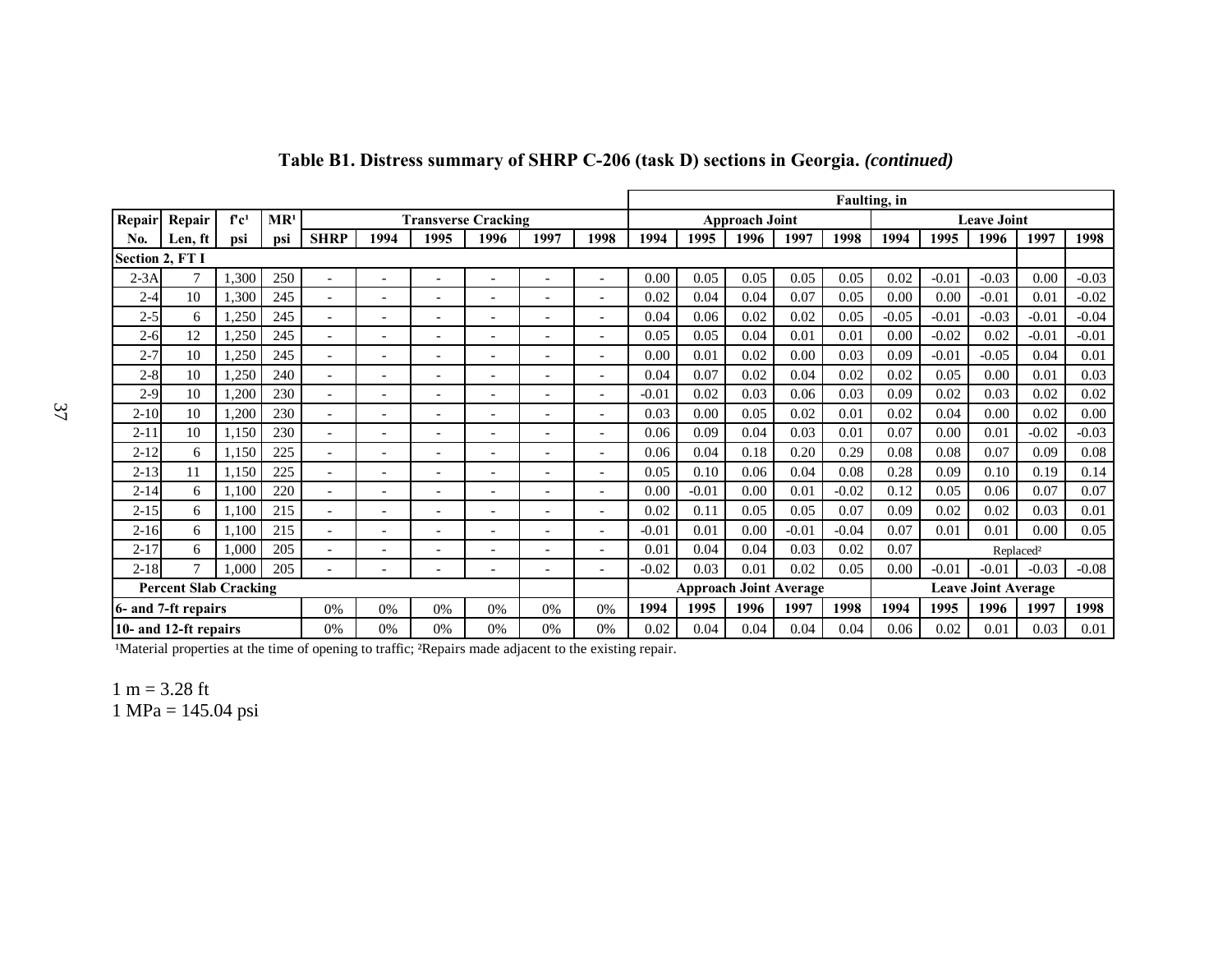**Table B1. Distress summary of SHRP C-206 (task D) sections in Georgia.** ***(continued)***

| Repair No. | Repair Len, ft | f'c[1] psi | MR[1] psi | Transverse Cracking SHRP | 1994 | 1995 | 1996 | 1997 | 1998 | Faulting, in Approach Joint 1994 | 1995 | 1996 | 1997 | 1998 | Leave Joint 1994 | 1995 | 1996 | 1997 | 1998 |
|---|---|---|---|---|---|---|---|---|---|---|---|---|---|---|---|---|---|---|---|
| **Section 2, FT I** | | | | | | | | | | | | | | | | | | | |
| 2-3A | 7 | 1,300 | 250 | - | - | - | - | - | - | 0.00 | 0.05 | 0.05 | 0.05 | 0.05 | 0.02 | -0.01 | -0.03 | 0.00 | -0.03 |
| 2-4 | 10 | 1,300 | 245 | - | - | - | - | - | - | 0.02 | 0.04 | 0.04 | 0.07 | 0.05 | 0.00 | 0.00 | -0.01 | 0.01 | -0.02 |
| 2-5 | 6 | 1,250 | 245 | - | - | - | - | - | - | 0.04 | 0.06 | 0.02 | 0.02 | 0.05 | -0.05 | -0.01 | -0.03 | -0.01 | -0.04 |
| 2-6 | 12 | 1,250 | 245 | - | - | - | - | - | - | 0.05 | 0.05 | 0.04 | 0.01 | 0.01 | 0.00 | -0.02 | 0.02 | -0.01 | -0.01 |
| 2-7 | 10 | 1,250 | 245 | - | - | - | - | - | - | 0.00 | 0.01 | 0.02 | 0.00 | 0.03 | 0.09 | -0.01 | -0.05 | 0.04 | 0.01 |
| 2-8 | 10 | 1,250 | 240 | - | - | - | - | - | - | 0.04 | 0.07 | 0.02 | 0.04 | 0.02 | 0.02 | 0.05 | 0.00 | 0.01 | 0.03 |
| 2-9 | 10 | 1,200 | 230 | - | - | - | - | - | - | -0.01 | 0.02 | 0.03 | 0.06 | 0.03 | 0.09 | 0.02 | 0.03 | 0.02 | 0.02 |
| 2-10 | 10 | 1,200 | 230 | - | - | - | - | - | - | 0.03 | 0.00 | 0.05 | 0.02 | 0.01 | 0.02 | 0.04 | 0.00 | 0.02 | 0.00 |
| 2-11 | 10 | 1,150 | 230 | - | - | - | - | - | - | 0.06 | 0.09 | 0.04 | 0.03 | 0.01 | 0.07 | 0.00 | 0.01 | -0.02 | -0.03 |
| 2-12 | 6 | 1,150 | 225 | - | - | - | - | - | - | 0.06 | 0.04 | 0.18 | 0.20 | 0.29 | 0.08 | 0.08 | 0.07 | 0.09 | 0.08 |
| 2-13 | 11 | 1,150 | 225 | - | - | - | - | - | - | 0.05 | 0.10 | 0.06 | 0.04 | 0.08 | 0.28 | 0.09 | 0.10 | 0.19 | 0.14 |
| 2-14 | 6 | 1,100 | 220 | - | - | - | - | - | - | 0.00 | -0.01 | 0.00 | 0.01 | -0.02 | 0.12 | 0.05 | 0.06 | 0.07 | 0.07 |
| 2-15 | 6 | 1,100 | 215 | - | - | - | - | - | - | 0.02 | 0.11 | 0.05 | 0.05 | 0.07 | 0.09 | 0.02 | 0.02 | 0.03 | 0.01 |
| 2-16 | 6 | 1,100 | 215 | - | - | - | - | - | - | -0.01 | 0.01 | 0.00 | -0.01 | -0.04 | 0.07 | 0.01 | 0.01 | 0.00 | 0.05 |
| 2-17 | 6 | 1,000 | 205 | - | - | - | - | - | - | 0.01 | 0.04 | 0.04 | 0.03 | 0.02 | 0.07 | Replaced[2] | | | |
| 2-18 | 7 | 1,000 | 205 | - | - | - | - | - | - | -0.02 | 0.03 | 0.01 | 0.02 | 0.05 | 0.00 | -0.01 | -0.01 | -0.03 | -0.08 |
| **Percent Slab Cracking** | | | | | | | | | | **Approach Joint Average** | | | | | **Leave Joint Average** | | | | |
| | | | | | | | | | | **1994** | **1995** | **1996** | **1997** | **1998** | **1994** | **1995** | **1996** | **1997** | **1998** |
| **6- and 7-ft repairs** | | | | 0% | 0% | 0% | 0% | 0% | 0% | | | | | | | | | | |
| **10- and 12-ft repairs** | | | | 0% | 0% | 0% | 0% | 0% | 0% | 0.02 | 0.04 | 0.04 | 0.04 | 0.04 | 0.06 | 0.02 | 0.01 | 0.03 | 0.01 |

[1]Material properties at the time of opening to traffic; [2]Repairs made adjacent to the existing repair.

1 m = 3.28 ft
1 MPa = 145.04 psi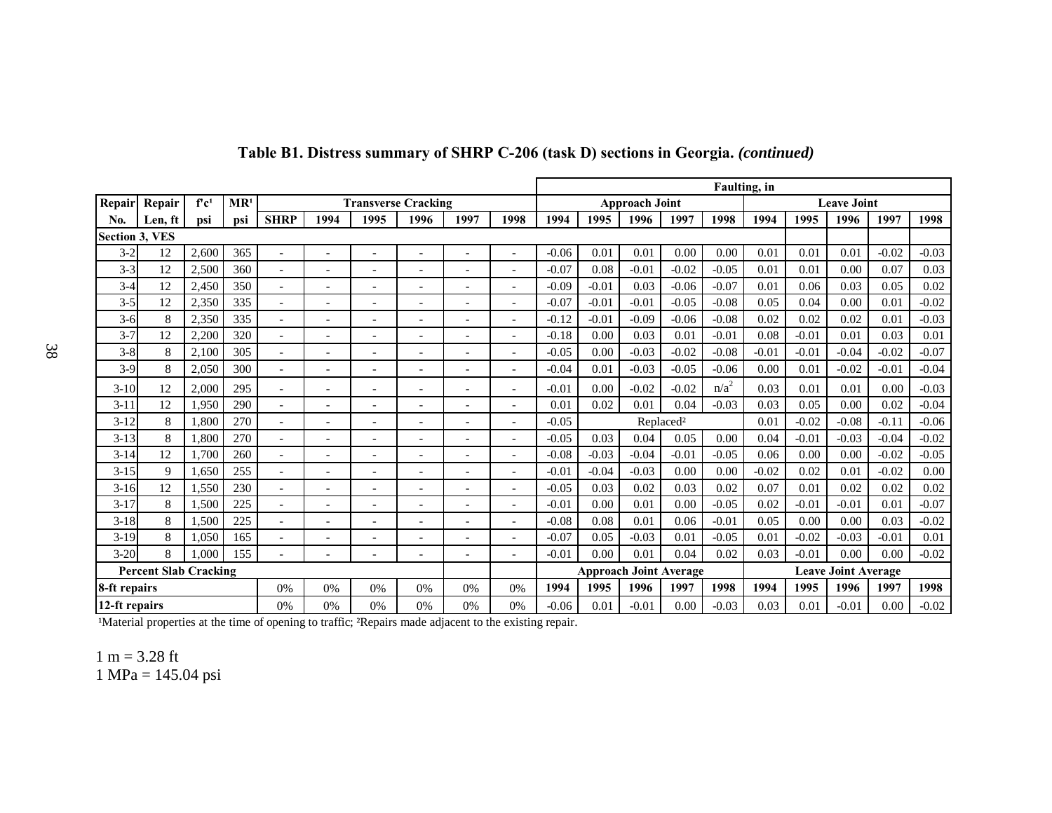**Table B1. Distress summary of SHRP C-206 (task D) sections in Georgia. *(continued)***

| Repair No. | Repair Len, ft | f'c[1] psi | MR[1] psi | Transverse Cracking | | | | | | Faulting, in – Approach Joint | | | | | Faulting, in – Leave Joint | | | | |
|---|---|---|---|---|---|---|---|---|---|---|---|---|---|---|---|---|---|---|---|
| | | | | SHRP | 1994 | 1995 | 1996 | 1997 | 1998 | 1994 | 1995 | 1996 | 1997 | 1998 | 1994 | 1995 | 1996 | 1997 | 1998 |
| **Section 3, VES** | | | | | | | | | | | | | | | | | | | |
| 3-2 | 12 | 2,600 | 365 | - | - | - | - | - | - | -0.06 | 0.01 | 0.01 | 0.00 | 0.00 | 0.01 | 0.01 | 0.01 | -0.02 | -0.03 |
| 3-3 | 12 | 2,500 | 360 | - | - | - | - | - | - | -0.07 | 0.08 | -0.01 | -0.02 | -0.05 | 0.01 | 0.01 | 0.00 | 0.07 | 0.03 |
| 3-4 | 12 | 2,450 | 350 | - | - | - | - | - | - | -0.09 | -0.01 | 0.03 | -0.06 | -0.07 | 0.01 | 0.06 | 0.03 | 0.05 | 0.02 |
| 3-5 | 12 | 2,350 | 335 | - | - | - | - | - | - | -0.07 | -0.01 | -0.01 | -0.05 | -0.08 | 0.05 | 0.04 | 0.00 | 0.01 | -0.02 |
| 3-6 | 8 | 2,350 | 335 | - | - | - | - | - | - | -0.12 | -0.01 | -0.09 | -0.06 | -0.08 | 0.02 | 0.02 | 0.02 | 0.01 | -0.03 |
| 3-7 | 12 | 2,200 | 320 | - | - | - | - | - | - | -0.18 | 0.00 | 0.03 | 0.01 | -0.01 | 0.08 | -0.01 | 0.01 | 0.03 | 0.01 |
| 3-8 | 8 | 2,100 | 305 | - | - | - | - | - | - | -0.05 | 0.00 | -0.03 | -0.02 | -0.08 | -0.01 | -0.01 | -0.04 | -0.02 | -0.07 |
| 3-9 | 8 | 2,050 | 300 | - | - | - | - | - | - | -0.04 | 0.01 | -0.03 | -0.05 | -0.06 | 0.00 | 0.01 | -0.02 | -0.01 | -0.04 |
| 3-10 | 12 | 2,000 | 295 | - | - | - | - | - | - | -0.01 | 0.00 | -0.02 | -0.02 | n/a[2] | 0.03 | 0.01 | 0.01 | 0.00 | -0.03 |
| 3-11 | 12 | 1,950 | 290 | - | - | - | - | - | - | 0.01 | 0.02 | 0.01 | 0.04 | -0.03 | 0.03 | 0.05 | 0.00 | 0.02 | -0.04 |
| 3-12 | 8 | 1,800 | 270 | - | - | - | - | - | - | -0.05 | Replaced[2] | | | | 0.01 | -0.02 | -0.08 | -0.11 | -0.06 |
| 3-13 | 8 | 1,800 | 270 | - | - | - | - | - | - | -0.05 | 0.03 | 0.04 | 0.05 | 0.00 | 0.04 | -0.01 | -0.03 | -0.04 | -0.02 |
| 3-14 | 12 | 1,700 | 260 | - | - | - | - | - | - | -0.08 | -0.03 | -0.04 | -0.01 | -0.05 | 0.06 | 0.00 | 0.00 | -0.02 | -0.05 |
| 3-15 | 9 | 1,650 | 255 | - | - | - | - | - | - | -0.01 | -0.04 | -0.03 | 0.00 | 0.00 | -0.02 | 0.02 | 0.01 | -0.02 | 0.00 |
| 3-16 | 12 | 1,550 | 230 | - | - | - | - | - | - | -0.05 | 0.03 | 0.02 | 0.03 | 0.02 | 0.07 | 0.01 | 0.02 | 0.02 | 0.02 |
| 3-17 | 8 | 1,500 | 225 | - | - | - | - | - | - | -0.01 | 0.00 | 0.01 | 0.00 | -0.05 | 0.02 | -0.01 | -0.01 | 0.01 | -0.07 |
| 3-18 | 8 | 1,500 | 225 | - | - | - | - | - | - | -0.08 | 0.08 | 0.01 | 0.06 | -0.01 | 0.05 | 0.00 | 0.00 | 0.03 | -0.02 |
| 3-19 | 8 | 1,050 | 165 | - | - | - | - | - | - | -0.07 | 0.05 | -0.03 | 0.01 | -0.05 | 0.01 | -0.02 | -0.03 | -0.01 | 0.01 |
| 3-20 | 8 | 1,000 | 155 | - | - | - | - | - | - | -0.01 | 0.00 | 0.01 | 0.04 | 0.02 | 0.03 | -0.01 | 0.00 | 0.00 | -0.02 |
| **Percent Slab Cracking** | | | | | | | | | | **Approach Joint Average** | | | | | **Leave Joint Average** | | | | |
| | | | | | | | | | | **1994** | **1995** | **1996** | **1997** | **1998** | **1994** | **1995** | **1996** | **1997** | **1998** |
| **8-ft repairs** | | | | 0% | 0% | 0% | 0% | 0% | 0% | | | | | | | | | | |
| **12-ft repairs** | | | | 0% | 0% | 0% | 0% | 0% | 0% | -0.06 | 0.01 | -0.01 | 0.00 | -0.03 | 0.03 | 0.01 | -0.01 | 0.00 | -0.02 |

[1]Material properties at the time of opening to traffic; [2]Repairs made adjacent to the existing repair.

1 m = 3.28 ft
1 MPa = 145.04 psi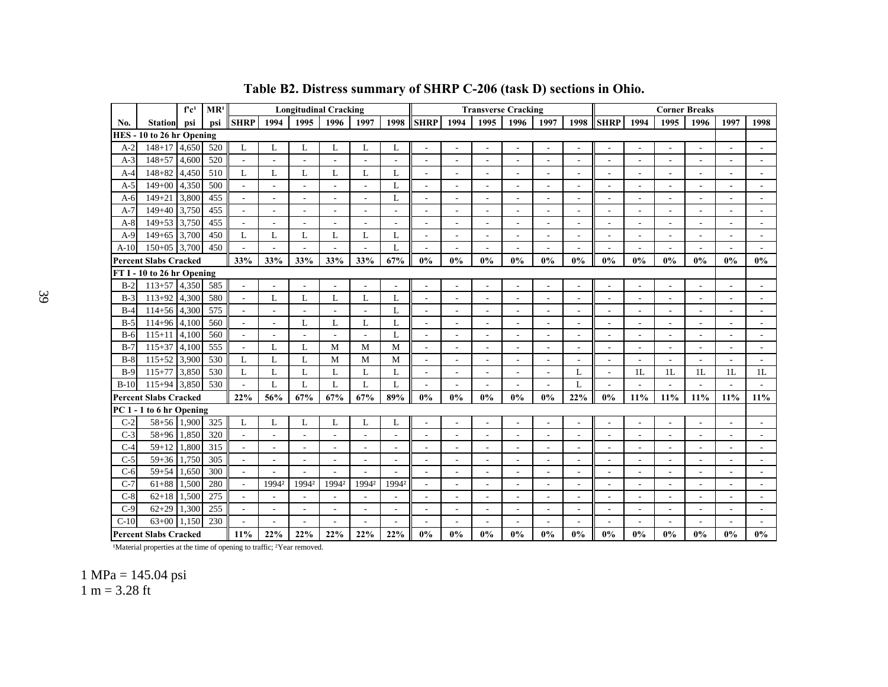**Table B2. Distress summary of SHRP C-206 (task D) sections in Ohio.**

| | | f'c[1] | MR[1] | Longitudinal Cracking | | | | | | Transverse Cracking | | | | | | Corner Breaks | | | | | |
|---|---|---|---|---|---|---|---|---|---|---|---|---|---|---|---|---|---|---|---|---|---|
| No. | Station | psi | psi | SHRP | 1994 | 1995 | 1996 | 1997 | 1998 | SHRP | 1994 | 1995 | 1996 | 1997 | 1998 | SHRP | 1994 | 1995 | 1996 | 1997 | 1998 |
| **HES - 10 to 26 hr Opening** | | | | | | | | | | | | | | | | | | | | | |
| A-2 | 148+17 | 4,650 | 520 | L | L | L | L | L | L | - | - | - | - | - | - | - | - | - | - | - | - |
| A-3 | 148+57 | 4,600 | 520 | - | - | - | - | - | - | - | - | - | - | - | - | - | - | - | - | - | - |
| A-4 | 148+82 | 4,450 | 510 | L | L | L | L | L | L | - | - | - | - | - | - | - | - | - | - | - | - |
| A-5 | 149+00 | 4,350 | 500 | - | - | - | - | - | L | - | - | - | - | - | - | - | - | - | - | - | - |
| A-6 | 149+21 | 3,800 | 455 | - | - | - | - | - | L | - | - | - | - | - | - | - | - | - | - | - | - |
| A-7 | 149+40 | 3,750 | 455 | - | - | - | - | - | - | - | - | - | - | - | - | - | - | - | - | - | - |
| A-8 | 149+53 | 3,750 | 455 | - | - | - | - | - | - | - | - | - | - | - | - | - | - | - | - | - | - |
| A-9 | 149+65 | 3,700 | 450 | L | L | L | L | L | L | - | - | - | - | - | - | - | - | - | - | - | - |
| A-10 | 150+05 | 3,700 | 450 | - | - | - | - | - | L | - | - | - | - | - | - | - | - | - | - | - | - |
| **Percent Slabs Cracked** | | | | **33%** | **33%** | **33%** | **33%** | **33%** | **67%** | **0%** | **0%** | **0%** | **0%** | **0%** | **0%** | **0%** | **0%** | **0%** | **0%** | **0%** | **0%** |
| **FT I - 10 to 26 hr Opening** | | | | | | | | | | | | | | | | | | | | | |
| B-2 | 113+57 | 4,350 | 585 | - | - | - | - | - | - | - | - | - | - | - | - | - | - | - | - | - | - |
| B-3 | 113+92 | 4,300 | 580 | - | L | L | L | L | L | - | - | - | - | - | - | - | - | - | - | - | - |
| B-4 | 114+56 | 4,300 | 575 | - | - | - | - | - | L | - | - | - | - | - | - | - | - | - | - | - | - |
| B-5 | 114+96 | 4,100 | 560 | - | - | L | L | L | L | - | - | - | - | - | - | - | - | - | - | - | - |
| B-6 | 115+11 | 4,100 | 560 | - | - | - | - | - | L | - | - | - | - | - | - | - | - | - | - | - | - |
| B-7 | 115+37 | 4,100 | 555 | - | L | L | M | M | M | - | - | - | - | - | - | - | - | - | - | - | - |
| B-8 | 115+52 | 3,900 | 530 | L | L | L | M | M | M | - | - | - | - | - | - | - | - | - | - | - | - |
| B-9 | 115+77 | 3,850 | 530 | L | L | L | L | L | L | - | - | - | - | - | L | - | 1L | 1L | 1L | 1L | 1L |
| B-10 | 115+94 | 3,850 | 530 | - | L | L | L | L | L | - | - | - | - | - | L | - | - | - | - | - | - |
| **Percent Slabs Cracked** | | | | **22%** | **56%** | **67%** | **67%** | **67%** | **89%** | **0%** | **0%** | **0%** | **0%** | **0%** | **22%** | **0%** | **11%** | **11%** | **11%** | **11%** | **11%** |
| **PC 1 - 1 to 6 hr Opening** | | | | | | | | | | | | | | | | | | | | | |
| C-2 | 58+56 | 1,900 | 325 | L | L | L | L | L | L | - | - | - | - | - | - | - | - | - | - | - | - |
| C-3 | 58+96 | 1,850 | 320 | - | - | - | - | - | - | - | - | - | - | - | - | - | - | - | - | - | - |
| C-4 | 59+12 | 1,800 | 315 | - | - | - | - | - | - | - | - | - | - | - | - | - | - | - | - | - | - |
| C-5 | 59+36 | 1,750 | 305 | - | - | - | - | - | - | - | - | - | - | - | - | - | - | - | - | - | - |
| C-6 | 59+54 | 1,650 | 300 | - | - | - | - | - | - | - | - | - | - | - | - | - | - | - | - | - | - |
| C-7 | 61+88 | 1,500 | 280 | - | 1994[2] | 1994[2] | 1994[2] | 1994[2] | 1994[2] | - | - | - | - | - | - | - | - | - | - | - | - |
| C-8 | 62+18 | 1,500 | 275 | - | - | - | - | - | - | - | - | - | - | - | - | - | - | - | - | - | - |
| C-9 | 62+29 | 1,300 | 255 | - | - | - | - | - | - | - | - | - | - | - | - | - | - | - | - | - | - |
| C-10 | 63+00 | 1,150 | 230 | - | - | - | - | - | - | - | - | - | - | - | - | - | - | - | - | - | - |
| **Percent Slabs Cracked** | | | | **11%** | **22%** | **22%** | **22%** | **22%** | **22%** | **0%** | **0%** | **0%** | **0%** | **0%** | **0%** | **0%** | **0%** | **0%** | **0%** | **0%** | **0%** |

[1]Material properties at the time of opening to traffic; [2]Year removed.

1 MPa = 145.04 psi
1 m = 3.28 ft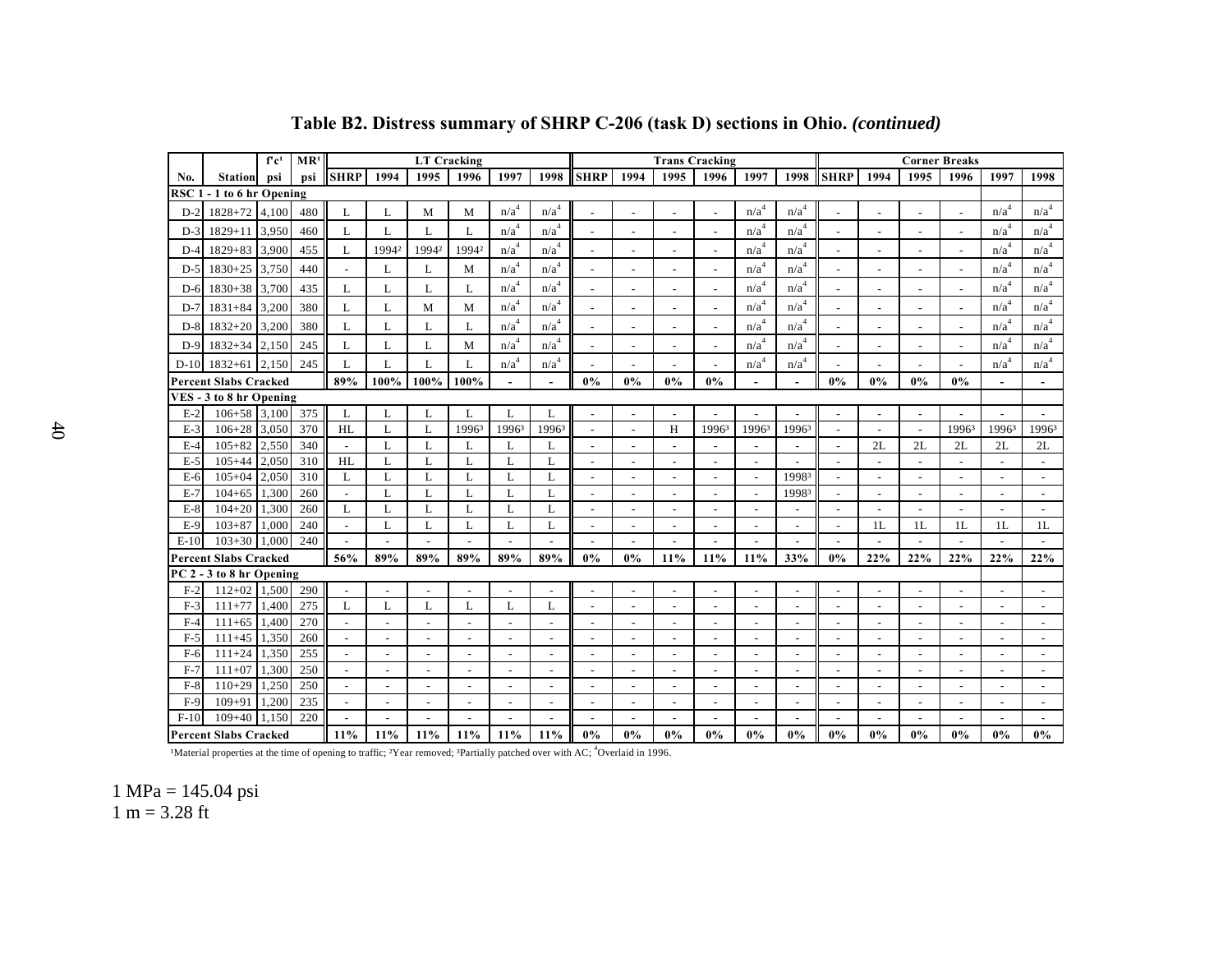**Table B2. Distress summary of SHRP C-206 (task D) sections in Ohio.** ***(continued)***

| No. | Station | f'c[1] psi | MR[1] psi | LT Cracking SHRP | 1994 | 1995 | 1996 | 1997 | 1998 | Trans Cracking SHRP | 1994 | 1995 | 1996 | 1997 | 1998 | Corner Breaks SHRP | 1994 | 1995 | 1996 | 1997 | 1998 |
|---|---|---|---|---|---|---|---|---|---|---|---|---|---|---|---|---|---|---|---|---|---|
| **RSC 1 - 1 to 6 hr Opening** | | | | | | | | | | | | | | | | | | | | | |
| D-2 | 1828+72 | 4,100 | 480 | L | L | M | M | n/a[4] | n/a[4] | - | - | - | - | n/a[4] | n/a[4] | - | - | - | - | n/a[4] | n/a[4] |
| D-3 | 1829+11 | 3,950 | 460 | L | L | L | L | n/a[4] | n/a[4] | - | - | - | - | n/a[4] | n/a[4] | - | - | - | - | n/a[4] | n/a[4] |
| D-4 | 1829+83 | 3,900 | 455 | L | 1994[2] | 1994[2] | 1994[2] | n/a[4] | n/a[4] | - | - | - | - | n/a[4] | n/a[4] | - | - | - | - | n/a[4] | n/a[4] |
| D-5 | 1830+25 | 3,750 | 440 | - | L | L | M | n/a[4] | n/a[4] | - | - | - | - | n/a[4] | n/a[4] | - | - | - | - | n/a[4] | n/a[4] |
| D-6 | 1830+38 | 3,700 | 435 | L | L | L | L | n/a[4] | n/a[4] | - | - | - | - | n/a[4] | n/a[4] | - | - | - | - | n/a[4] | n/a[4] |
| D-7 | 1831+84 | 3,200 | 380 | L | L | M | M | n/a[4] | n/a[4] | - | - | - | - | n/a[4] | n/a[4] | - | - | - | - | n/a[4] | n/a[4] |
| D-8 | 1832+20 | 3,200 | 380 | L | L | L | L | n/a[4] | n/a[4] | - | - | - | - | n/a[4] | n/a[4] | - | - | - | - | n/a[4] | n/a[4] |
| D-9 | 1832+34 | 2,150 | 245 | L | L | L | M | n/a[4] | n/a[4] | - | - | - | - | n/a[4] | n/a[4] | - | - | - | - | n/a[4] | n/a[4] |
| D-10 | 1832+61 | 2,150 | 245 | L | L | L | L | n/a[4] | n/a[4] | - | - | - | - | n/a[4] | n/a[4] | - | - | - | - | n/a[4] | n/a[4] |
| **Percent Slabs Cracked** | | | | **89%** | **100%** | **100%** | **100%** | **-** | **-** | **0%** | **0%** | **0%** | **0%** | **-** | **-** | **0%** | **0%** | **0%** | **0%** | **-** | **-** |
| **VES - 3 to 8 hr Opening** | | | | | | | | | | | | | | | | | | | | | |
| E-2 | 106+58 | 3,100 | 375 | L | L | L | L | L | L | - | - | - | - | - | - | - | - | - | - | - | - |
| E-3 | 106+28 | 3,050 | 370 | HL | L | L | 1996[3] | 1996[3] | 1996[3] | - | - | H | 1996[3] | 1996[3] | 1996[3] | - | - | - | 1996[3] | 1996[3] | 1996[3] |
| E-4 | 105+82 | 2,550 | 340 | - | L | L | L | L | L | - | - | - | - | - | - | - | 2L | 2L | 2L | 2L | 2L |
| E-5 | 105+44 | 2,050 | 310 | HL | L | L | L | L | L | - | - | - | - | - | - | - | - | - | - | - | - |
| E-6 | 105+04 | 2,050 | 310 | L | L | L | L | L | L | - | - | - | - | - | 1998[3] | - | - | - | - | - | - |
| E-7 | 104+65 | 1,300 | 260 | - | L | L | L | L | L | - | - | - | - | - | 1998[3] | - | - | - | - | - | - |
| E-8 | 104+20 | 1,300 | 260 | L | L | L | L | L | L | - | - | - | - | - | - | - | - | - | - | - | - |
| E-9 | 103+87 | 1,000 | 240 | - | L | L | L | L | L | - | - | - | - | - | - | - | 1L | 1L | 1L | 1L | 1L |
| E-10 | 103+30 | 1,000 | 240 | - | - | - | - | - | - | - | - | - | - | - | - | - | - | - | - | - | - |
| **Percent Slabs Cracked** | | | | **56%** | **89%** | **89%** | **89%** | **89%** | **89%** | **0%** | **0%** | **11%** | **11%** | **11%** | **33%** | **0%** | **22%** | **22%** | **22%** | **22%** | **22%** |
| **PC 2 - 3 to 8 hr Opening** | | | | | | | | | | | | | | | | | | | | | |
| F-2 | 112+02 | 1,500 | 290 | - | - | - | - | - | - | - | - | - | - | - | - | - | - | - | - | - | - |
| F-3 | 111+77 | 1,400 | 275 | L | L | L | L | L | L | - | - | - | - | - | - | - | - | - | - | - | - |
| F-4 | 111+65 | 1,400 | 270 | - | - | - | - | - | - | - | - | - | - | - | - | - | - | - | - | - | - |
| F-5 | 111+45 | 1,350 | 260 | - | - | - | - | - | - | - | - | - | - | - | - | - | - | - | - | - | - |
| F-6 | 111+24 | 1,350 | 255 | - | - | - | - | - | - | - | - | - | - | - | - | - | - | - | - | - | - |
| F-7 | 111+07 | 1,300 | 250 | - | - | - | - | - | - | - | - | - | - | - | - | - | - | - | - | - | - |
| F-8 | 110+29 | 1,250 | 250 | - | - | - | - | - | - | - | - | - | - | - | - | - | - | - | - | - | - |
| F-9 | 109+91 | 1,200 | 235 | - | - | - | - | - | - | - | - | - | - | - | - | - | - | - | - | - | - |
| F-10 | 109+40 | 1,150 | 220 | - | - | - | - | - | - | - | - | - | - | - | - | - | - | - | - | - | - |
| **Percent Slabs Cracked** | | | | **11%** | **11%** | **11%** | **11%** | **11%** | **11%** | **0%** | **0%** | **0%** | **0%** | **0%** | **0%** | **0%** | **0%** | **0%** | **0%** | **0%** | **0%** |

[1]Material properties at the time of opening to traffic; [2]Year removed; [3]Partially patched over with AC; [4]Overlaid in 1996.

1 MPa = 145.04 psi
1 m = 3.28 ft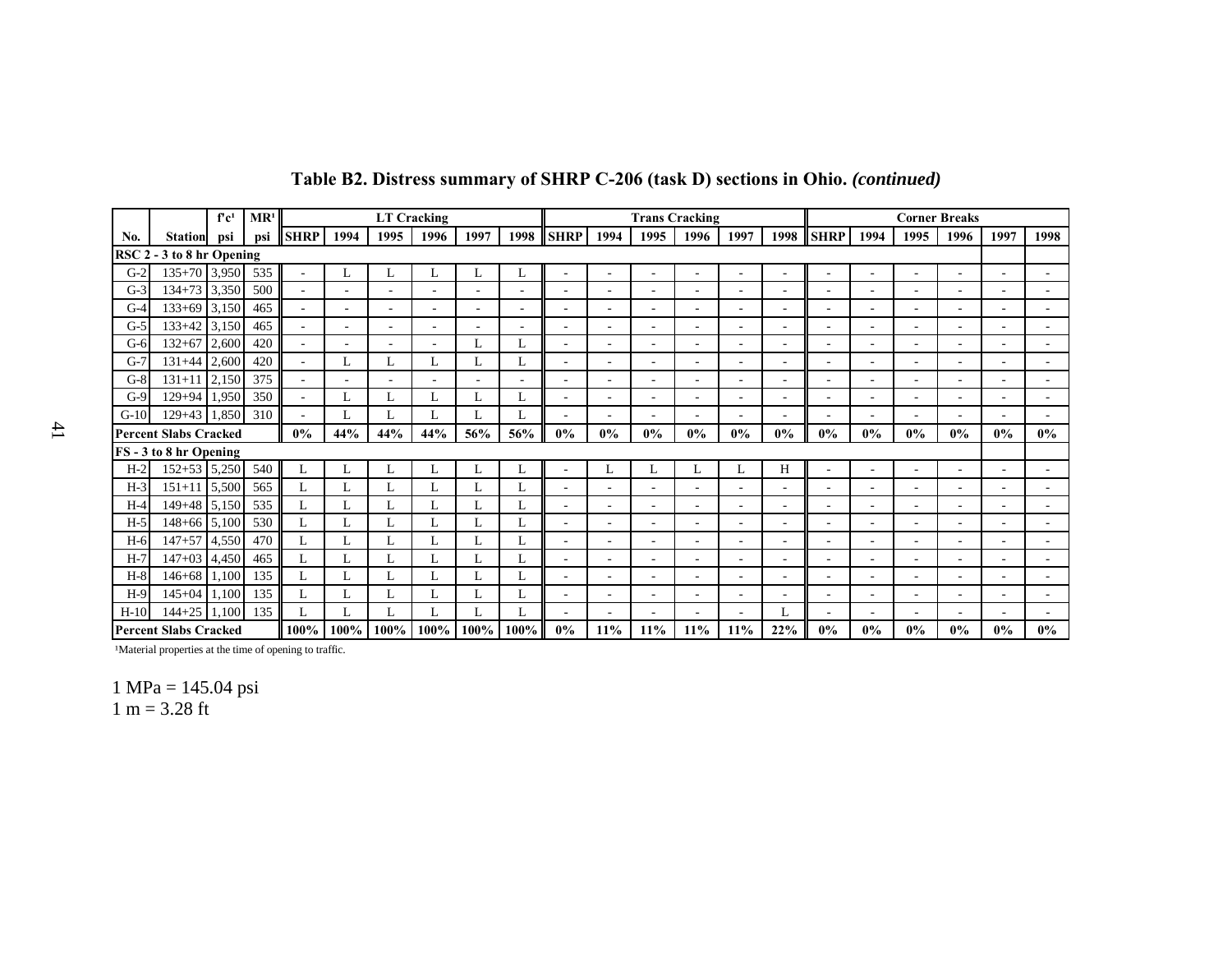**Table B2. Distress summary of SHRP C-206 (task D) sections in Ohio.** ***(continued)***

| No. | Station | f'c[1] psi | MR[1] psi | LT Cracking SHRP | 1994 | 1995 | 1996 | 1997 | 1998 | Trans Cracking SHRP | 1994 | 1995 | 1996 | 1997 | 1998 | Corner Breaks SHRP | 1994 | 1995 | 1996 | 1997 | 1998 |
|---|---|---|---|---|---|---|---|---|---|---|---|---|---|---|---|---|---|---|---|---|---|
| **RSC 2 - 3 to 8 hr Opening** | | | | | | | | | | | | | | | | | | | | | |
| G-2 | 135+70 | 3,950 | 535 | - | L | L | L | L | L | - | - | - | - | - | - | - | - | - | - | - | - |
| G-3 | 134+73 | 3,350 | 500 | - | - | - | - | - | - | - | - | - | - | - | - | - | - | - | - | - | - |
| G-4 | 133+69 | 3,150 | 465 | - | - | - | - | - | - | - | - | - | - | - | - | - | - | - | - | - | - |
| G-5 | 133+42 | 3,150 | 465 | - | - | - | - | - | - | - | - | - | - | - | - | - | - | - | - | - | - |
| G-6 | 132+67 | 2,600 | 420 | - | - | - | - | L | L | - | - | - | - | - | - | - | - | - | - | - | - |
| G-7 | 131+44 | 2,600 | 420 | - | L | L | L | L | L | - | - | - | - | - | - | - | - | - | - | - | - |
| G-8 | 131+11 | 2,150 | 375 | - | - | - | - | - | - | - | - | - | - | - | - | - | - | - | - | - | - |
| G-9 | 129+94 | 1,950 | 350 | - | L | L | L | L | L | - | - | - | - | - | - | - | - | - | - | - | - |
| G-10 | 129+43 | 1,850 | 310 | - | L | L | L | L | L | - | - | - | - | - | - | - | - | - | - | - | - |
| **Percent Slabs Cracked** | | | | **0%** | **44%** | **44%** | **44%** | **56%** | **56%** | **0%** | **0%** | **0%** | **0%** | **0%** | **0%** | **0%** | **0%** | **0%** | **0%** | **0%** | **0%** |
| **FS - 3 to 8 hr Opening** | | | | | | | | | | | | | | | | | | | | | |
| H-2 | 152+53 | 5,250 | 540 | L | L | L | L | L | L | - | L | L | L | L | H | - | - | - | - | - | - |
| H-3 | 151+11 | 5,500 | 565 | L | L | L | L | L | L | - | - | - | - | - | - | - | - | - | - | - | - |
| H-4 | 149+48 | 5,150 | 535 | L | L | L | L | L | L | - | - | - | - | - | - | - | - | - | - | - | - |
| H-5 | 148+66 | 5,100 | 530 | L | L | L | L | L | L | - | - | - | - | - | - | - | - | - | - | - | - |
| H-6 | 147+57 | 4,550 | 470 | L | L | L | L | L | L | - | - | - | - | - | - | - | - | - | - | - | - |
| H-7 | 147+03 | 4,450 | 465 | L | L | L | L | L | L | - | - | - | - | - | - | - | - | - | - | - | - |
| H-8 | 146+68 | 1,100 | 135 | L | L | L | L | L | L | - | - | - | - | - | - | - | - | - | - | - | - |
| H-9 | 145+04 | 1,100 | 135 | L | L | L | L | L | L | - | - | - | - | - | - | - | - | - | - | - | - |
| H-10 | 144+25 | 1,100 | 135 | L | L | L | L | L | L | - | - | - | - | - | L | - | - | - | - | - | - |
| **Percent Slabs Cracked** | | | | **100%** | **100%** | **100%** | **100%** | **100%** | **100%** | **0%** | **11%** | **11%** | **11%** | **11%** | **22%** | **0%** | **0%** | **0%** | **0%** | **0%** | **0%** |

[1]Material properties at the time of opening to traffic.

1 MPa = 145.04 psi
1 m = 3.28 ft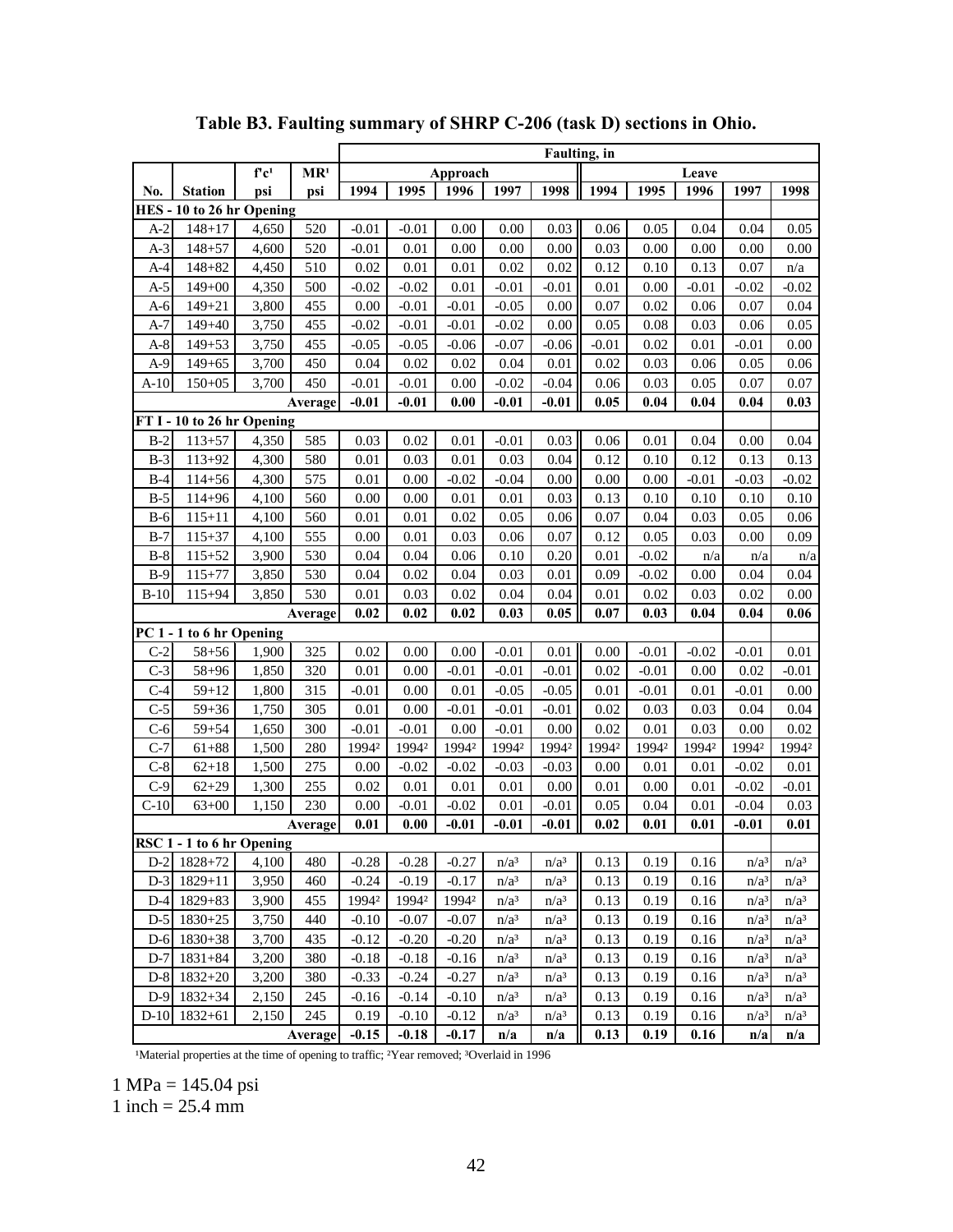**Table B3. Faulting summary of SHRP C-206 (task D) sections in Ohio.**

| | | | | Faulting, in | | | | | | | | | |
|---|---|---|---|---|---|---|---|---|---|---|---|---|---|
| | | f'c[1] | MR[1] | Approach | | | | | Leave | | | | |
| No. | Station | psi | psi | 1994 | 1995 | 1996 | 1997 | 1998 | 1994 | 1995 | 1996 | 1997 | 1998 |
| **HES - 10 to 26 hr Opening** | | | | | | | | | | | | | |
| A-2 | 148+17 | 4,650 | 520 | -0.01 | -0.01 | 0.00 | 0.00 | 0.03 | 0.06 | 0.05 | 0.04 | 0.04 | 0.05 |
| A-3 | 148+57 | 4,600 | 520 | -0.01 | 0.01 | 0.00 | 0.00 | 0.00 | 0.03 | 0.00 | 0.00 | 0.00 | 0.00 |
| A-4 | 148+82 | 4,450 | 510 | 0.02 | 0.01 | 0.01 | 0.02 | 0.02 | 0.12 | 0.10 | 0.13 | 0.07 | n/a |
| A-5 | 149+00 | 4,350 | 500 | -0.02 | -0.02 | 0.01 | -0.01 | -0.01 | 0.01 | 0.00 | -0.01 | -0.02 | -0.02 |
| A-6 | 149+21 | 3,800 | 455 | 0.00 | -0.01 | -0.01 | -0.05 | 0.00 | 0.07 | 0.02 | 0.06 | 0.07 | 0.04 |
| A-7 | 149+40 | 3,750 | 455 | -0.02 | -0.01 | -0.01 | -0.02 | 0.00 | 0.05 | 0.08 | 0.03 | 0.06 | 0.05 |
| A-8 | 149+53 | 3,750 | 455 | -0.05 | -0.05 | -0.06 | -0.07 | -0.06 | -0.01 | 0.02 | 0.01 | -0.01 | 0.00 |
| A-9 | 149+65 | 3,700 | 450 | 0.04 | 0.02 | 0.02 | 0.04 | 0.01 | 0.02 | 0.03 | 0.06 | 0.05 | 0.06 |
| A-10 | 150+05 | 3,700 | 450 | -0.01 | -0.01 | 0.00 | -0.02 | -0.04 | 0.06 | 0.03 | 0.05 | 0.07 | 0.07 |
| | | | **Average** | **-0.01** | **-0.01** | **0.00** | **-0.01** | **-0.01** | **0.05** | **0.04** | **0.04** | **0.04** | **0.03** |
| **FT I - 10 to 26 hr Opening** | | | | | | | | | | | | | |
| B-2 | 113+57 | 4,350 | 585 | 0.03 | 0.02 | 0.01 | -0.01 | 0.03 | 0.06 | 0.01 | 0.04 | 0.00 | 0.04 |
| B-3 | 113+92 | 4,300 | 580 | 0.01 | 0.03 | 0.01 | 0.03 | 0.04 | 0.12 | 0.10 | 0.12 | 0.13 | 0.13 |
| B-4 | 114+56 | 4,300 | 575 | 0.01 | 0.00 | -0.02 | -0.04 | 0.00 | 0.00 | 0.00 | -0.01 | -0.03 | -0.02 |
| B-5 | 114+96 | 4,100 | 560 | 0.00 | 0.00 | 0.01 | 0.01 | 0.03 | 0.13 | 0.10 | 0.10 | 0.10 | 0.10 |
| B-6 | 115+11 | 4,100 | 560 | 0.01 | 0.01 | 0.02 | 0.05 | 0.06 | 0.07 | 0.04 | 0.03 | 0.05 | 0.06 |
| B-7 | 115+37 | 4,100 | 555 | 0.00 | 0.01 | 0.03 | 0.06 | 0.07 | 0.12 | 0.05 | 0.03 | 0.00 | 0.09 |
| B-8 | 115+52 | 3,900 | 530 | 0.04 | 0.04 | 0.06 | 0.10 | 0.20 | 0.01 | -0.02 | n/a | n/a | n/a |
| B-9 | 115+77 | 3,850 | 530 | 0.04 | 0.02 | 0.04 | 0.03 | 0.01 | 0.09 | -0.02 | 0.00 | 0.04 | 0.04 |
| B-10 | 115+94 | 3,850 | 530 | 0.01 | 0.03 | 0.02 | 0.04 | 0.04 | 0.01 | 0.02 | 0.03 | 0.02 | 0.00 |
| | | | **Average** | **0.02** | **0.02** | **0.02** | **0.03** | **0.05** | **0.07** | **0.03** | **0.04** | **0.04** | **0.06** |
| **PC 1 - 1 to 6 hr Opening** | | | | | | | | | | | | | |
| C-2 | 58+56 | 1,900 | 325 | 0.02 | 0.00 | 0.00 | -0.01 | 0.01 | 0.00 | -0.01 | -0.02 | -0.01 | 0.01 |
| C-3 | 58+96 | 1,850 | 320 | 0.01 | 0.00 | -0.01 | -0.01 | -0.01 | 0.02 | -0.01 | 0.00 | 0.02 | -0.01 |
| C-4 | 59+12 | 1,800 | 315 | -0.01 | 0.00 | 0.01 | -0.05 | -0.05 | 0.01 | -0.01 | 0.01 | -0.01 | 0.00 |
| C-5 | 59+36 | 1,750 | 305 | 0.01 | 0.00 | -0.01 | -0.01 | -0.01 | 0.02 | 0.03 | 0.03 | 0.04 | 0.04 |
| C-6 | 59+54 | 1,650 | 300 | -0.01 | -0.01 | 0.00 | -0.01 | 0.00 | 0.02 | 0.01 | 0.03 | 0.00 | 0.02 |
| C-7 | 61+88 | 1,500 | 280 | 1994[2] | 1994[2] | 1994[2] | 1994[2] | 1994[2] | 1994[2] | 1994[2] | 1994[2] | 1994[2] | 1994[2] |
| C-8 | 62+18 | 1,500 | 275 | 0.00 | -0.02 | -0.02 | -0.03 | -0.03 | 0.00 | 0.01 | 0.01 | -0.02 | 0.01 |
| C-9 | 62+29 | 1,300 | 255 | 0.02 | 0.01 | 0.01 | 0.01 | 0.00 | 0.01 | 0.00 | 0.01 | -0.02 | -0.01 |
| C-10 | 63+00 | 1,150 | 230 | 0.00 | -0.01 | -0.02 | 0.01 | -0.01 | 0.05 | 0.04 | 0.01 | -0.04 | 0.03 |
| | | | **Average** | **0.01** | **0.00** | **-0.01** | **-0.01** | **-0.01** | **0.02** | **0.01** | **0.01** | **-0.01** | **0.01** |
| **RSC 1 - 1 to 6 hr Opening** | | | | | | | | | | | | | |
| D-2 | 1828+72 | 4,100 | 480 | -0.28 | -0.28 | -0.27 | n/a[3] | n/a[3] | 0.13 | 0.19 | 0.16 | n/a[3] | n/a[3] |
| D-3 | 1829+11 | 3,950 | 460 | -0.24 | -0.19 | -0.17 | n/a[3] | n/a[3] | 0.13 | 0.19 | 0.16 | n/a[3] | n/a[3] |
| D-4 | 1829+83 | 3,900 | 455 | 1994[2] | 1994[2] | 1994[2] | n/a[3] | n/a[3] | 0.13 | 0.19 | 0.16 | n/a[3] | n/a[3] |
| D-5 | 1830+25 | 3,750 | 440 | -0.10 | -0.07 | -0.07 | n/a[3] | n/a[3] | 0.13 | 0.19 | 0.16 | n/a[3] | n/a[3] |
| D-6 | 1830+38 | 3,700 | 435 | -0.12 | -0.20 | -0.20 | n/a[3] | n/a[3] | 0.13 | 0.19 | 0.16 | n/a[3] | n/a[3] |
| D-7 | 1831+84 | 3,200 | 380 | -0.18 | -0.18 | -0.16 | n/a[3] | n/a[3] | 0.13 | 0.19 | 0.16 | n/a[3] | n/a[3] |
| D-8 | 1832+20 | 3,200 | 380 | -0.33 | -0.24 | -0.27 | n/a[3] | n/a[3] | 0.13 | 0.19 | 0.16 | n/a[3] | n/a[3] |
| D-9 | 1832+34 | 2,150 | 245 | -0.16 | -0.14 | -0.10 | n/a[3] | n/a[3] | 0.13 | 0.19 | 0.16 | n/a[3] | n/a[3] |
| D-10 | 1832+61 | 2,150 | 245 | 0.19 | -0.10 | -0.12 | n/a[3] | n/a[3] | 0.13 | 0.19 | 0.16 | n/a[3] | n/a[3] |
| | | | **Average** | **-0.15** | **-0.18** | **-0.17** | **n/a** | **n/a** | **0.13** | **0.19** | **0.16** | **n/a** | **n/a** |

[1]Material properties at the time of opening to traffic; [2]Year removed; [3]Overlaid in 1996

1 MPa = 145.04 psi
1 inch = 25.4 mm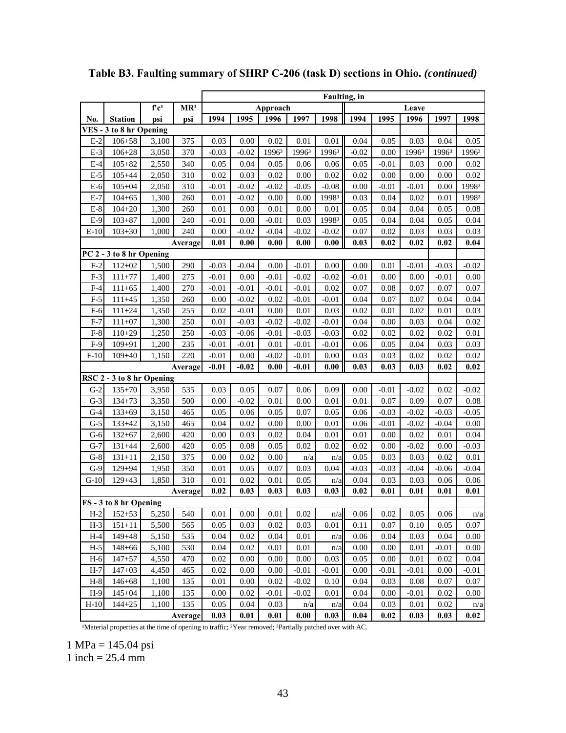**Table B3. Faulting summary of SHRP C-206 (task D) sections in Ohio. *(continued)***

| | | f'c[1] | MR[1] | Faulting, in | | | | | | | | | |
|---|---|---|---|---|---|---|---|---|---|---|---|---|---|
| | | | | Approach | | | | | Leave | | | | |
| No. | Station | psi | psi | 1994 | 1995 | 1996 | 1997 | 1998 | 1994 | 1995 | 1996 | 1997 | 1998 |
| **VES - 3 to 8 hr Opening** | | | | | | | | | | | | | |
| E-2 | 106+58 | 3,100 | 375 | 0.03 | 0.00 | 0.02 | 0.01 | 0.01 | 0.04 | 0.05 | 0.03 | 0.04 | 0.05 |
| E-3 | 106+28 | 3,050 | 370 | -0.03 | -0.02 | 1996[3] | 1996[3] | 1996[3] | -0.02 | 0.00 | 1996[3] | 1996[3] | 1996[3] |
| E-4 | 105+82 | 2,550 | 340 | 0.05 | 0.04 | 0.05 | 0.06 | 0.06 | 0.05 | -0.01 | 0.03 | 0.00 | 0.02 |
| E-5 | 105+44 | 2,050 | 310 | 0.02 | 0.03 | 0.02 | 0.00 | 0.02 | 0.02 | 0.00 | 0.00 | 0.00 | 0.02 |
| E-6 | 105+04 | 2,050 | 310 | -0.01 | -0.02 | -0.02 | -0.05 | -0.08 | 0.00 | -0.01 | -0.01 | 0.00 | 1998[3] |
| E-7 | 104+65 | 1,300 | 260 | 0.01 | -0.02 | 0.00 | 0.00 | 1998[3] | 0.03 | 0.04 | 0.02 | 0.01 | 1998[3] |
| E-8 | 104+20 | 1,300 | 260 | 0.01 | 0.00 | 0.01 | 0.00 | 0.01 | 0.05 | 0.04 | 0.04 | 0.05 | 0.08 |
| E-9 | 103+87 | 1,000 | 240 | -0.01 | 0.00 | -0.01 | 0.03 | 1998[3] | 0.05 | 0.04 | 0.04 | 0.05 | 0.04 |
| E-10 | 103+30 | 1,000 | 240 | 0.00 | -0.02 | -0.04 | -0.02 | -0.02 | 0.07 | 0.02 | 0.03 | 0.03 | 0.03 |
| | | | **Average** | **0.01** | **0.00** | **0.00** | **0.00** | **0.00** | **0.03** | **0.02** | **0.02** | **0.02** | **0.04** |
| **PC 2 - 3 to 8 hr Opening** | | | | | | | | | | | | | |
| F-2 | 112+02 | 1,500 | 290 | -0.03 | -0.04 | 0.00 | -0.01 | 0.00 | 0.00 | 0.01 | -0.01 | -0.03 | -0.02 |
| F-3 | 111+77 | 1,400 | 275 | -0.01 | 0.00 | -0.01 | -0.02 | -0.02 | -0.01 | 0.00 | 0.00 | -0.01 | 0.00 |
| F-4 | 111+65 | 1,400 | 270 | -0.01 | -0.01 | -0.01 | -0.01 | 0.02 | 0.07 | 0.08 | 0.07 | 0.07 | 0.07 |
| F-5 | 111+45 | 1,350 | 260 | 0.00 | -0.02 | 0.02 | -0.01 | -0.01 | 0.04 | 0.07 | 0.07 | 0.04 | 0.04 |
| F-6 | 111+24 | 1,350 | 255 | 0.02 | -0.01 | 0.00 | 0.01 | 0.03 | 0.02 | 0.01 | 0.02 | 0.01 | 0.03 |
| F-7 | 111+07 | 1,300 | 250 | 0.01 | -0.03 | -0.02 | -0.02 | -0.01 | 0.04 | 0.00 | 0.03 | 0.04 | 0.02 |
| F-8 | 110+29 | 1,250 | 250 | -0.03 | -0.06 | -0.01 | -0.03 | -0.03 | 0.02 | 0.02 | 0.02 | 0.02 | 0.01 |
| F-9 | 109+91 | 1,200 | 235 | -0.01 | -0.01 | 0.01 | -0.01 | -0.01 | 0.06 | 0.05 | 0.04 | 0.03 | 0.03 |
| F-10 | 109+40 | 1,150 | 220 | -0.01 | 0.00 | -0.02 | -0.01 | 0.00 | 0.03 | 0.03 | 0.02 | 0.02 | 0.02 |
| | | | **Average** | **-0.01** | **-0.02** | **0.00** | **-0.01** | **0.00** | **0.03** | **0.03** | **0.03** | **0.02** | **0.02** |
| **RSC 2 - 3 to 8 hr Opening** | | | | | | | | | | | | | |
| G-2 | 135+70 | 3,950 | 535 | 0.03 | 0.05 | 0.07 | 0.06 | 0.09 | 0.00 | -0.01 | -0.02 | 0.02 | -0.02 |
| G-3 | 134+73 | 3,350 | 500 | 0.00 | -0.02 | 0.01 | 0.00 | 0.01 | 0.01 | 0.07 | 0.09 | 0.07 | 0.08 |
| G-4 | 133+69 | 3,150 | 465 | 0.05 | 0.06 | 0.05 | 0.07 | 0.05 | 0.06 | -0.03 | -0.02 | -0.03 | -0.05 |
| G-5 | 133+42 | 3,150 | 465 | 0.04 | 0.02 | 0.00 | 0.00 | 0.01 | 0.06 | -0.01 | -0.02 | -0.04 | 0.00 |
| G-6 | 132+67 | 2,600 | 420 | 0.00 | 0.03 | 0.02 | 0.04 | 0.01 | 0.01 | 0.00 | 0.02 | 0.01 | 0.04 |
| G-7 | 131+44 | 2,600 | 420 | 0.05 | 0.08 | 0.05 | 0.02 | 0.02 | 0.02 | 0.00 | -0.02 | 0.00 | -0.03 |
| G-8 | 131+11 | 2,150 | 375 | 0.00 | 0.02 | 0.00 | n/a | n/a | 0.05 | 0.03 | 0.03 | 0.02 | 0.01 |
| G-9 | 129+94 | 1,950 | 350 | 0.01 | 0.05 | 0.07 | 0.03 | 0.04 | -0.03 | -0.03 | -0.04 | -0.06 | -0.04 |
| G-10 | 129+43 | 1,850 | 310 | 0.01 | 0.02 | 0.01 | 0.05 | n/a | 0.04 | 0.03 | 0.03 | 0.06 | 0.06 |
| | | | **Average** | **0.02** | **0.03** | **0.03** | **0.03** | **0.03** | **0.02** | **0.01** | **0.01** | **0.01** | **0.01** |
| **FS - 3 to 8 hr Opening** | | | | | | | | | | | | | |
| H-2 | 152+53 | 5,250 | 540 | 0.01 | 0.00 | 0.01 | 0.02 | n/a | 0.06 | 0.02 | 0.05 | 0.06 | n/a |
| H-3 | 151+11 | 5,500 | 565 | 0.05 | 0.03 | 0.02 | 0.03 | 0.01 | 0.11 | 0.07 | 0.10 | 0.05 | 0.07 |
| H-4 | 149+48 | 5,150 | 535 | 0.04 | 0.02 | 0.04 | 0.01 | n/a | 0.06 | 0.04 | 0.03 | 0.04 | 0.00 |
| H-5 | 148+66 | 5,100 | 530 | 0.04 | 0.02 | 0.01 | 0.01 | n/a | 0.00 | 0.00 | 0.01 | -0.01 | 0.00 |
| H-6 | 147+57 | 4,550 | 470 | 0.02 | 0.00 | 0.00 | 0.00 | 0.03 | 0.05 | 0.00 | 0.01 | 0.02 | 0.04 |
| H-7 | 147+03 | 4,450 | 465 | 0.02 | 0.00 | 0.00 | -0.01 | -0.01 | 0.00 | -0.01 | -0.01 | 0.00 | -0.01 |
| H-8 | 146+68 | 1,100 | 135 | 0.01 | 0.00 | 0.02 | -0.02 | 0.10 | 0.04 | 0.03 | 0.08 | 0.07 | 0.07 |
| H-9 | 145+04 | 1,100 | 135 | 0.00 | 0.02 | -0.01 | -0.02 | 0.01 | 0.04 | 0.00 | -0.01 | 0.02 | 0.00 |
| H-10 | 144+25 | 1,100 | 135 | 0.05 | 0.04 | 0.03 | n/a | n/a | 0.04 | 0.03 | 0.01 | 0.02 | n/a |
| | | | **Average** | **0.03** | **0.01** | **0.01** | **0.00** | **0.03** | **0.04** | **0.02** | **0.03** | **0.03** | **0.02** |

[1]Material properties at the time of opening to traffic; [2]Year removed; [3]Partially patched over with AC.

1 MPa = 145.04 psi
1 inch = 25.4 mm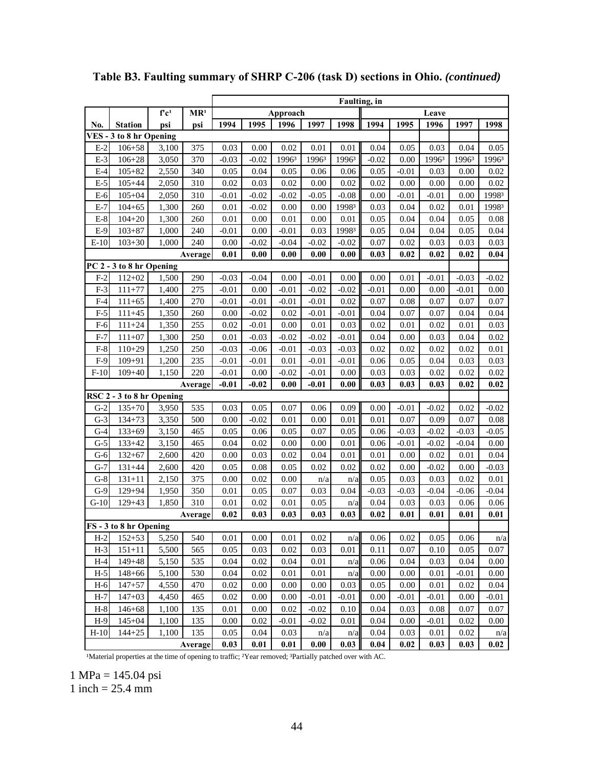**Table B3. Faulting summary of SHRP C-206 (task D) sections in Ohio.** ***(continued)***

| | | f'c[1] | MR[1] | Faulting, in | | | | | | | | | |
|---|---|---|---|---|---|---|---|---|---|---|---|---|---|
| | | | | Approach | | | | | Leave | | | | |
| No. | Station | psi | psi | 1994 | 1995 | 1996 | 1997 | 1998 | 1994 | 1995 | 1996 | 1997 | 1998 |
| **VES - 3 to 8 hr Opening** | | | | | | | | | | | | | |
| E-2 | 106+58 | 3,100 | 375 | 0.03 | 0.00 | 0.02 | 0.01 | 0.01 | 0.04 | 0.05 | 0.03 | 0.04 | 0.05 |
| E-3 | 106+28 | 3,050 | 370 | -0.03 | -0.02 | 1996[3] | 1996[3] | 1996[3] | -0.02 | 0.00 | 1996[3] | 1996[3] | 1996[3] |
| E-4 | 105+82 | 2,550 | 340 | 0.05 | 0.04 | 0.05 | 0.06 | 0.06 | 0.05 | -0.01 | 0.03 | 0.00 | 0.02 |
| E-5 | 105+44 | 2,050 | 310 | 0.02 | 0.03 | 0.02 | 0.00 | 0.02 | 0.02 | 0.00 | 0.00 | 0.00 | 0.02 |
| E-6 | 105+04 | 2,050 | 310 | -0.01 | -0.02 | -0.02 | -0.05 | -0.08 | 0.00 | -0.01 | -0.01 | 0.00 | 1998[3] |
| E-7 | 104+65 | 1,300 | 260 | 0.01 | -0.02 | 0.00 | 0.00 | 1998[3] | 0.03 | 0.04 | 0.02 | 0.01 | 1998[3] |
| E-8 | 104+20 | 1,300 | 260 | 0.01 | 0.00 | 0.01 | 0.00 | 0.01 | 0.05 | 0.04 | 0.04 | 0.05 | 0.08 |
| E-9 | 103+87 | 1,000 | 240 | -0.01 | 0.00 | -0.01 | 0.03 | 1998[3] | 0.05 | 0.04 | 0.04 | 0.05 | 0.04 |
| E-10 | 103+30 | 1,000 | 240 | 0.00 | -0.02 | -0.04 | -0.02 | -0.02 | 0.07 | 0.02 | 0.03 | 0.03 | 0.03 |
| | | | **Average** | **0.01** | **0.00** | **0.00** | **0.00** | **0.00** | **0.03** | **0.02** | **0.02** | **0.02** | **0.04** |
| **PC 2 - 3 to 8 hr Opening** | | | | | | | | | | | | | |
| F-2 | 112+02 | 1,500 | 290 | -0.03 | -0.04 | 0.00 | -0.01 | 0.00 | 0.00 | 0.01 | -0.01 | -0.03 | -0.02 |
| F-3 | 111+77 | 1,400 | 275 | -0.01 | 0.00 | -0.01 | -0.02 | -0.02 | -0.01 | 0.00 | 0.00 | -0.01 | 0.00 |
| F-4 | 111+65 | 1,400 | 270 | -0.01 | -0.01 | -0.01 | -0.01 | 0.02 | 0.07 | 0.08 | 0.07 | 0.07 | 0.07 |
| F-5 | 111+45 | 1,350 | 260 | 0.00 | -0.02 | 0.02 | -0.01 | -0.01 | 0.04 | 0.07 | 0.07 | 0.04 | 0.04 |
| F-6 | 111+24 | 1,350 | 255 | 0.02 | -0.01 | 0.00 | 0.01 | 0.03 | 0.02 | 0.01 | 0.02 | 0.01 | 0.03 |
| F-7 | 111+07 | 1,300 | 250 | 0.01 | -0.03 | -0.02 | -0.02 | -0.01 | 0.04 | 0.00 | 0.03 | 0.04 | 0.02 |
| F-8 | 110+29 | 1,250 | 250 | -0.03 | -0.06 | -0.01 | -0.03 | -0.03 | 0.02 | 0.02 | 0.02 | 0.02 | 0.01 |
| F-9 | 109+91 | 1,200 | 235 | -0.01 | -0.01 | 0.01 | -0.01 | -0.01 | 0.06 | 0.05 | 0.04 | 0.03 | 0.03 |
| F-10 | 109+40 | 1,150 | 220 | -0.01 | 0.00 | -0.02 | -0.01 | 0.00 | 0.03 | 0.03 | 0.02 | 0.02 | 0.02 |
| | | | **Average** | **-0.01** | **-0.02** | **0.00** | **-0.01** | **0.00** | **0.03** | **0.03** | **0.03** | **0.02** | **0.02** |
| **RSC 2 - 3 to 8 hr Opening** | | | | | | | | | | | | | |
| G-2 | 135+70 | 3,950 | 535 | 0.03 | 0.05 | 0.07 | 0.06 | 0.09 | 0.00 | -0.01 | -0.02 | 0.02 | -0.02 |
| G-3 | 134+73 | 3,350 | 500 | 0.00 | -0.02 | 0.01 | 0.00 | 0.01 | 0.01 | 0.07 | 0.09 | 0.07 | 0.08 |
| G-4 | 133+69 | 3,150 | 465 | 0.05 | 0.06 | 0.05 | 0.07 | 0.05 | 0.06 | -0.03 | -0.02 | -0.03 | -0.05 |
| G-5 | 133+42 | 3,150 | 465 | 0.04 | 0.02 | 0.00 | 0.00 | 0.01 | 0.06 | -0.01 | -0.02 | -0.04 | 0.00 |
| G-6 | 132+67 | 2,600 | 420 | 0.00 | 0.03 | 0.02 | 0.04 | 0.01 | 0.01 | 0.00 | 0.02 | 0.01 | 0.04 |
| G-7 | 131+44 | 2,600 | 420 | 0.05 | 0.08 | 0.05 | 0.02 | 0.02 | 0.02 | 0.00 | -0.02 | 0.00 | -0.03 |
| G-8 | 131+11 | 2,150 | 375 | 0.00 | 0.02 | 0.00 | n/a | n/a | 0.05 | 0.03 | 0.03 | 0.02 | 0.01 |
| G-9 | 129+94 | 1,950 | 350 | 0.01 | 0.05 | 0.07 | 0.03 | 0.04 | -0.03 | -0.03 | -0.04 | -0.06 | -0.04 |
| G-10 | 129+43 | 1,850 | 310 | 0.01 | 0.02 | 0.01 | 0.05 | n/a | 0.04 | 0.03 | 0.03 | 0.06 | 0.06 |
| | | | **Average** | **0.02** | **0.03** | **0.03** | **0.03** | **0.03** | **0.02** | **0.01** | **0.01** | **0.01** | **0.01** |
| **FS - 3 to 8 hr Opening** | | | | | | | | | | | | | |
| H-2 | 152+53 | 5,250 | 540 | 0.01 | 0.00 | 0.01 | 0.02 | n/a | 0.06 | 0.02 | 0.05 | 0.06 | n/a |
| H-3 | 151+11 | 5,500 | 565 | 0.05 | 0.03 | 0.02 | 0.03 | 0.01 | 0.11 | 0.07 | 0.10 | 0.05 | 0.07 |
| H-4 | 149+48 | 5,150 | 535 | 0.04 | 0.02 | 0.04 | 0.01 | n/a | 0.06 | 0.04 | 0.03 | 0.04 | 0.00 |
| H-5 | 148+66 | 5,100 | 530 | 0.04 | 0.02 | 0.01 | 0.01 | n/a | 0.00 | 0.00 | 0.01 | -0.01 | 0.00 |
| H-6 | 147+57 | 4,550 | 470 | 0.02 | 0.00 | 0.00 | 0.00 | 0.03 | 0.05 | 0.00 | 0.01 | 0.02 | 0.04 |
| H-7 | 147+03 | 4,450 | 465 | 0.02 | 0.00 | 0.00 | -0.01 | -0.01 | 0.00 | -0.01 | -0.01 | 0.00 | -0.01 |
| H-8 | 146+68 | 1,100 | 135 | 0.01 | 0.00 | 0.02 | -0.02 | 0.10 | 0.04 | 0.03 | 0.08 | 0.07 | 0.07 |
| H-9 | 145+04 | 1,100 | 135 | 0.00 | 0.02 | -0.01 | -0.02 | 0.01 | 0.04 | 0.00 | -0.01 | 0.02 | 0.00 |
| H-10 | 144+25 | 1,100 | 135 | 0.05 | 0.04 | 0.03 | n/a | n/a | 0.04 | 0.03 | 0.01 | 0.02 | n/a |
| | | | **Average** | **0.03** | **0.01** | **0.01** | **0.00** | **0.03** | **0.04** | **0.02** | **0.03** | **0.03** | **0.02** |

[1]Material properties at the time of opening to traffic; [2]Year removed; [3]Partially patched over with AC.

1 MPa = 145.04 psi
1 inch = 25.4 mm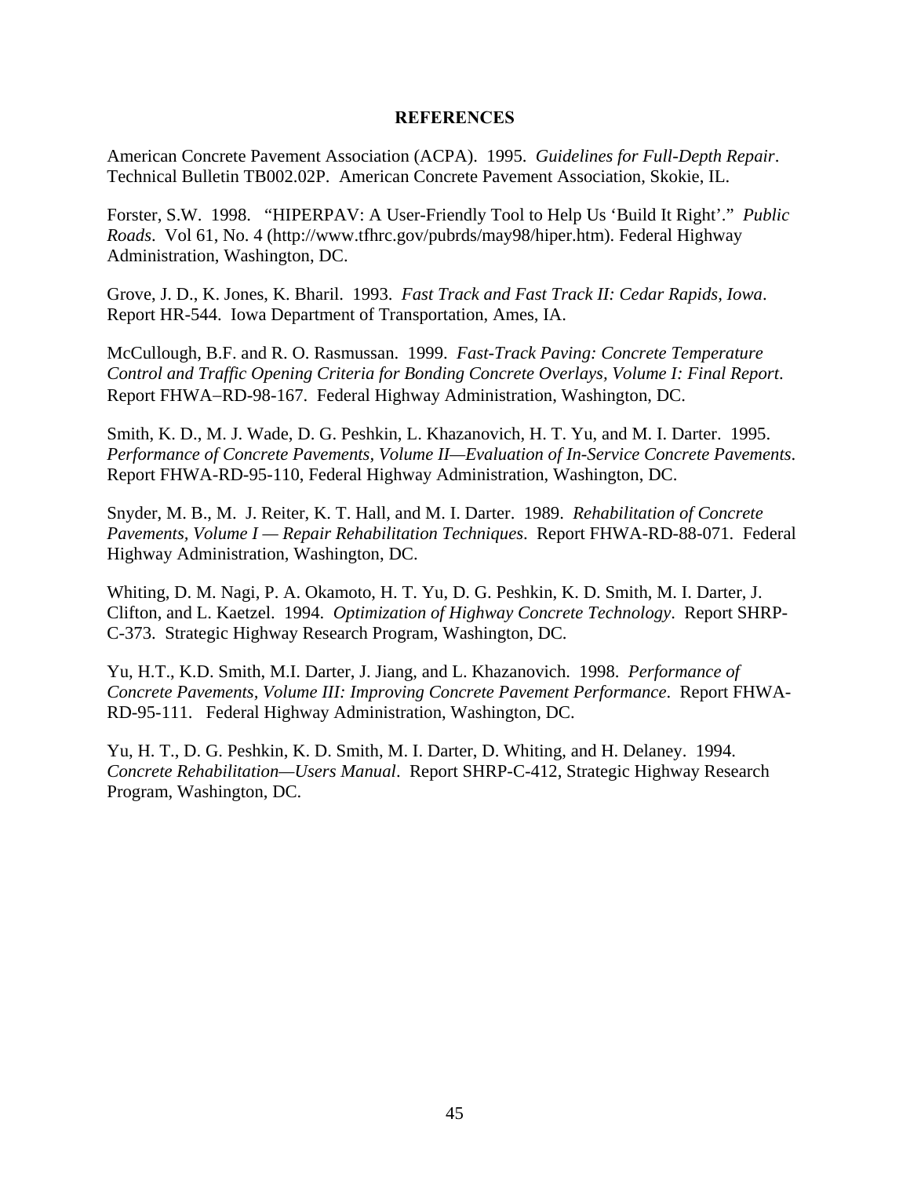# REFERENCES

American Concrete Pavement Association (ACPA). 1995. *Guidelines for Full-Depth Repair*. Technical Bulletin TB002.02P. American Concrete Pavement Association, Skokie, IL.

Forster, S.W. 1998. "HIPERPAV: A User-Friendly Tool to Help Us 'Build It Right'." *Public Roads*. Vol 61, No. 4 (http://www.tfhrc.gov/pubrds/may98/hiper.htm). Federal Highway Administration, Washington, DC.

Grove, J. D., K. Jones, K. Bharil. 1993. *Fast Track and Fast Track II: Cedar Rapids, Iowa*. Report HR-544. Iowa Department of Transportation, Ames, IA.

McCullough, B.F. and R. O. Rasmussan. 1999. *Fast-Track Paving: Concrete Temperature Control and Traffic Opening Criteria for Bonding Concrete Overlays, Volume I: Final Report*. Report FHWA–RD-98-167. Federal Highway Administration, Washington, DC.

Smith, K. D., M. J. Wade, D. G. Peshkin, L. Khazanovich, H. T. Yu, and M. I. Darter. 1995. *Performance of Concrete Pavements, Volume II—Evaluation of In-Service Concrete Pavements*. Report FHWA-RD-95-110, Federal Highway Administration, Washington, DC.

Snyder, M. B., M. J. Reiter, K. T. Hall, and M. I. Darter. 1989. *Rehabilitation of Concrete Pavements, Volume I — Repair Rehabilitation Techniques*. Report FHWA-RD-88-071. Federal Highway Administration, Washington, DC.

Whiting, D. M. Nagi, P. A. Okamoto, H. T. Yu, D. G. Peshkin, K. D. Smith, M. I. Darter, J. Clifton, and L. Kaetzel. 1994. *Optimization of Highway Concrete Technology*. Report SHRP-C-373. Strategic Highway Research Program, Washington, DC.

Yu, H.T., K.D. Smith, M.I. Darter, J. Jiang, and L. Khazanovich. 1998. *Performance of Concrete Pavements, Volume III: Improving Concrete Pavement Performance*. Report FHWA-RD-95-111. Federal Highway Administration, Washington, DC.

Yu, H. T., D. G. Peshkin, K. D. Smith, M. I. Darter, D. Whiting, and H. Delaney. 1994. *Concrete Rehabilitation—Users Manual*. Report SHRP-C-412, Strategic Highway Research Program, Washington, DC.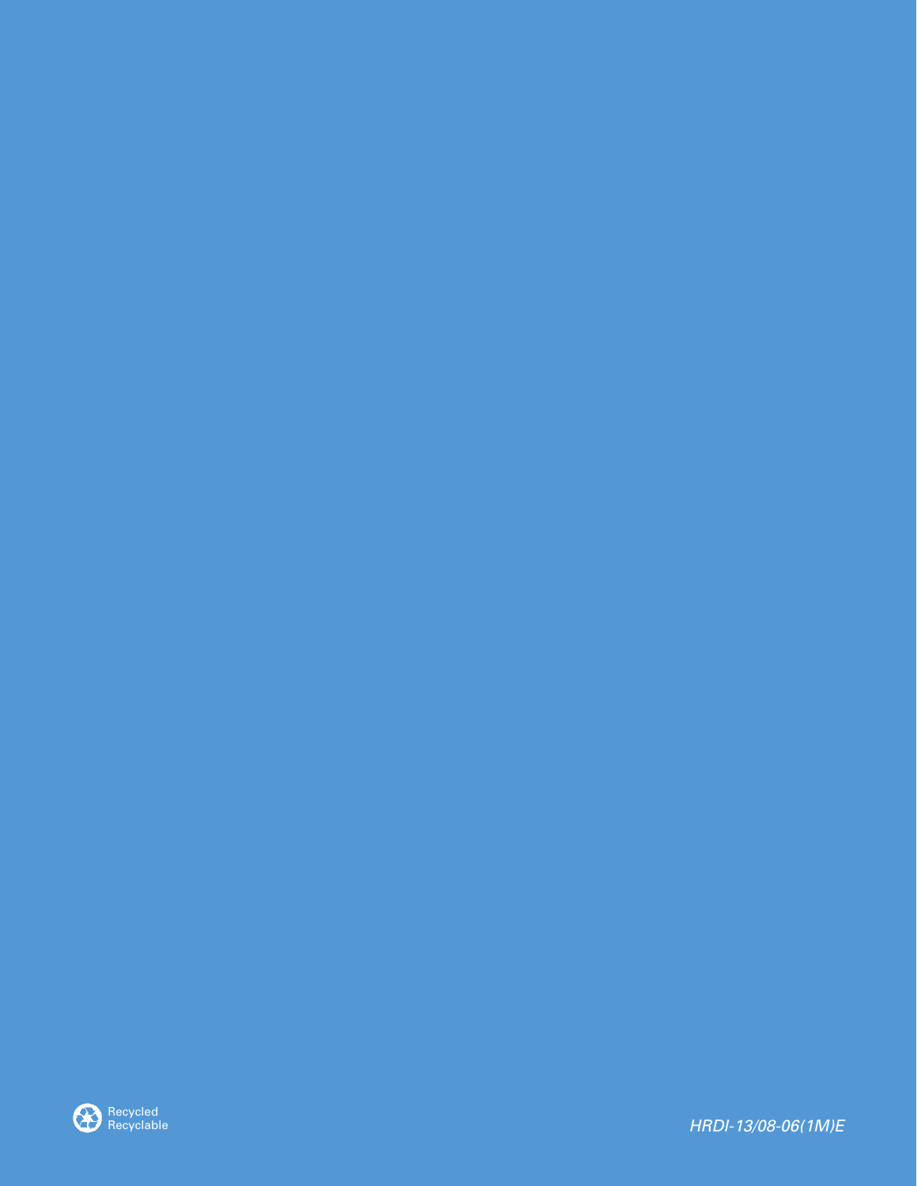Recycled
Recyclable

*HRDI-13/08-06(1M)E*